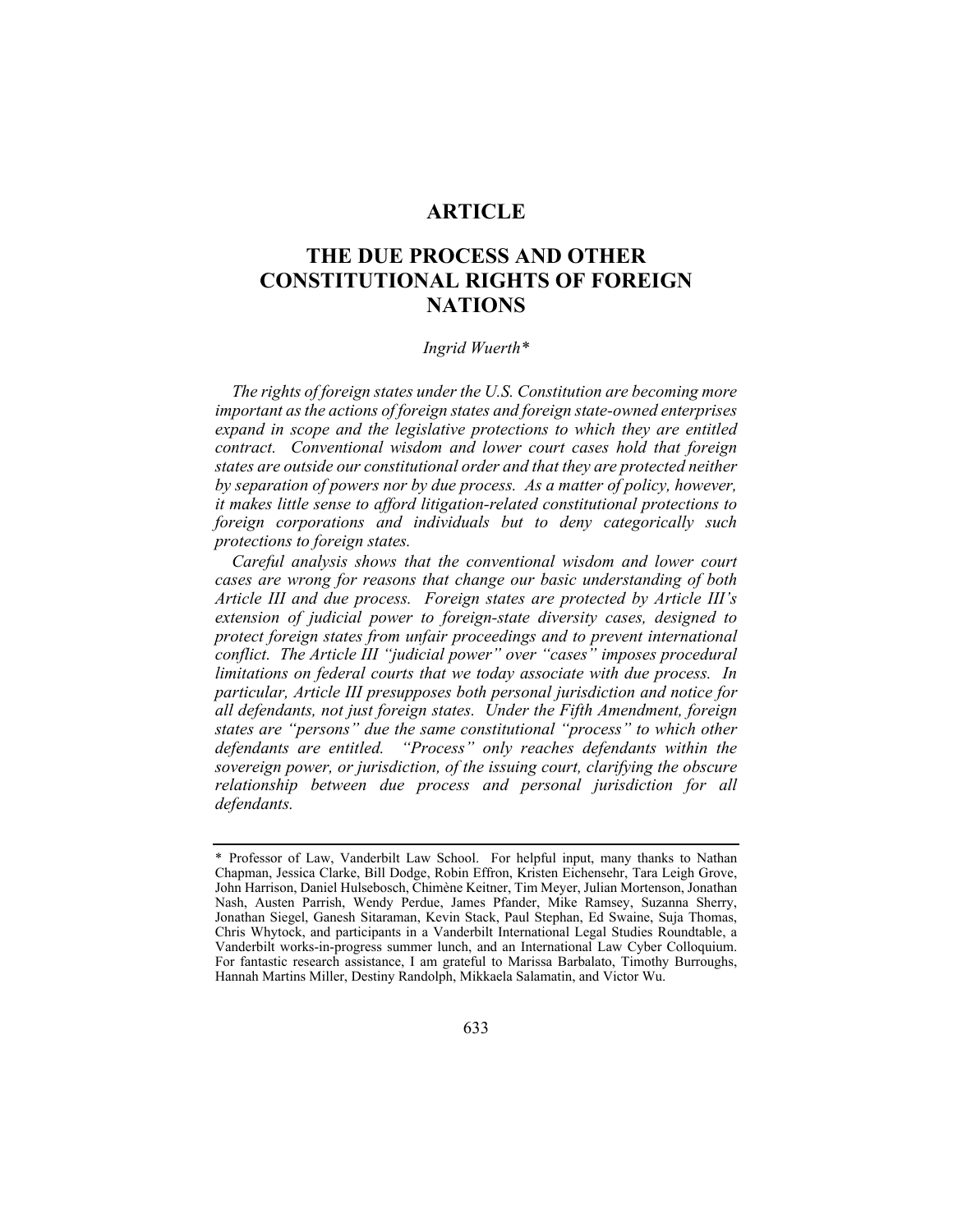# ARTICLE

# THE DUE PROCESS AND OTHER CONSTITUTIONAL RIGHTS OF FOREIGN NATIONS

*Ingrid Wuerth\**

*The rights of foreign states under the U.S. Constitution are becoming more important as the actions of foreign states and foreign state-owned enterprises expand in scope and the legislative protections to which they are entitled contract. Conventional wisdom and lower court cases hold that foreign states are outside our constitutional order and that they are protected neither by separation of powers nor by due process. As a matter of policy, however, it makes little sense to afford litigation-related constitutional protections to foreign corporations and individuals but to deny categorically such protections to foreign states.*

*Careful analysis shows that the conventional wisdom and lower court cases are wrong for reasons that change our basic understanding of both Article III and due process. Foreign states are protected by Article III's extension of judicial power to foreign-state diversity cases, designed to protect foreign states from unfair proceedings and to prevent international conflict. The Article III "judicial power" over "cases" imposes procedural limitations on federal courts that we today associate with due process. In particular, Article III presupposes both personal jurisdiction and notice for all defendants, not just foreign states. Under the Fifth Amendment, foreign states are "persons" due the same constitutional "process" to which other defendants are entitled. "Process" only reaches defendants within the sovereign power, or jurisdiction, of the issuing court, clarifying the obscure relationship between due process and personal jurisdiction for all defendants.*

---

\* Professor of Law, Vanderbilt Law School. For helpful input, many thanks to Nathan Chapman, Jessica Clarke, Bill Dodge, Robin Effron, Kristen Eichensehr, Tara Leigh Grove, John Harrison, Daniel Hulsebosch, Chimène Keitner, Tim Meyer, Julian Mortenson, Jonathan Nash, Austen Parrish, Wendy Perdue, James Pfander, Mike Ramsey, Suzanna Sherry, Jonathan Siegel, Ganesh Sitaraman, Kevin Stack, Paul Stephan, Ed Swaine, Suja Thomas, Chris Whytock, and participants in a Vanderbilt International Legal Studies Roundtable, a Vanderbilt works-in-progress summer lunch, and an International Law Cyber Colloquium. For fantastic research assistance, I am grateful to Marissa Barbalato, Timothy Burroughs, Hannah Martins Miller, Destiny Randolph, Mikkaela Salamatin, and Victor Wu.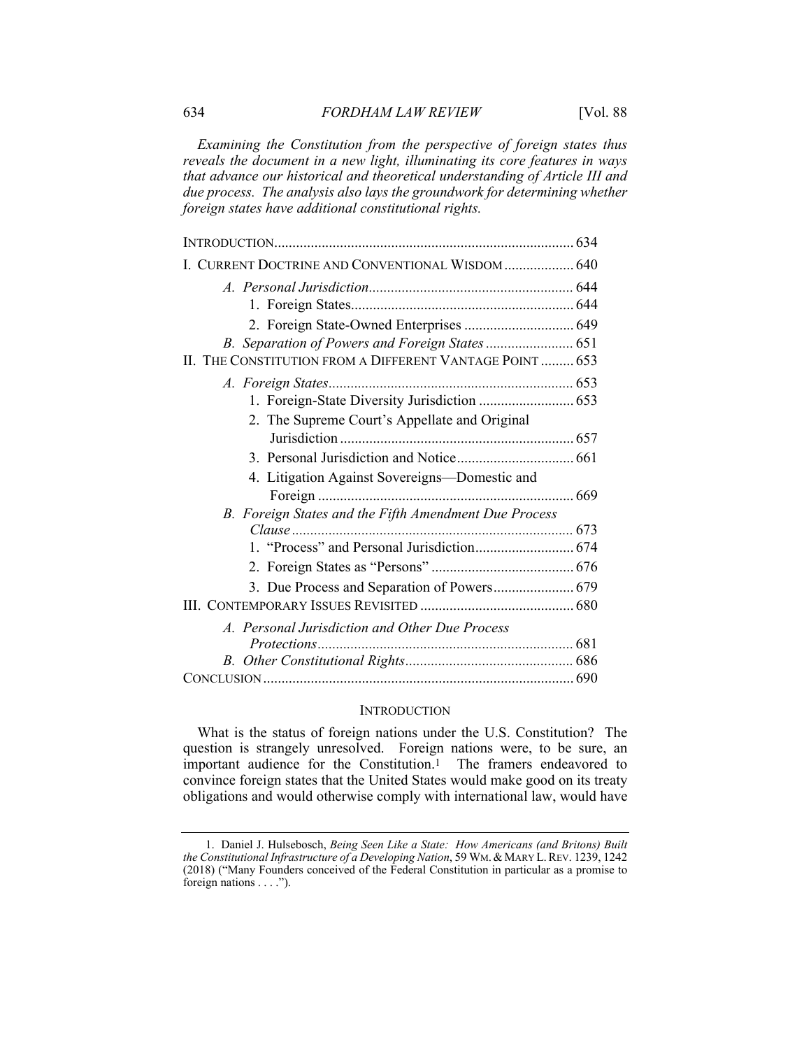*Examining the Constitution from the perspective of foreign states thus reveals the document in a new light, illuminating its core features in ways that advance our historical and theoretical understanding of Article III and due process. The analysis also lays the groundwork for determining whether foreign states have additional constitutional rights.*

INTRODUCTION .......... 634
I. CURRENT DOCTRINE AND CONVENTIONAL WISDOM .......... 640
- *A. Personal Jurisdiction* .......... 644
  - 1. Foreign States .......... 644
  - 2. Foreign State-Owned Enterprises .......... 649
- *B. Separation of Powers and Foreign States* .......... 651

II. THE CONSTITUTION FROM A DIFFERENT VANTAGE POINT .......... 653
- *A. Foreign States* .......... 653
  - 1. Foreign-State Diversity Jurisdiction .......... 653
  - 2. The Supreme Court's Appellate and Original Jurisdiction .......... 657
  - 3. Personal Jurisdiction and Notice .......... 661
  - 4. Litigation Against Sovereigns—Domestic and Foreign .......... 669
- *B. Foreign States and the Fifth Amendment Due Process Clause* .......... 673
  - 1. "Process" and Personal Jurisdiction .......... 674
  - 2. Foreign States as "Persons" .......... 676
  - 3. Due Process and Separation of Powers .......... 679

III. CONTEMPORARY ISSUES REVISITED .......... 680
- *A. Personal Jurisdiction and Other Due Process Protections* .......... 681
- *B. Other Constitutional Rights* .......... 686

CONCLUSION .......... 690

## INTRODUCTION

What is the status of foreign nations under the U.S. Constitution? The question is strangely unresolved. Foreign nations were, to be sure, an important audience for the Constitution.[1] The framers endeavored to convince foreign states that the United States would make good on its treaty obligations and would otherwise comply with international law, would have

---

1. Daniel J. Hulsebosch, *Being Seen Like a State: How Americans (and Britons) Built the Constitutional Infrastructure of a Developing Nation*, 59 WM. & MARY L. REV. 1239, 1242 (2018) ("Many Founders conceived of the Federal Constitution in particular as a promise to foreign nations . . . .").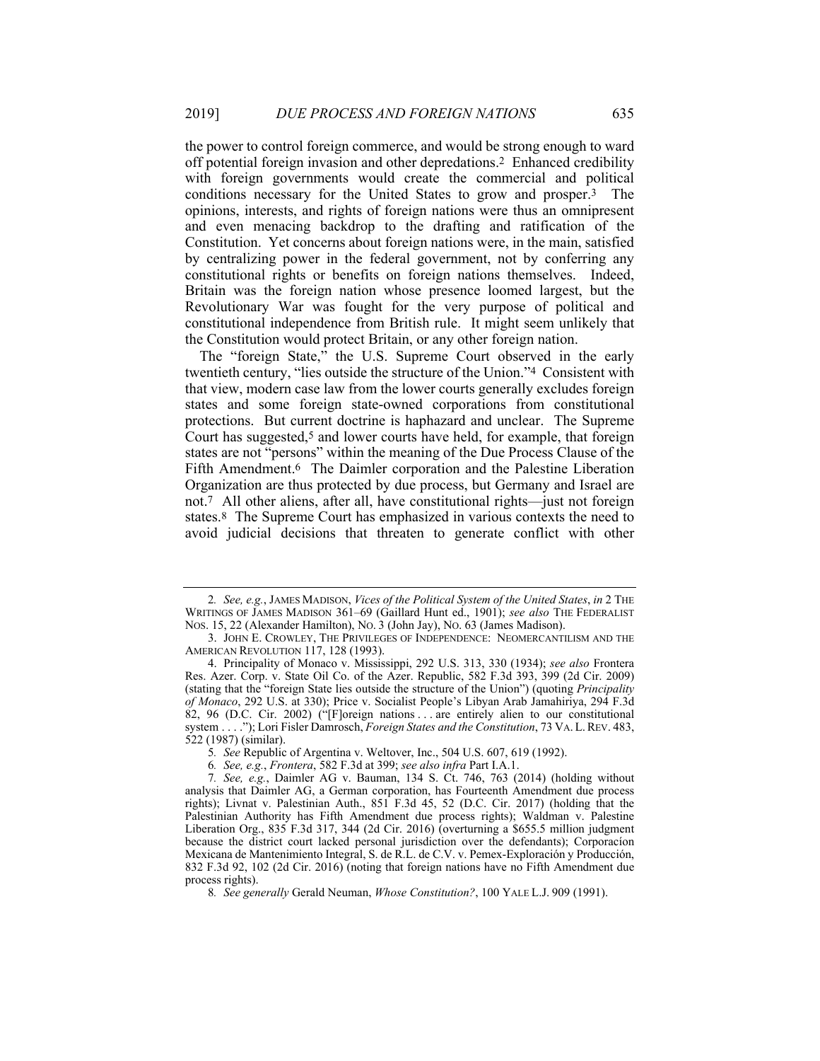the power to control foreign commerce, and would be strong enough to ward off potential foreign invasion and other depredations.[2] Enhanced credibility with foreign governments would create the commercial and political conditions necessary for the United States to grow and prosper.[3] The opinions, interests, and rights of foreign nations were thus an omnipresent and even menacing backdrop to the drafting and ratification of the Constitution. Yet concerns about foreign nations were, in the main, satisfied by centralizing power in the federal government, not by conferring any constitutional rights or benefits on foreign nations themselves. Indeed, Britain was the foreign nation whose presence loomed largest, but the Revolutionary War was fought for the very purpose of political and constitutional independence from British rule. It might seem unlikely that the Constitution would protect Britain, or any other foreign nation.

The "foreign State," the U.S. Supreme Court observed in the early twentieth century, "lies outside the structure of the Union."[4] Consistent with that view, modern case law from the lower courts generally excludes foreign states and some foreign state-owned corporations from constitutional protections. But current doctrine is haphazard and unclear. The Supreme Court has suggested,[5] and lower courts have held, for example, that foreign states are not "persons" within the meaning of the Due Process Clause of the Fifth Amendment.[6] The Daimler corporation and the Palestine Liberation Organization are thus protected by due process, but Germany and Israel are not.[7] All other aliens, after all, have constitutional rights—just not foreign states.[8] The Supreme Court has emphasized in various contexts the need to avoid judicial decisions that threaten to generate conflict with other

---

2. *See, e.g.*, JAMES MADISON, *Vices of the Political System of the United States*, *in* 2 THE WRITINGS OF JAMES MADISON 361–69 (Gaillard Hunt ed., 1901); *see also* THE FEDERALIST NOS. 15, 22 (Alexander Hamilton), NO. 3 (John Jay), NO. 63 (James Madison).

3. JOHN E. CROWLEY, THE PRIVILEGES OF INDEPENDENCE: NEOMERCANTILISM AND THE AMERICAN REVOLUTION 117, 128 (1993).

4. Principality of Monaco v. Mississippi, 292 U.S. 313, 330 (1934); *see also* Frontera Res. Azer. Corp. v. State Oil Co. of the Azer. Republic, 582 F.3d 393, 399 (2d Cir. 2009) (stating that the "foreign State lies outside the structure of the Union") (quoting *Principality of Monaco*, 292 U.S. at 330); Price v. Socialist People's Libyan Arab Jamahiriya, 294 F.3d 82, 96 (D.C. Cir. 2002) ("[F]oreign nations . . . are entirely alien to our constitutional system . . . ."); Lori Fisler Damrosch, *Foreign States and the Constitution*, 73 VA. L. REV. 483, 522 (1987) (similar).

5. *See* Republic of Argentina v. Weltover, Inc., 504 U.S. 607, 619 (1992).

6. *See, e.g.*, *Frontera*, 582 F.3d at 399; *see also infra* Part I.A.1.

7. *See, e.g.*, Daimler AG v. Bauman, 134 S. Ct. 746, 763 (2014) (holding without analysis that Daimler AG, a German corporation, has Fourteenth Amendment due process rights); Livnat v. Palestinian Auth., 851 F.3d 45, 52 (D.C. Cir. 2017) (holding that the Palestinian Authority has Fifth Amendment due process rights); Waldman v. Palestine Liberation Org., 835 F.3d 317, 344 (2d Cir. 2016) (overturning a $655.5 million judgment because the district court lacked personal jurisdiction over the defendants); Corporacíon Mexicana de Mantenimiento Integral, S. de R.L. de C.V. v. Pemex-Exploración y Producción, 832 F.3d 92, 102 (2d Cir. 2016) (noting that foreign nations have no Fifth Amendment due process rights).

8. *See generally* Gerald Neuman, *Whose Constitution?*, 100 YALE L.J. 909 (1991).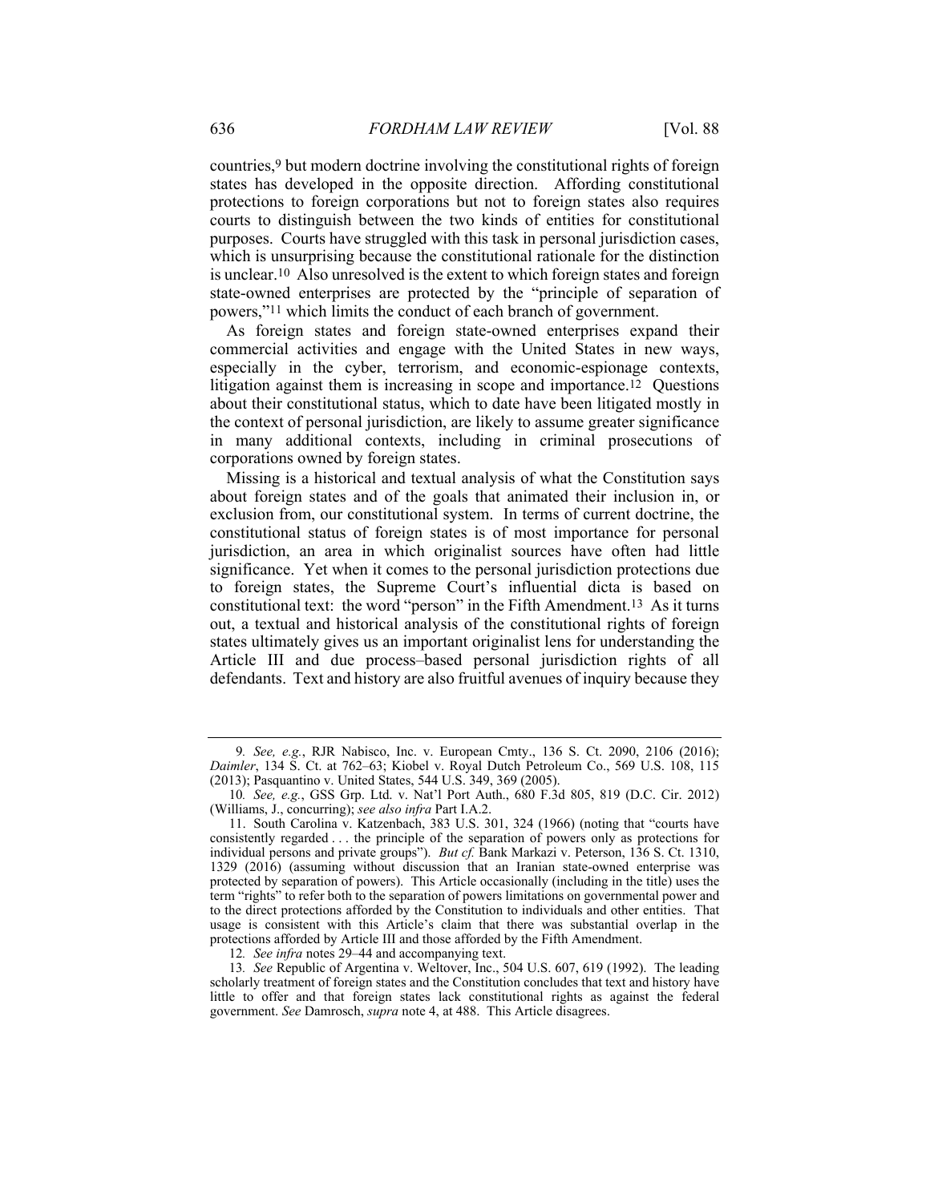countries,[9] but modern doctrine involving the constitutional rights of foreign states has developed in the opposite direction. Affording constitutional protections to foreign corporations but not to foreign states also requires courts to distinguish between the two kinds of entities for constitutional purposes. Courts have struggled with this task in personal jurisdiction cases, which is unsurprising because the constitutional rationale for the distinction is unclear.[10] Also unresolved is the extent to which foreign states and foreign state-owned enterprises are protected by the "principle of separation of powers,"[11] which limits the conduct of each branch of government.

As foreign states and foreign state-owned enterprises expand their commercial activities and engage with the United States in new ways, especially in the cyber, terrorism, and economic-espionage contexts, litigation against them is increasing in scope and importance.[12] Questions about their constitutional status, which to date have been litigated mostly in the context of personal jurisdiction, are likely to assume greater significance in many additional contexts, including in criminal prosecutions of corporations owned by foreign states.

Missing is a historical and textual analysis of what the Constitution says about foreign states and of the goals that animated their inclusion in, or exclusion from, our constitutional system. In terms of current doctrine, the constitutional status of foreign states is of most importance for personal jurisdiction, an area in which originalist sources have often had little significance. Yet when it comes to the personal jurisdiction protections due to foreign states, the Supreme Court's influential dicta is based on constitutional text: the word "person" in the Fifth Amendment.[13] As it turns out, a textual and historical analysis of the constitutional rights of foreign states ultimately gives us an important originalist lens for understanding the Article III and due process–based personal jurisdiction rights of all defendants. Text and history are also fruitful avenues of inquiry because they

---

9. *See, e.g.*, RJR Nabisco, Inc. v. European Cmty., 136 S. Ct. 2090, 2106 (2016); *Daimler*, 134 S. Ct. at 762–63; Kiobel v. Royal Dutch Petroleum Co., 569 U.S. 108, 115 (2013); Pasquantino v. United States, 544 U.S. 349, 369 (2005).

10. *See, e.g.*, GSS Grp. Ltd. v. Nat'l Port Auth., 680 F.3d 805, 819 (D.C. Cir. 2012) (Williams, J., concurring); *see also infra* Part I.A.2.

11. South Carolina v. Katzenbach, 383 U.S. 301, 324 (1966) (noting that "courts have consistently regarded . . . the principle of the separation of powers only as protections for individual persons and private groups"). *But cf.* Bank Markazi v. Peterson, 136 S. Ct. 1310, 1329 (2016) (assuming without discussion that an Iranian state-owned enterprise was protected by separation of powers). This Article occasionally (including in the title) uses the term "rights" to refer both to the separation of powers limitations on governmental power and to the direct protections afforded by the Constitution to individuals and other entities. That usage is consistent with this Article's claim that there was substantial overlap in the protections afforded by Article III and those afforded by the Fifth Amendment.

12. *See infra* notes 29–44 and accompanying text.

13. *See* Republic of Argentina v. Weltover, Inc., 504 U.S. 607, 619 (1992). The leading scholarly treatment of foreign states and the Constitution concludes that text and history have little to offer and that foreign states lack constitutional rights as against the federal government. *See* Damrosch, *supra* note 4, at 488. This Article disagrees.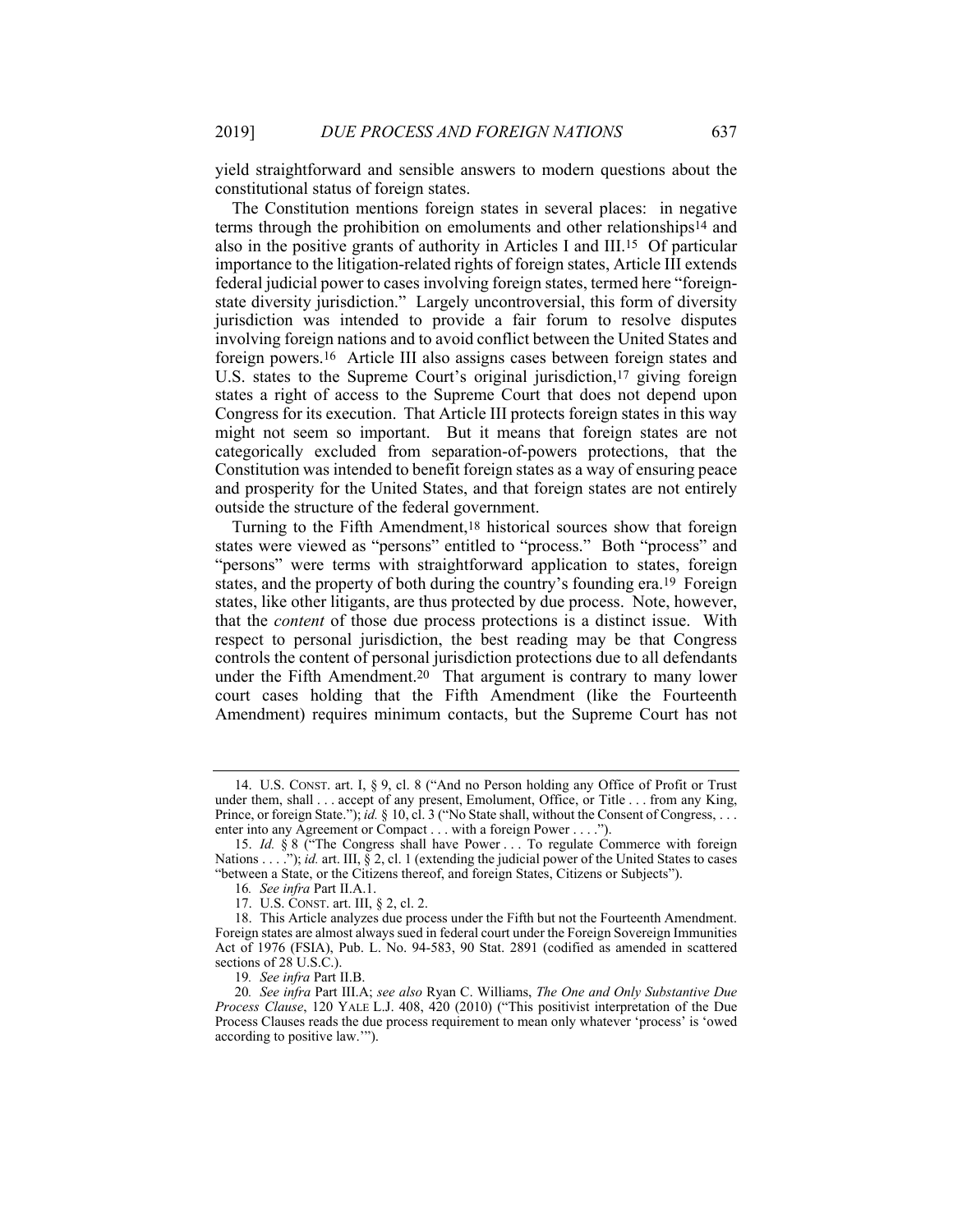yield straightforward and sensible answers to modern questions about the constitutional status of foreign states.

The Constitution mentions foreign states in several places: in negative terms through the prohibition on emoluments and other relationships[14] and also in the positive grants of authority in Articles I and III.[15] Of particular importance to the litigation-related rights of foreign states, Article III extends federal judicial power to cases involving foreign states, termed here "foreign-state diversity jurisdiction." Largely uncontroversial, this form of diversity jurisdiction was intended to provide a fair forum to resolve disputes involving foreign nations and to avoid conflict between the United States and foreign powers.[16] Article III also assigns cases between foreign states and U.S. states to the Supreme Court's original jurisdiction,[17] giving foreign states a right of access to the Supreme Court that does not depend upon Congress for its execution. That Article III protects foreign states in this way might not seem so important. But it means that foreign states are not categorically excluded from separation-of-powers protections, that the Constitution was intended to benefit foreign states as a way of ensuring peace and prosperity for the United States, and that foreign states are not entirely outside the structure of the federal government.

Turning to the Fifth Amendment,[18] historical sources show that foreign states were viewed as "persons" entitled to "process." Both "process" and "persons" were terms with straightforward application to states, foreign states, and the property of both during the country's founding era.[19] Foreign states, like other litigants, are thus protected by due process. Note, however, that the *content* of those due process protections is a distinct issue. With respect to personal jurisdiction, the best reading may be that Congress controls the content of personal jurisdiction protections due to all defendants under the Fifth Amendment.[20] That argument is contrary to many lower court cases holding that the Fifth Amendment (like the Fourteenth Amendment) requires minimum contacts, but the Supreme Court has not

---

14. U.S. CONST. art. I, § 9, cl. 8 ("And no Person holding any Office of Profit or Trust under them, shall . . . accept of any present, Emolument, Office, or Title . . . from any King, Prince, or foreign State."); *id.* § 10, cl. 3 ("No State shall, without the Consent of Congress, . . . enter into any Agreement or Compact . . . with a foreign Power . . . .").

15. *Id.* § 8 ("The Congress shall have Power . . . To regulate Commerce with foreign Nations . . . ."); *id.* art. III, § 2, cl. 1 (extending the judicial power of the United States to cases "between a State, or the Citizens thereof, and foreign States, Citizens or Subjects").

16. *See infra* Part II.A.1.

17. U.S. CONST. art. III, § 2, cl. 2.

18. This Article analyzes due process under the Fifth but not the Fourteenth Amendment. Foreign states are almost always sued in federal court under the Foreign Sovereign Immunities Act of 1976 (FSIA), Pub. L. No. 94-583, 90 Stat. 2891 (codified as amended in scattered sections of 28 U.S.C.).

19. *See infra* Part II.B.

20. *See infra* Part III.A; *see also* Ryan C. Williams, *The One and Only Substantive Due Process Clause*, 120 YALE L.J. 408, 420 (2010) ("This positivist interpretation of the Due Process Clauses reads the due process requirement to mean only whatever 'process' is 'owed according to positive law.'").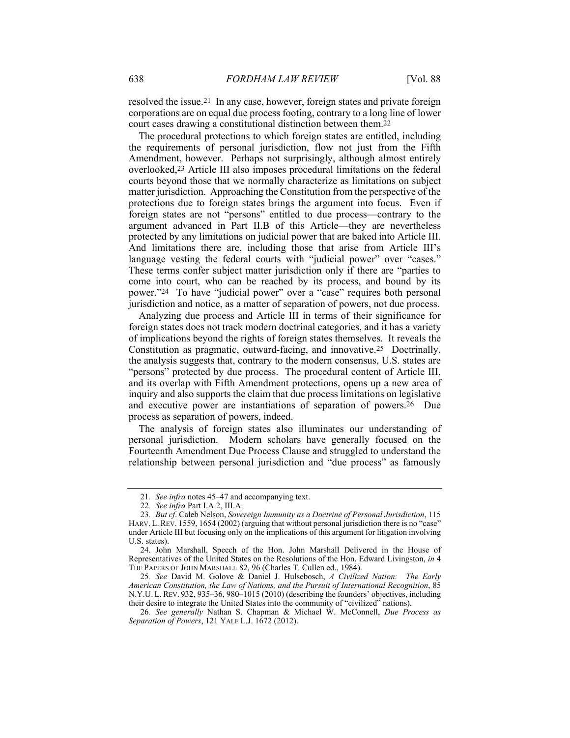resolved the issue.[21] In any case, however, foreign states and private foreign corporations are on equal due process footing, contrary to a long line of lower court cases drawing a constitutional distinction between them.[22]

The procedural protections to which foreign states are entitled, including the requirements of personal jurisdiction, flow not just from the Fifth Amendment, however. Perhaps not surprisingly, although almost entirely overlooked,[23] Article III also imposes procedural limitations on the federal courts beyond those that we normally characterize as limitations on subject matter jurisdiction. Approaching the Constitution from the perspective of the protections due to foreign states brings the argument into focus. Even if foreign states are not "persons" entitled to due process—contrary to the argument advanced in Part II.B of this Article—they are nevertheless protected by any limitations on judicial power that are baked into Article III. And limitations there are, including those that arise from Article III's language vesting the federal courts with "judicial power" over "cases." These terms confer subject matter jurisdiction only if there are "parties to come into court, who can be reached by its process, and bound by its power."[24] To have "judicial power" over a "case" requires both personal jurisdiction and notice, as a matter of separation of powers, not due process.

Analyzing due process and Article III in terms of their significance for foreign states does not track modern doctrinal categories, and it has a variety of implications beyond the rights of foreign states themselves. It reveals the Constitution as pragmatic, outward-facing, and innovative.[25] Doctrinally, the analysis suggests that, contrary to the modern consensus, U.S. states are "persons" protected by due process. The procedural content of Article III, and its overlap with Fifth Amendment protections, opens up a new area of inquiry and also supports the claim that due process limitations on legislative and executive power are instantiations of separation of powers.[26] Due process as separation of powers, indeed.

The analysis of foreign states also illuminates our understanding of personal jurisdiction. Modern scholars have generally focused on the Fourteenth Amendment Due Process Clause and struggled to understand the relationship between personal jurisdiction and "due process" as famously

---

21. *See infra* notes 45–47 and accompanying text.

22. *See infra* Part I.A.2, III.A.

23. *But cf*. Caleb Nelson, *Sovereign Immunity as a Doctrine of Personal Jurisdiction*, 115 HARV. L. REV. 1559, 1654 (2002) (arguing that without personal jurisdiction there is no "case" under Article III but focusing only on the implications of this argument for litigation involving U.S. states).

24. John Marshall, Speech of the Hon. John Marshall Delivered in the House of Representatives of the United States on the Resolutions of the Hon. Edward Livingston, *in* 4 THE PAPERS OF JOHN MARSHALL 82, 96 (Charles T. Cullen ed., 1984).

25. *See* David M. Golove & Daniel J. Hulsebosch, *A Civilized Nation: The Early American Constitution, the Law of Nations, and the Pursuit of International Recognition*, 85 N.Y.U. L. REV. 932, 935–36, 980–1015 (2010) (describing the founders' objectives, including their desire to integrate the United States into the community of "civilized" nations).

26. *See generally* Nathan S. Chapman & Michael W. McConnell, *Due Process as Separation of Powers*, 121 YALE L.J. 1672 (2012).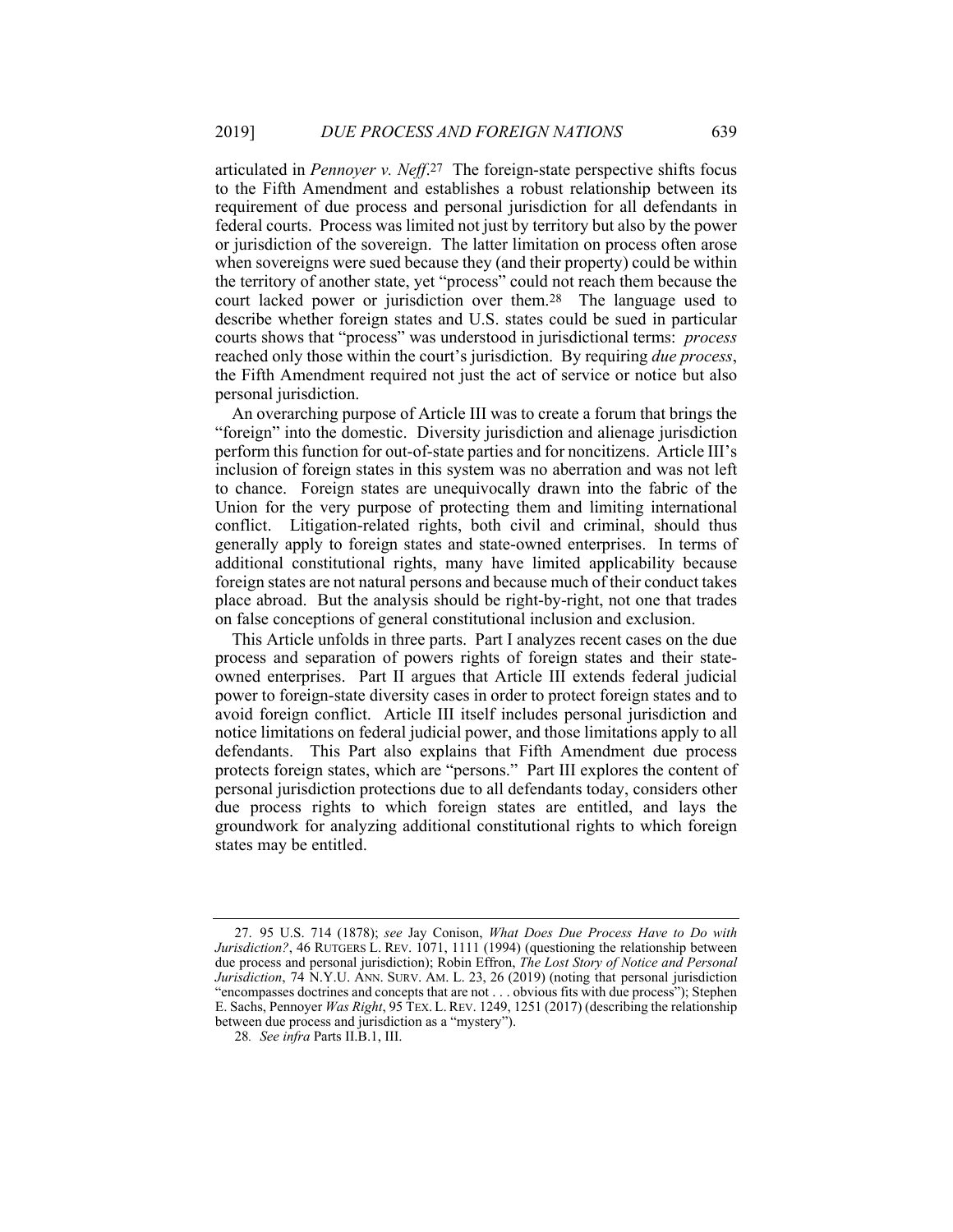articulated in *Pennoyer v. Neff*.[27] The foreign-state perspective shifts focus to the Fifth Amendment and establishes a robust relationship between its requirement of due process and personal jurisdiction for all defendants in federal courts. Process was limited not just by territory but also by the power or jurisdiction of the sovereign. The latter limitation on process often arose when sovereigns were sued because they (and their property) could be within the territory of another state, yet "process" could not reach them because the court lacked power or jurisdiction over them.[28] The language used to describe whether foreign states and U.S. states could be sued in particular courts shows that "process" was understood in jurisdictional terms: *process* reached only those within the court's jurisdiction. By requiring *due process*, the Fifth Amendment required not just the act of service or notice but also personal jurisdiction.

An overarching purpose of Article III was to create a forum that brings the "foreign" into the domestic. Diversity jurisdiction and alienage jurisdiction perform this function for out-of-state parties and for noncitizens. Article III's inclusion of foreign states in this system was no aberration and was not left to chance. Foreign states are unequivocally drawn into the fabric of the Union for the very purpose of protecting them and limiting international conflict. Litigation-related rights, both civil and criminal, should thus generally apply to foreign states and state-owned enterprises. In terms of additional constitutional rights, many have limited applicability because foreign states are not natural persons and because much of their conduct takes place abroad. But the analysis should be right-by-right, not one that trades on false conceptions of general constitutional inclusion and exclusion.

This Article unfolds in three parts. Part I analyzes recent cases on the due process and separation of powers rights of foreign states and their state-owned enterprises. Part II argues that Article III extends federal judicial power to foreign-state diversity cases in order to protect foreign states and to avoid foreign conflict. Article III itself includes personal jurisdiction and notice limitations on federal judicial power, and those limitations apply to all defendants. This Part also explains that Fifth Amendment due process protects foreign states, which are "persons." Part III explores the content of personal jurisdiction protections due to all defendants today, considers other due process rights to which foreign states are entitled, and lays the groundwork for analyzing additional constitutional rights to which foreign states may be entitled.

---

27. 95 U.S. 714 (1878); *see* Jay Conison, *What Does Due Process Have to Do with Jurisdiction?*, 46 RUTGERS L. REV. 1071, 1111 (1994) (questioning the relationship between due process and personal jurisdiction); Robin Effron, *The Lost Story of Notice and Personal Jurisdiction*, 74 N.Y.U. ANN. SURV. AM. L. 23, 26 (2019) (noting that personal jurisdiction "encompasses doctrines and concepts that are not . . . obvious fits with due process"); Stephen E. Sachs, Pennoyer *Was Right*, 95 TEX. L. REV. 1249, 1251 (2017) (describing the relationship between due process and jurisdiction as a "mystery").

28. *See infra* Parts II.B.1, III.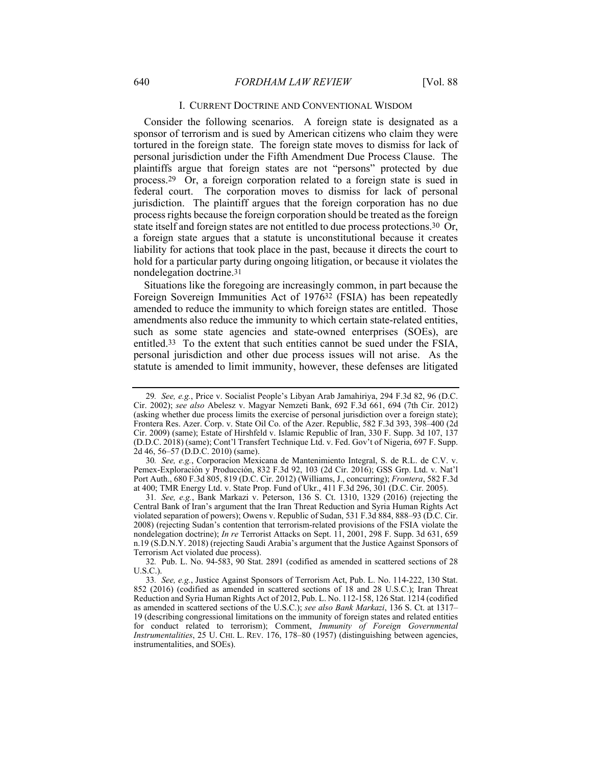## I. CURRENT DOCTRINE AND CONVENTIONAL WISDOM

Consider the following scenarios. A foreign state is designated as a sponsor of terrorism and is sued by American citizens who claim they were tortured in the foreign state. The foreign state moves to dismiss for lack of personal jurisdiction under the Fifth Amendment Due Process Clause. The plaintiffs argue that foreign states are not "persons" protected by due process.[29] Or, a foreign corporation related to a foreign state is sued in federal court. The corporation moves to dismiss for lack of personal jurisdiction. The plaintiff argues that the foreign corporation has no due process rights because the foreign corporation should be treated as the foreign state itself and foreign states are not entitled to due process protections.[30] Or, a foreign state argues that a statute is unconstitutional because it creates liability for actions that took place in the past, because it directs the court to hold for a particular party during ongoing litigation, or because it violates the nondelegation doctrine.[31]

Situations like the foregoing are increasingly common, in part because the Foreign Sovereign Immunities Act of 1976[32] (FSIA) has been repeatedly amended to reduce the immunity to which foreign states are entitled. Those amendments also reduce the immunity to which certain state-related entities, such as some state agencies and state-owned enterprises (SOEs), are entitled.[33] To the extent that such entities cannot be sued under the FSIA, personal jurisdiction and other due process issues will not arise. As the statute is amended to limit immunity, however, these defenses are litigated

---

29. *See, e.g.*, Price v. Socialist People's Libyan Arab Jamahiriya, 294 F.3d 82, 96 (D.C. Cir. 2002); *see also* Abelesz v. Magyar Nemzeti Bank, 692 F.3d 661, 694 (7th Cir. 2012) (asking whether due process limits the exercise of personal jurisdiction over a foreign state); Frontera Res. Azer. Corp. v. State Oil Co. of the Azer. Republic, 582 F.3d 393, 398–400 (2d Cir. 2009) (same); Estate of Hirshfeld v. Islamic Republic of Iran, 330 F. Supp. 3d 107, 137 (D.D.C. 2018) (same); Cont'l Transfert Technique Ltd. v. Fed. Gov't of Nigeria, 697 F. Supp. 2d 46, 56–57 (D.D.C. 2010) (same).

30. *See, e.g.*, Corporacíon Mexicana de Mantenimiento Integral, S. de R.L. de C.V. v. Pemex-Exploración y Producción, 832 F.3d 92, 103 (2d Cir. 2016); GSS Grp. Ltd. v. Nat'l Port Auth., 680 F.3d 805, 819 (D.C. Cir. 2012) (Williams, J., concurring); *Frontera*, 582 F.3d at 400; TMR Energy Ltd. v. State Prop. Fund of Ukr., 411 F.3d 296, 301 (D.C. Cir. 2005).

31. *See, e.g.*, Bank Markazi v. Peterson, 136 S. Ct. 1310, 1329 (2016) (rejecting the Central Bank of Iran's argument that the Iran Threat Reduction and Syria Human Rights Act violated separation of powers); Owens v. Republic of Sudan, 531 F.3d 884, 888–93 (D.C. Cir. 2008) (rejecting Sudan's contention that terrorism-related provisions of the FSIA violate the nondelegation doctrine); *In re* Terrorist Attacks on Sept. 11, 2001, 298 F. Supp. 3d 631, 659 n.19 (S.D.N.Y. 2018) (rejecting Saudi Arabia's argument that the Justice Against Sponsors of Terrorism Act violated due process).

32. Pub. L. No. 94-583, 90 Stat. 2891 (codified as amended in scattered sections of 28 U.S.C.).

33. *See, e.g.*, Justice Against Sponsors of Terrorism Act, Pub. L. No. 114-222, 130 Stat. 852 (2016) (codified as amended in scattered sections of 18 and 28 U.S.C.); Iran Threat Reduction and Syria Human Rights Act of 2012, Pub. L. No. 112-158, 126 Stat. 1214 (codified as amended in scattered sections of the U.S.C.); *see also Bank Markazi*, 136 S. Ct. at 1317–19 (describing congressional limitations on the immunity of foreign states and related entities for conduct related to terrorism); Comment, *Immunity of Foreign Governmental Instrumentalities*, 25 U. CHI. L. REV. 176, 178–80 (1957) (distinguishing between agencies, instrumentalities, and SOEs).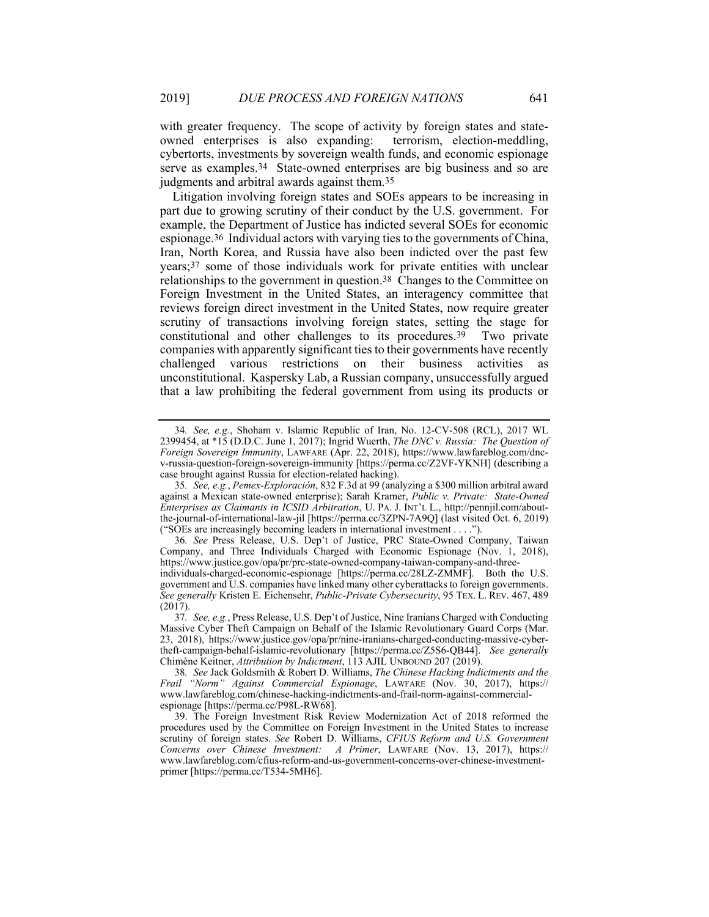with greater frequency. The scope of activity by foreign states and state-owned enterprises is also expanding: terrorism, election-meddling, cybertorts, investments by sovereign wealth funds, and economic espionage serve as examples.[34] State-owned enterprises are big business and so are judgments and arbitral awards against them.[35]

Litigation involving foreign states and SOEs appears to be increasing in part due to growing scrutiny of their conduct by the U.S. government. For example, the Department of Justice has indicted several SOEs for economic espionage.[36] Individual actors with varying ties to the governments of China, Iran, North Korea, and Russia have also been indicted over the past few years;[37] some of those individuals work for private entities with unclear relationships to the government in question.[38] Changes to the Committee on Foreign Investment in the United States, an interagency committee that reviews foreign direct investment in the United States, now require greater scrutiny of transactions involving foreign states, setting the stage for constitutional and other challenges to its procedures.[39] Two private companies with apparently significant ties to their governments have recently challenged various restrictions on their business activities as unconstitutional. Kaspersky Lab, a Russian company, unsuccessfully argued that a law prohibiting the federal government from using its products or

---

34. *See, e.g.*, Shoham v. Islamic Republic of Iran, No. 12-CV-508 (RCL), 2017 WL 2399454, at *15 (D.D.C. June 1, 2017); Ingrid Wuerth, *The DNC v. Russia: The Question of Foreign Sovereign Immunity*, LAWFARE (Apr. 22, 2018), https://www.lawfareblog.com/dnc-v-russia-question-foreign-sovereign-immunity [https://perma.cc/Z2VF-YKNH] (describing a case brought against Russia for election-related hacking).

35. *See, e.g.*, *Pemex-Exploración*, 832 F.3d at 99 (analyzing a $300 million arbitral award against a Mexican state-owned enterprise); Sarah Kramer, *Public v. Private: State-Owned Enterprises as Claimants in ICSID Arbitration*, U. PA. J. INT'L L., http://pennjil.com/about-the-journal-of-international-law-jil [https://perma.cc/3ZPN-7A9Q] (last visited Oct. 6, 2019) ("SOEs are increasingly becoming leaders in international investment . . . .").

36. *See* Press Release, U.S. Dep't of Justice, PRC State-Owned Company, Taiwan Company, and Three Individuals Charged with Economic Espionage (Nov. 1, 2018), https://www.justice.gov/opa/pr/prc-state-owned-company-taiwan-company-and-three-individuals-charged-economic-espionage [https://perma.cc/28LZ-ZMMF]. Both the U.S. government and U.S. companies have linked many other cyberattacks to foreign governments. *See generally* Kristen E. Eichensehr, *Public-Private Cybersecurity*, 95 TEX. L. REV. 467, 489 (2017).

37. *See, e.g.*, Press Release, U.S. Dep't of Justice, Nine Iranians Charged with Conducting Massive Cyber Theft Campaign on Behalf of the Islamic Revolutionary Guard Corps (Mar. 23, 2018), https://www.justice.gov/opa/pr/nine-iranians-charged-conducting-massive-cyber-theft-campaign-behalf-islamic-revolutionary [https://perma.cc/Z5S6-QB44]. *See generally* Chimène Keitner, *Attribution by Indictment*, 113 AJIL UNBOUND 207 (2019).

38. *See* Jack Goldsmith & Robert D. Williams, *The Chinese Hacking Indictments and the Frail "Norm" Against Commercial Espionage*, LAWFARE (Nov. 30, 2017), https://www.lawfareblog.com/chinese-hacking-indictments-and-frail-norm-against-commercial-espionage [https://perma.cc/P98L-RW68].

39. The Foreign Investment Risk Review Modernization Act of 2018 reformed the procedures used by the Committee on Foreign Investment in the United States to increase scrutiny of foreign states. *See* Robert D. Williams, *CFIUS Reform and U.S. Government Concerns over Chinese Investment: A Primer*, LAWFARE (Nov. 13, 2017), https://www.lawfareblog.com/cfius-reform-and-us-government-concerns-over-chinese-investment-primer [https://perma.cc/T534-5MH6].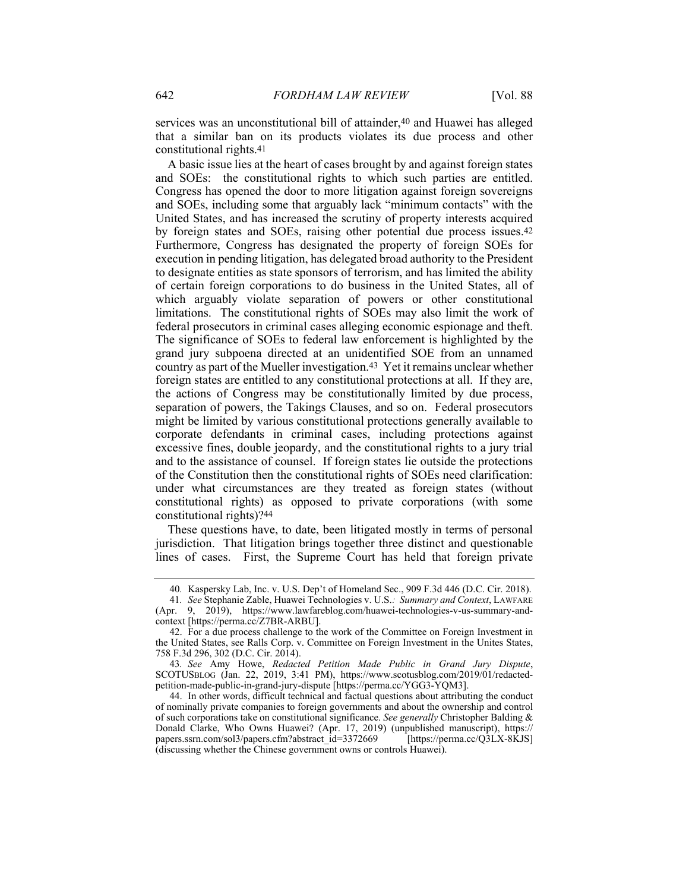services was an unconstitutional bill of attainder,[40] and Huawei has alleged that a similar ban on its products violates its due process and other constitutional rights.[41]

A basic issue lies at the heart of cases brought by and against foreign states and SOEs: the constitutional rights to which such parties are entitled. Congress has opened the door to more litigation against foreign sovereigns and SOEs, including some that arguably lack "minimum contacts" with the United States, and has increased the scrutiny of property interests acquired by foreign states and SOEs, raising other potential due process issues.[42] Furthermore, Congress has designated the property of foreign SOEs for execution in pending litigation, has delegated broad authority to the President to designate entities as state sponsors of terrorism, and has limited the ability of certain foreign corporations to do business in the United States, all of which arguably violate separation of powers or other constitutional limitations. The constitutional rights of SOEs may also limit the work of federal prosecutors in criminal cases alleging economic espionage and theft. The significance of SOEs to federal law enforcement is highlighted by the grand jury subpoena directed at an unidentified SOE from an unnamed country as part of the Mueller investigation.[43] Yet it remains unclear whether foreign states are entitled to any constitutional protections at all. If they are, the actions of Congress may be constitutionally limited by due process, separation of powers, the Takings Clauses, and so on. Federal prosecutors might be limited by various constitutional protections generally available to corporate defendants in criminal cases, including protections against excessive fines, double jeopardy, and the constitutional rights to a jury trial and to the assistance of counsel. If foreign states lie outside the protections of the Constitution then the constitutional rights of SOEs need clarification: under what circumstances are they treated as foreign states (without constitutional rights) as opposed to private corporations (with some constitutional rights)?[44]

These questions have, to date, been litigated mostly in terms of personal jurisdiction. That litigation brings together three distinct and questionable lines of cases. First, the Supreme Court has held that foreign private

---

40. Kaspersky Lab, Inc. v. U.S. Dep't of Homeland Sec., 909 F.3d 446 (D.C. Cir. 2018).

41. *See* Stephanie Zable, Huawei Technologies v. U.S.*: Summary and Context*, LAWFARE (Apr. 9, 2019), https://www.lawfareblog.com/huawei-technologies-v-us-summary-and-context [https://perma.cc/Z7BR-ARBU].

42. For a due process challenge to the work of the Committee on Foreign Investment in the United States, see Ralls Corp. v. Committee on Foreign Investment in the Unites States, 758 F.3d 296, 302 (D.C. Cir. 2014).

43. *See* Amy Howe, *Redacted Petition Made Public in Grand Jury Dispute*, SCOTUSBLOG (Jan. 22, 2019, 3:41 PM), https://www.scotusblog.com/2019/01/redacted-petition-made-public-in-grand-jury-dispute [https://perma.cc/YGG3-YQM3].

44. In other words, difficult technical and factual questions about attributing the conduct of nominally private companies to foreign governments and about the ownership and control of such corporations take on constitutional significance. *See generally* Christopher Balding & Donald Clarke, Who Owns Huawei? (Apr. 17, 2019) (unpublished manuscript), https://papers.ssrn.com/sol3/papers.cfm?abstract_id=3372669 [https://perma.cc/Q3LX-8KJS] (discussing whether the Chinese government owns or controls Huawei).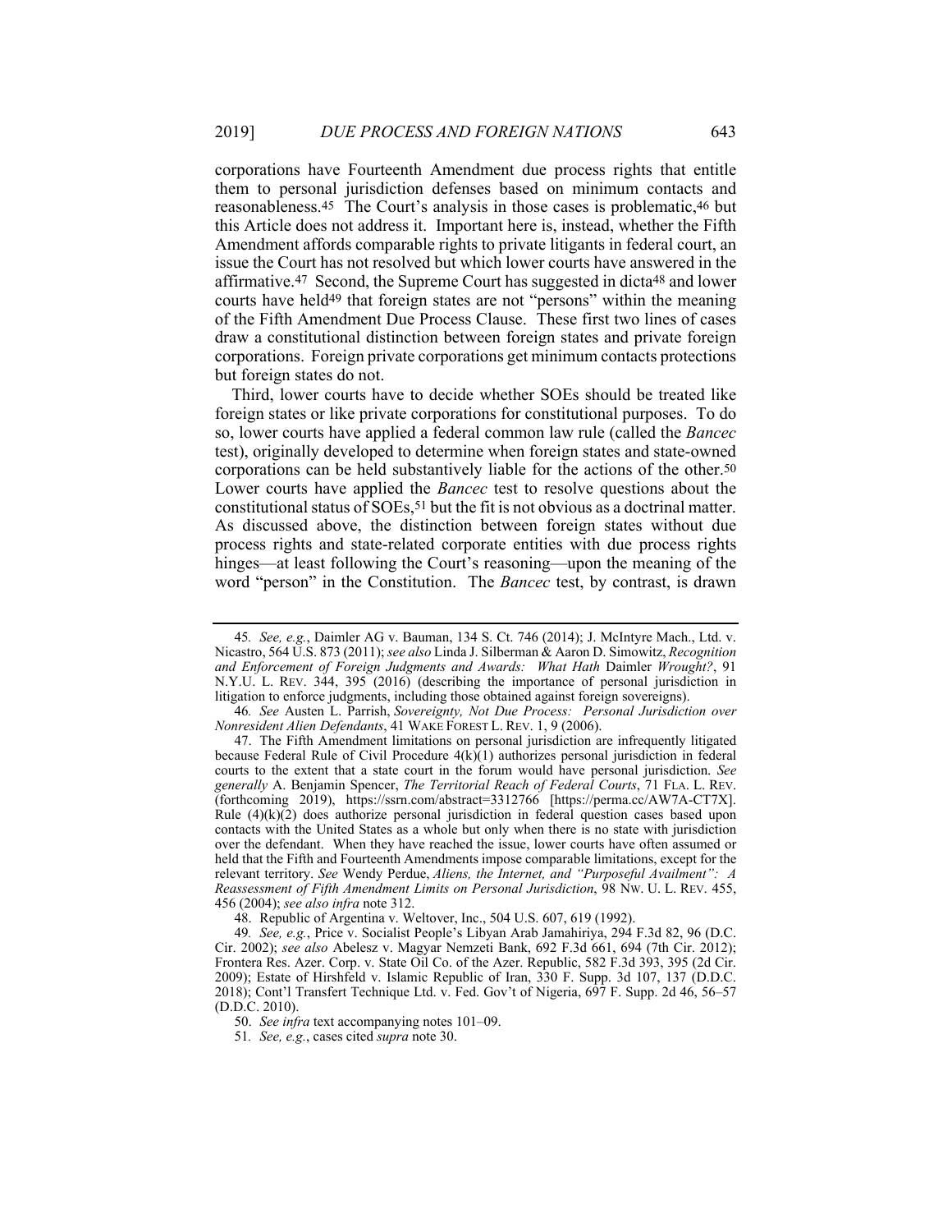corporations have Fourteenth Amendment due process rights that entitle them to personal jurisdiction defenses based on minimum contacts and reasonableness.[45] The Court's analysis in those cases is problematic,[46] but this Article does not address it. Important here is, instead, whether the Fifth Amendment affords comparable rights to private litigants in federal court, an issue the Court has not resolved but which lower courts have answered in the affirmative.[47] Second, the Supreme Court has suggested in dicta[48] and lower courts have held[49] that foreign states are not "persons" within the meaning of the Fifth Amendment Due Process Clause. These first two lines of cases draw a constitutional distinction between foreign states and private foreign corporations. Foreign private corporations get minimum contacts protections but foreign states do not.

Third, lower courts have to decide whether SOEs should be treated like foreign states or like private corporations for constitutional purposes. To do so, lower courts have applied a federal common law rule (called the *Bancec* test), originally developed to determine when foreign states and state-owned corporations can be held substantively liable for the actions of the other.[50] Lower courts have applied the *Bancec* test to resolve questions about the constitutional status of SOEs,[51] but the fit is not obvious as a doctrinal matter. As discussed above, the distinction between foreign states without due process rights and state-related corporate entities with due process rights hinges—at least following the Court's reasoning—upon the meaning of the word "person" in the Constitution. The *Bancec* test, by contrast, is drawn

---

45. *See, e.g.*, Daimler AG v. Bauman, 134 S. Ct. 746 (2014); J. McIntyre Mach., Ltd. v. Nicastro, 564 U.S. 873 (2011); *see also* Linda J. Silberman & Aaron D. Simowitz, *Recognition and Enforcement of Foreign Judgments and Awards: What Hath* Daimler *Wrought?*, 91 N.Y.U. L. REV. 344, 395 (2016) (describing the importance of personal jurisdiction in litigation to enforce judgments, including those obtained against foreign sovereigns).

46. *See* Austen L. Parrish, *Sovereignty, Not Due Process: Personal Jurisdiction over Nonresident Alien Defendants*, 41 WAKE FOREST L. REV. 1, 9 (2006).

47. The Fifth Amendment limitations on personal jurisdiction are infrequently litigated because Federal Rule of Civil Procedure 4(k)(1) authorizes personal jurisdiction in federal courts to the extent that a state court in the forum would have personal jurisdiction. *See generally* A. Benjamin Spencer, *The Territorial Reach of Federal Courts*, 71 FLA. L. REV. (forthcoming 2019), https://ssrn.com/abstract=3312766 [https://perma.cc/AW7A-CT7X]. Rule (4)(k)(2) does authorize personal jurisdiction in federal question cases based upon contacts with the United States as a whole but only when there is no state with jurisdiction over the defendant. When they have reached the issue, lower courts have often assumed or held that the Fifth and Fourteenth Amendments impose comparable limitations, except for the relevant territory. *See* Wendy Perdue, *Aliens, the Internet, and "Purposeful Availment": A Reassessment of Fifth Amendment Limits on Personal Jurisdiction*, 98 NW. U. L. REV. 455, 456 (2004); *see also infra* note 312.

48. Republic of Argentina v. Weltover, Inc., 504 U.S. 607, 619 (1992).

49. *See, e.g.*, Price v. Socialist People's Libyan Arab Jamahiriya, 294 F.3d 82, 96 (D.C. Cir. 2002); *see also* Abelesz v. Magyar Nemzeti Bank, 692 F.3d 661, 694 (7th Cir. 2012); Frontera Res. Azer. Corp. v. State Oil Co. of the Azer. Republic, 582 F.3d 393, 395 (2d Cir. 2009); Estate of Hirshfeld v. Islamic Republic of Iran, 330 F. Supp. 3d 107, 137 (D.D.C. 2018); Cont'l Transfert Technique Ltd. v. Fed. Gov't of Nigeria, 697 F. Supp. 2d 46, 56–57 (D.D.C. 2010).

50. *See infra* text accompanying notes 101–09.

51. *See, e.g.*, cases cited *supra* note 30.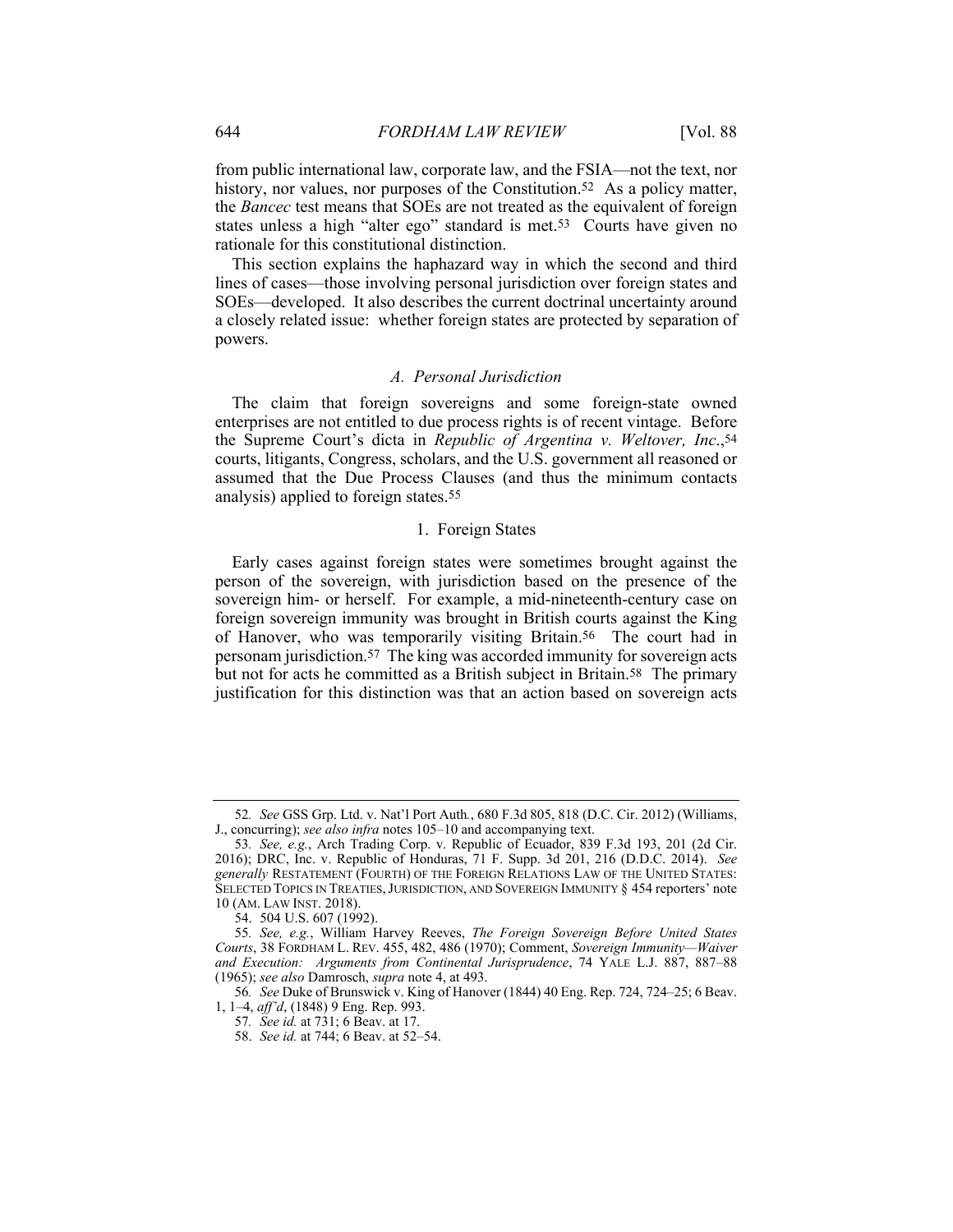from public international law, corporate law, and the FSIA—not the text, nor history, nor values, nor purposes of the Constitution.[52] As a policy matter, the *Bancec* test means that SOEs are not treated as the equivalent of foreign states unless a high "alter ego" standard is met.[53] Courts have given no rationale for this constitutional distinction.

This section explains the haphazard way in which the second and third lines of cases—those involving personal jurisdiction over foreign states and SOEs—developed. It also describes the current doctrinal uncertainty around a closely related issue: whether foreign states are protected by separation of powers.

### *A. Personal Jurisdiction*

The claim that foreign sovereigns and some foreign-state owned enterprises are not entitled to due process rights is of recent vintage. Before the Supreme Court's dicta in *Republic of Argentina v. Weltover, Inc.*,[54] courts, litigants, Congress, scholars, and the U.S. government all reasoned or assumed that the Due Process Clauses (and thus the minimum contacts analysis) applied to foreign states.[55]

#### 1. Foreign States

Early cases against foreign states were sometimes brought against the person of the sovereign, with jurisdiction based on the presence of the sovereign him- or herself. For example, a mid-nineteenth-century case on foreign sovereign immunity was brought in British courts against the King of Hanover, who was temporarily visiting Britain.[56] The court had in personam jurisdiction.[57] The king was accorded immunity for sovereign acts but not for acts he committed as a British subject in Britain.[58] The primary justification for this distinction was that an action based on sovereign acts

---

52. *See* GSS Grp. Ltd. v. Nat'l Port Auth., 680 F.3d 805, 818 (D.C. Cir. 2012) (Williams, J., concurring); *see also infra* notes 105–10 and accompanying text.

53. *See, e.g.*, Arch Trading Corp. v. Republic of Ecuador, 839 F.3d 193, 201 (2d Cir. 2016); DRC, Inc. v. Republic of Honduras, 71 F. Supp. 3d 201, 216 (D.D.C. 2014). *See generally* RESTATEMENT (FOURTH) OF THE FOREIGN RELATIONS LAW OF THE UNITED STATES: SELECTED TOPICS IN TREATIES, JURISDICTION, AND SOVEREIGN IMMUNITY § 454 reporters' note 10 (AM. LAW INST. 2018).

54. 504 U.S. 607 (1992).

55. *See, e.g.*, William Harvey Reeves, *The Foreign Sovereign Before United States Courts*, 38 FORDHAM L. REV. 455, 482, 486 (1970); Comment, *Sovereign Immunity—Waiver and Execution: Arguments from Continental Jurisprudence*, 74 YALE L.J. 887, 887–88 (1965); *see also* Damrosch, *supra* note 4, at 493.

56. *See* Duke of Brunswick v. King of Hanover (1844) 40 Eng. Rep. 724, 724–25; 6 Beav. 1, 1–4, *aff'd*, (1848) 9 Eng. Rep. 993.

57. *See id.* at 731; 6 Beav. at 17.

58. *See id.* at 744; 6 Beav. at 52–54.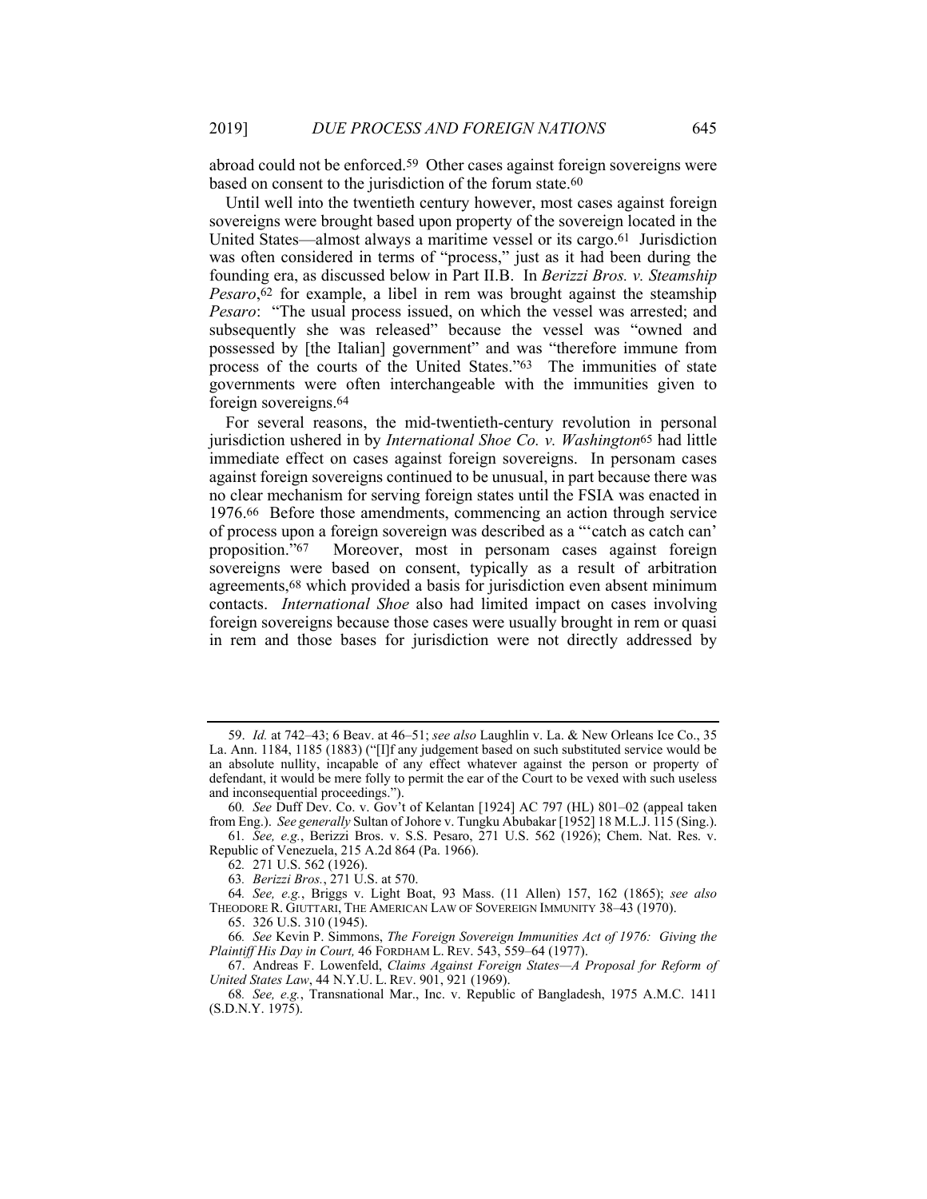abroad could not be enforced.[59] Other cases against foreign sovereigns were based on consent to the jurisdiction of the forum state.[60]

Until well into the twentieth century however, most cases against foreign sovereigns were brought based upon property of the sovereign located in the United States—almost always a maritime vessel or its cargo.[61] Jurisdiction was often considered in terms of "process," just as it had been during the founding era, as discussed below in Part II.B. In *Berizzi Bros. v. Steamship Pesaro*,[62] for example, a libel in rem was brought against the steamship *Pesaro*: "The usual process issued, on which the vessel was arrested; and subsequently she was released" because the vessel was "owned and possessed by [the Italian] government" and was "therefore immune from process of the courts of the United States."[63] The immunities of state governments were often interchangeable with the immunities given to foreign sovereigns.[64]

For several reasons, the mid-twentieth-century revolution in personal jurisdiction ushered in by *International Shoe Co. v. Washington*[65] had little immediate effect on cases against foreign sovereigns. In personam cases against foreign sovereigns continued to be unusual, in part because there was no clear mechanism for serving foreign states until the FSIA was enacted in 1976.[66] Before those amendments, commencing an action through service of process upon a foreign sovereign was described as a "'catch as catch can' proposition."[67] Moreover, most in personam cases against foreign sovereigns were based on consent, typically as a result of arbitration agreements,[68] which provided a basis for jurisdiction even absent minimum contacts. *International Shoe* also had limited impact on cases involving foreign sovereigns because those cases were usually brought in rem or quasi in rem and those bases for jurisdiction were not directly addressed by

---

59. *Id.* at 742–43; 6 Beav. at 46–51; *see also* Laughlin v. La. & New Orleans Ice Co., 35 La. Ann. 1184, 1185 (1883) ("[I]f any judgement based on such substituted service would be an absolute nullity, incapable of any effect whatever against the person or property of defendant, it would be mere folly to permit the ear of the Court to be vexed with such useless and inconsequential proceedings.").

60. *See* Duff Dev. Co. v. Gov't of Kelantan [1924] AC 797 (HL) 801–02 (appeal taken from Eng.). *See generally* Sultan of Johore v. Tungku Abubakar [1952] 18 M.L.J. 115 (Sing.).

61. *See, e.g.*, Berizzi Bros. v. S.S. Pesaro, 271 U.S. 562 (1926); Chem. Nat. Res. v. Republic of Venezuela, 215 A.2d 864 (Pa. 1966).

62. 271 U.S. 562 (1926).

63. *Berizzi Bros.*, 271 U.S. at 570.

64. *See, e.g.*, Briggs v. Light Boat, 93 Mass. (11 Allen) 157, 162 (1865); *see also* THEODORE R. GIUTTARI, THE AMERICAN LAW OF SOVEREIGN IMMUNITY 38–43 (1970).

65. 326 U.S. 310 (1945).

66. *See* Kevin P. Simmons, *The Foreign Sovereign Immunities Act of 1976: Giving the Plaintiff His Day in Court,* 46 FORDHAM L. REV. 543, 559–64 (1977).

67. Andreas F. Lowenfeld, *Claims Against Foreign States—A Proposal for Reform of United States Law*, 44 N.Y.U. L. REV. 901, 921 (1969).

68. *See, e.g.*, Transnational Mar., Inc. v. Republic of Bangladesh, 1975 A.M.C. 1411 (S.D.N.Y. 1975).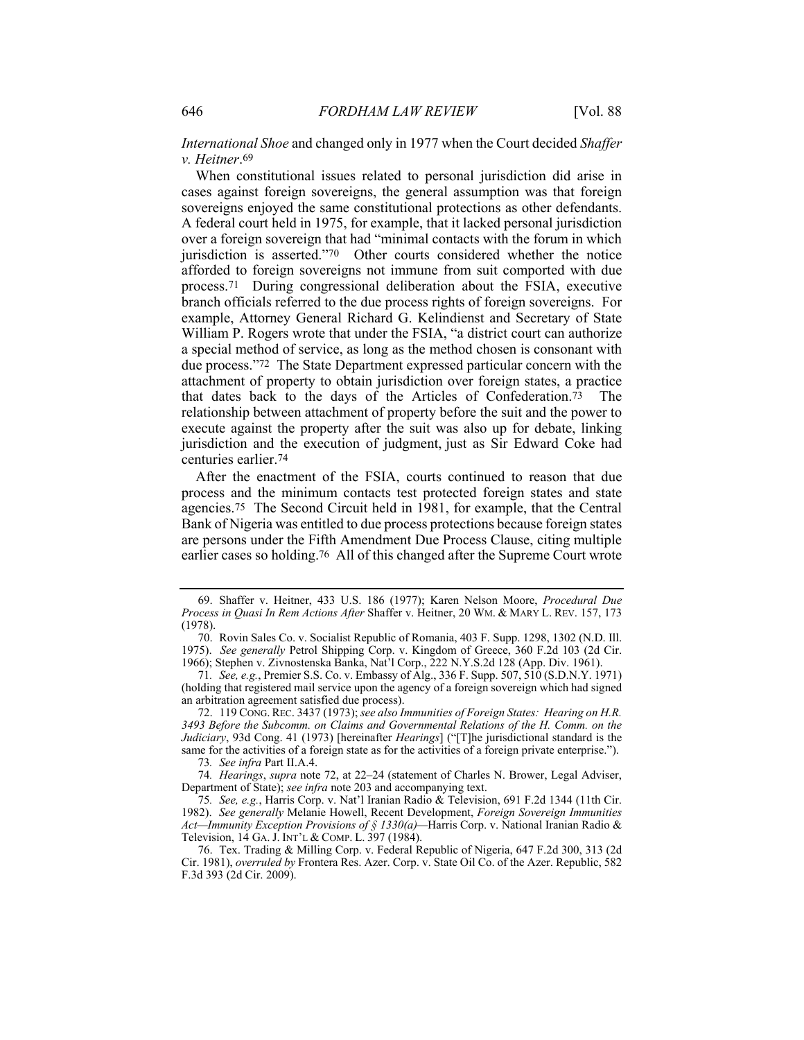*International Shoe* and changed only in 1977 when the Court decided *Shaffer v. Heitner*.[69]

When constitutional issues related to personal jurisdiction did arise in cases against foreign sovereigns, the general assumption was that foreign sovereigns enjoyed the same constitutional protections as other defendants. A federal court held in 1975, for example, that it lacked personal jurisdiction over a foreign sovereign that had "minimal contacts with the forum in which jurisdiction is asserted."[70] Other courts considered whether the notice afforded to foreign sovereigns not immune from suit comported with due process.[71] During congressional deliberation about the FSIA, executive branch officials referred to the due process rights of foreign sovereigns. For example, Attorney General Richard G. Kelindienst and Secretary of State William P. Rogers wrote that under the FSIA, "a district court can authorize a special method of service, as long as the method chosen is consonant with due process."[72] The State Department expressed particular concern with the attachment of property to obtain jurisdiction over foreign states, a practice that dates back to the days of the Articles of Confederation.[73] The relationship between attachment of property before the suit and the power to execute against the property after the suit was also up for debate, linking jurisdiction and the execution of judgment, just as Sir Edward Coke had centuries earlier.[74]

After the enactment of the FSIA, courts continued to reason that due process and the minimum contacts test protected foreign states and state agencies.[75] The Second Circuit held in 1981, for example, that the Central Bank of Nigeria was entitled to due process protections because foreign states are persons under the Fifth Amendment Due Process Clause, citing multiple earlier cases so holding.[76] All of this changed after the Supreme Court wrote

---

69. Shaffer v. Heitner, 433 U.S. 186 (1977); Karen Nelson Moore, *Procedural Due Process in Quasi In Rem Actions After* Shaffer v. Heitner, 20 WM. & MARY L. REV. 157, 173 (1978).

70. Rovin Sales Co. v. Socialist Republic of Romania, 403 F. Supp. 1298, 1302 (N.D. Ill. 1975). *See generally* Petrol Shipping Corp. v. Kingdom of Greece, 360 F.2d 103 (2d Cir. 1966); Stephen v. Zivnostenska Banka, Nat'l Corp., 222 N.Y.S.2d 128 (App. Div. 1961).

71. *See, e.g.*, Premier S.S. Co. v. Embassy of Alg., 336 F. Supp. 507, 510 (S.D.N.Y. 1971) (holding that registered mail service upon the agency of a foreign sovereign which had signed an arbitration agreement satisfied due process).

72. 119 CONG. REC. 3437 (1973); *see also Immunities of Foreign States: Hearing on H.R. 3493 Before the Subcomm. on Claims and Governmental Relations of the H. Comm. on the Judiciary*, 93d Cong. 41 (1973) [hereinafter *Hearings*] ("[T]he jurisdictional standard is the same for the activities of a foreign state as for the activities of a foreign private enterprise.").

73. *See infra* Part II.A.4.

74. *Hearings*, *supra* note 72, at 22–24 (statement of Charles N. Brower, Legal Adviser, Department of State); *see infra* note 203 and accompanying text.

75. *See, e.g.*, Harris Corp. v. Nat'l Iranian Radio & Television, 691 F.2d 1344 (11th Cir. 1982). *See generally* Melanie Howell, Recent Development, *Foreign Sovereign Immunities Act—Immunity Exception Provisions of § 1330(a)*—Harris Corp. v. National Iranian Radio & Television, 14 GA. J. INT'L & COMP. L. 397 (1984).

76. Tex. Trading & Milling Corp. v. Federal Republic of Nigeria, 647 F.2d 300, 313 (2d Cir. 1981), *overruled by* Frontera Res. Azer. Corp. v. State Oil Co. of the Azer. Republic, 582 F.3d 393 (2d Cir. 2009).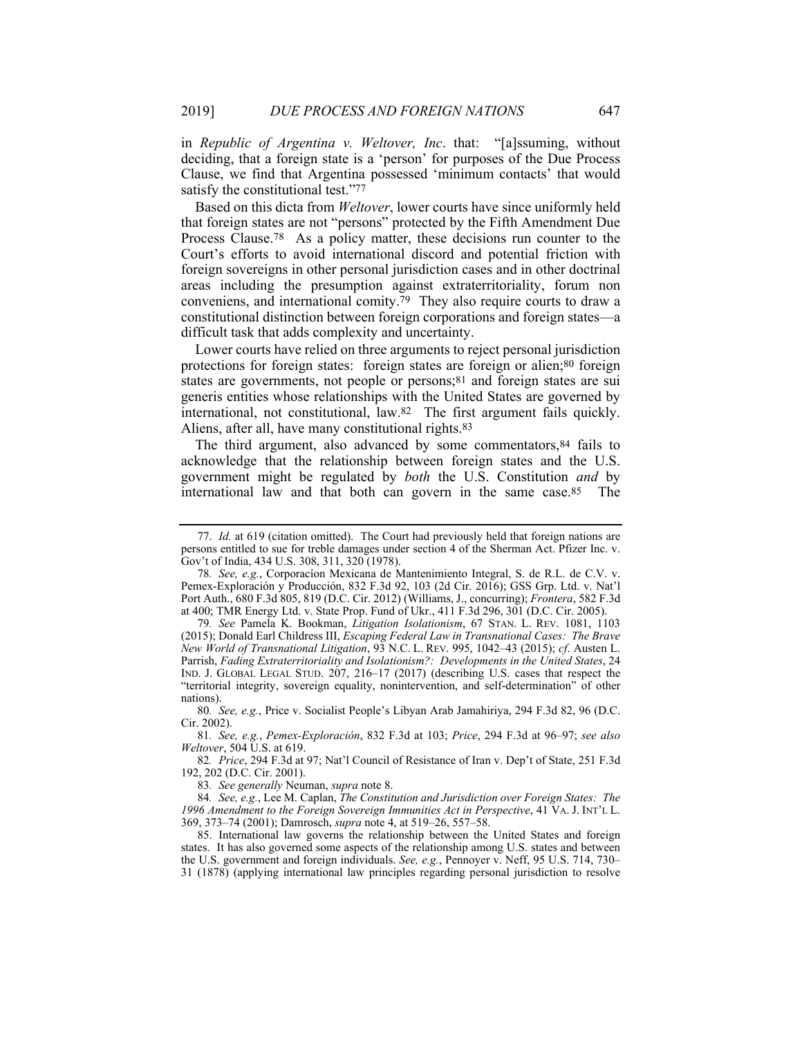in *Republic of Argentina v. Weltover, Inc*. that: "[a]ssuming, without deciding, that a foreign state is a 'person' for purposes of the Due Process Clause, we find that Argentina possessed 'minimum contacts' that would satisfy the constitutional test."[77]

Based on this dicta from *Weltover*, lower courts have since uniformly held that foreign states are not "persons" protected by the Fifth Amendment Due Process Clause.[78] As a policy matter, these decisions run counter to the Court's efforts to avoid international discord and potential friction with foreign sovereigns in other personal jurisdiction cases and in other doctrinal areas including the presumption against extraterritoriality, forum non conveniens, and international comity.[79] They also require courts to draw a constitutional distinction between foreign corporations and foreign states—a difficult task that adds complexity and uncertainty.

Lower courts have relied on three arguments to reject personal jurisdiction protections for foreign states: foreign states are foreign or alien;[80] foreign states are governments, not people or persons;[81] and foreign states are sui generis entities whose relationships with the United States are governed by international, not constitutional, law.[82] The first argument fails quickly. Aliens, after all, have many constitutional rights.[83]

The third argument, also advanced by some commentators,[84] fails to acknowledge that the relationship between foreign states and the U.S. government might be regulated by *both* the U.S. Constitution *and* by international law and that both can govern in the same case.[85] The

---

77. *Id.* at 619 (citation omitted). The Court had previously held that foreign nations are persons entitled to sue for treble damages under section 4 of the Sherman Act. Pfizer Inc. v. Gov't of India, 434 U.S. 308, 311, 320 (1978).

78. *See, e.g.*, Corporacíon Mexicana de Mantenimiento Integral, S. de R.L. de C.V. v. Pemex-Exploración y Producción, 832 F.3d 92, 103 (2d Cir. 2016); GSS Grp. Ltd. v. Nat'l Port Auth., 680 F.3d 805, 819 (D.C. Cir. 2012) (Williams, J., concurring); *Frontera*, 582 F.3d at 400; TMR Energy Ltd. v. State Prop. Fund of Ukr., 411 F.3d 296, 301 (D.C. Cir. 2005).

79. *See* Pamela K. Bookman, *Litigation Isolationism*, 67 STAN. L. REV. 1081, 1103 (2015); Donald Earl Childress III, *Escaping Federal Law in Transnational Cases: The Brave New World of Transnational Litigation*, 93 N.C. L. REV. 995, 1042–43 (2015); *cf.* Austen L. Parrish, *Fading Extraterritoriality and Isolationism?: Developments in the United States*, 24 IND. J. GLOBAL LEGAL STUD. 207, 216–17 (2017) (describing U.S. cases that respect the "territorial integrity, sovereign equality, nonintervention, and self-determination" of other nations).

80. *See, e.g.*, Price v. Socialist People's Libyan Arab Jamahiriya, 294 F.3d 82, 96 (D.C. Cir. 2002).

81. *See, e.g.*, *Pemex-Exploración*, 832 F.3d at 103; *Price*, 294 F.3d at 96–97; *see also Weltover*, 504 U.S. at 619.

82. *Price*, 294 F.3d at 97; Nat'l Council of Resistance of Iran v. Dep't of State, 251 F.3d 192, 202 (D.C. Cir. 2001).

83. *See generally* Neuman, *supra* note 8.

84. *See, e.g.*, Lee M. Caplan, *The Constitution and Jurisdiction over Foreign States: The 1996 Amendment to the Foreign Sovereign Immunities Act in Perspective*, 41 VA. J. INT'L L. 369, 373–74 (2001); Damrosch, *supra* note 4, at 519–26, 557–58.

85. International law governs the relationship between the United States and foreign states. It has also governed some aspects of the relationship among U.S. states and between the U.S. government and foreign individuals. *See, e.g.*, Pennoyer v. Neff, 95 U.S. 714, 730–31 (1878) (applying international law principles regarding personal jurisdiction to resolve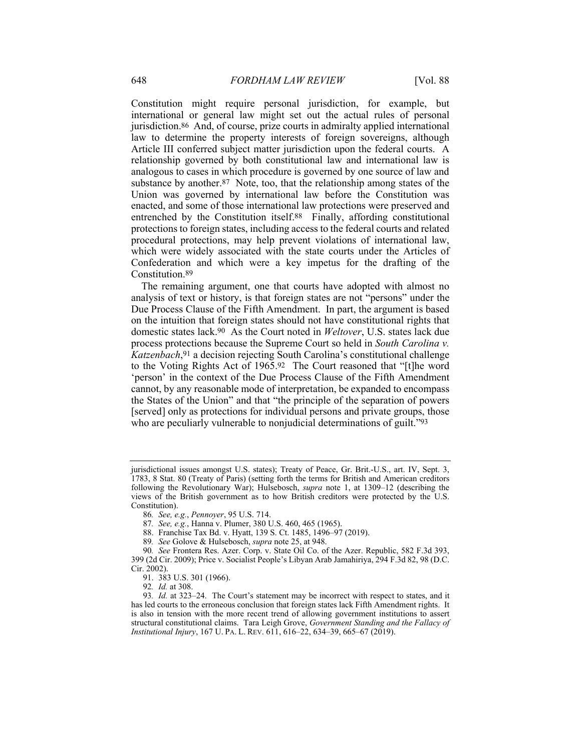Constitution might require personal jurisdiction, for example, but international or general law might set out the actual rules of personal jurisdiction.[86] And, of course, prize courts in admiralty applied international law to determine the property interests of foreign sovereigns, although Article III conferred subject matter jurisdiction upon the federal courts. A relationship governed by both constitutional law and international law is analogous to cases in which procedure is governed by one source of law and substance by another.[87] Note, too, that the relationship among states of the Union was governed by international law before the Constitution was enacted, and some of those international law protections were preserved and entrenched by the Constitution itself.[88] Finally, affording constitutional protections to foreign states, including access to the federal courts and related procedural protections, may help prevent violations of international law, which were widely associated with the state courts under the Articles of Confederation and which were a key impetus for the drafting of the Constitution.[89]

The remaining argument, one that courts have adopted with almost no analysis of text or history, is that foreign states are not "persons" under the Due Process Clause of the Fifth Amendment. In part, the argument is based on the intuition that foreign states should not have constitutional rights that domestic states lack.[90] As the Court noted in *Weltover*, U.S. states lack due process protections because the Supreme Court so held in *South Carolina v. Katzenbach*,[91] a decision rejecting South Carolina's constitutional challenge to the Voting Rights Act of 1965.[92] The Court reasoned that "[t]he word 'person' in the context of the Due Process Clause of the Fifth Amendment cannot, by any reasonable mode of interpretation, be expanded to encompass the States of the Union" and that "the principle of the separation of powers [served] only as protections for individual persons and private groups, those who are peculiarly vulnerable to nonjudicial determinations of guilt."[93]

---

jurisdictional issues amongst U.S. states); Treaty of Peace, Gr. Brit.-U.S., art. IV, Sept. 3, 1783, 8 Stat. 80 (Treaty of Paris) (setting forth the terms for British and American creditors following the Revolutionary War); Hulsebosch, *supra* note 1, at 1309–12 (describing the views of the British government as to how British creditors were protected by the U.S. Constitution).

86. *See, e.g.*, *Pennoyer*, 95 U.S. 714.

87. *See, e.g.*, Hanna v. Plumer, 380 U.S. 460, 465 (1965).

88. Franchise Tax Bd. v. Hyatt, 139 S. Ct. 1485, 1496–97 (2019).

89. *See* Golove & Hulsebosch, *supra* note 25, at 948.

90. *See* Frontera Res. Azer. Corp. v. State Oil Co. of the Azer. Republic, 582 F.3d 393, 399 (2d Cir. 2009); Price v. Socialist People's Libyan Arab Jamahiriya, 294 F.3d 82, 98 (D.C. Cir. 2002).

91. 383 U.S. 301 (1966).

92. *Id.* at 308.

93. *Id.* at 323–24. The Court's statement may be incorrect with respect to states, and it has led courts to the erroneous conclusion that foreign states lack Fifth Amendment rights. It is also in tension with the more recent trend of allowing government institutions to assert structural constitutional claims. Tara Leigh Grove, *Government Standing and the Fallacy of Institutional Injury*, 167 U. PA. L. REV. 611, 616–22, 634–39, 665–67 (2019).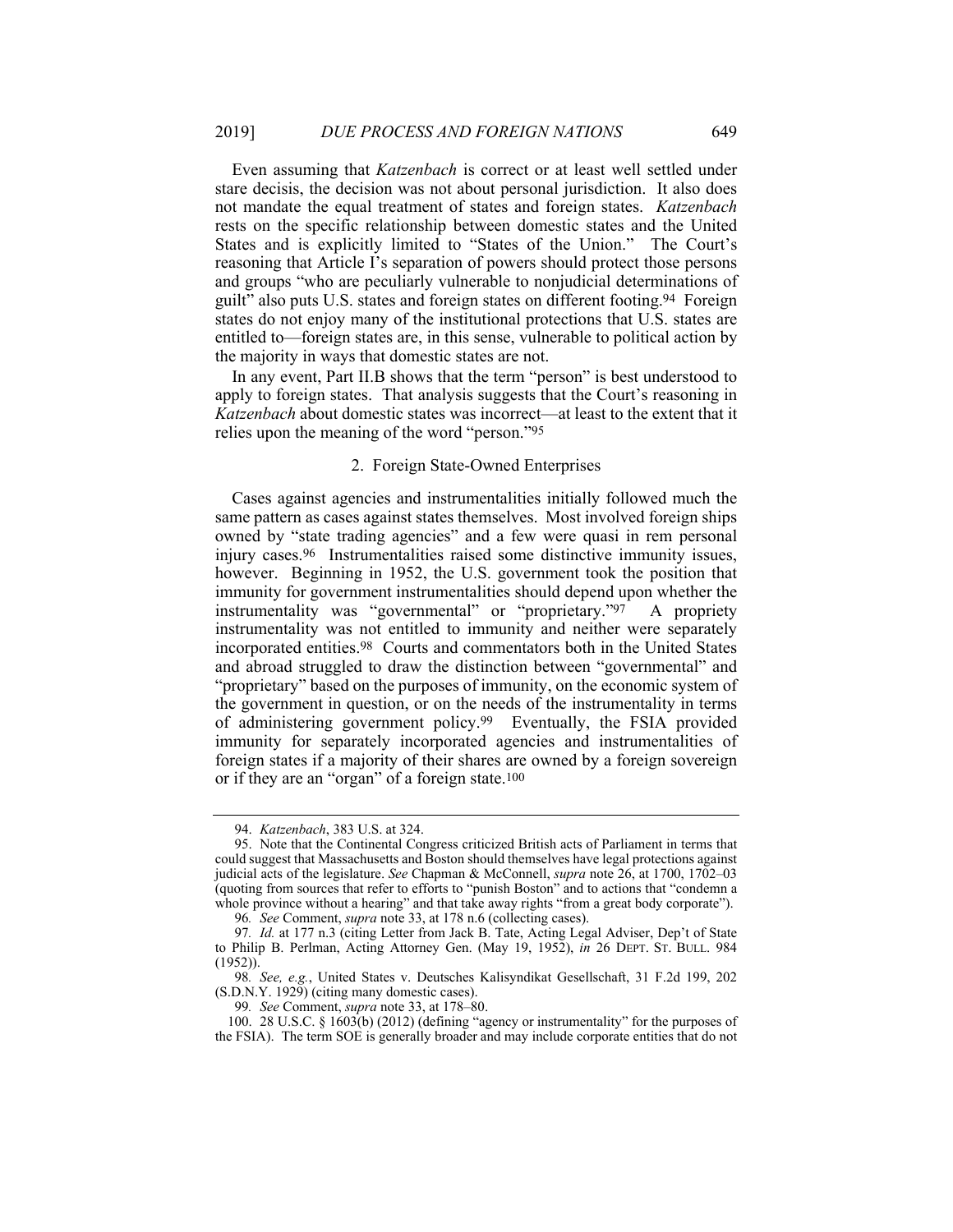Even assuming that *Katzenbach* is correct or at least well settled under stare decisis, the decision was not about personal jurisdiction. It also does not mandate the equal treatment of states and foreign states. *Katzenbach* rests on the specific relationship between domestic states and the United States and is explicitly limited to "States of the Union." The Court's reasoning that Article I's separation of powers should protect those persons and groups "who are peculiarly vulnerable to nonjudicial determinations of guilt" also puts U.S. states and foreign states on different footing.[94] Foreign states do not enjoy many of the institutional protections that U.S. states are entitled to—foreign states are, in this sense, vulnerable to political action by the majority in ways that domestic states are not.

In any event, Part II.B shows that the term "person" is best understood to apply to foreign states. That analysis suggests that the Court's reasoning in *Katzenbach* about domestic states was incorrect—at least to the extent that it relies upon the meaning of the word "person."[95]

### 2. Foreign State-Owned Enterprises

Cases against agencies and instrumentalities initially followed much the same pattern as cases against states themselves. Most involved foreign ships owned by "state trading agencies" and a few were quasi in rem personal injury cases.[96] Instrumentalities raised some distinctive immunity issues, however. Beginning in 1952, the U.S. government took the position that immunity for government instrumentalities should depend upon whether the instrumentality was "governmental" or "proprietary."[97] A propriety instrumentality was not entitled to immunity and neither were separately incorporated entities.[98] Courts and commentators both in the United States and abroad struggled to draw the distinction between "governmental" and "proprietary" based on the purposes of immunity, on the economic system of the government in question, or on the needs of the instrumentality in terms of administering government policy.[99] Eventually, the FSIA provided immunity for separately incorporated agencies and instrumentalities of foreign states if a majority of their shares are owned by a foreign sovereign or if they are an "organ" of a foreign state.[100]

---

94. *Katzenbach*, 383 U.S. at 324.

95. Note that the Continental Congress criticized British acts of Parliament in terms that could suggest that Massachusetts and Boston should themselves have legal protections against judicial acts of the legislature. *See* Chapman & McConnell, *supra* note 26, at 1700, 1702–03 (quoting from sources that refer to efforts to "punish Boston" and to actions that "condemn a whole province without a hearing" and that take away rights "from a great body corporate").

96. *See* Comment, *supra* note 33, at 178 n.6 (collecting cases).

97. *Id.* at 177 n.3 (citing Letter from Jack B. Tate, Acting Legal Adviser, Dep't of State to Philip B. Perlman, Acting Attorney Gen. (May 19, 1952), *in* 26 DEPT. ST. BULL. 984 (1952)).

98. *See, e.g.*, United States v. Deutsches Kalisyndikat Gesellschaft, 31 F.2d 199, 202 (S.D.N.Y. 1929) (citing many domestic cases).

99. *See* Comment, *supra* note 33, at 178–80.

100. 28 U.S.C. § 1603(b) (2012) (defining "agency or instrumentality" for the purposes of the FSIA). The term SOE is generally broader and may include corporate entities that do not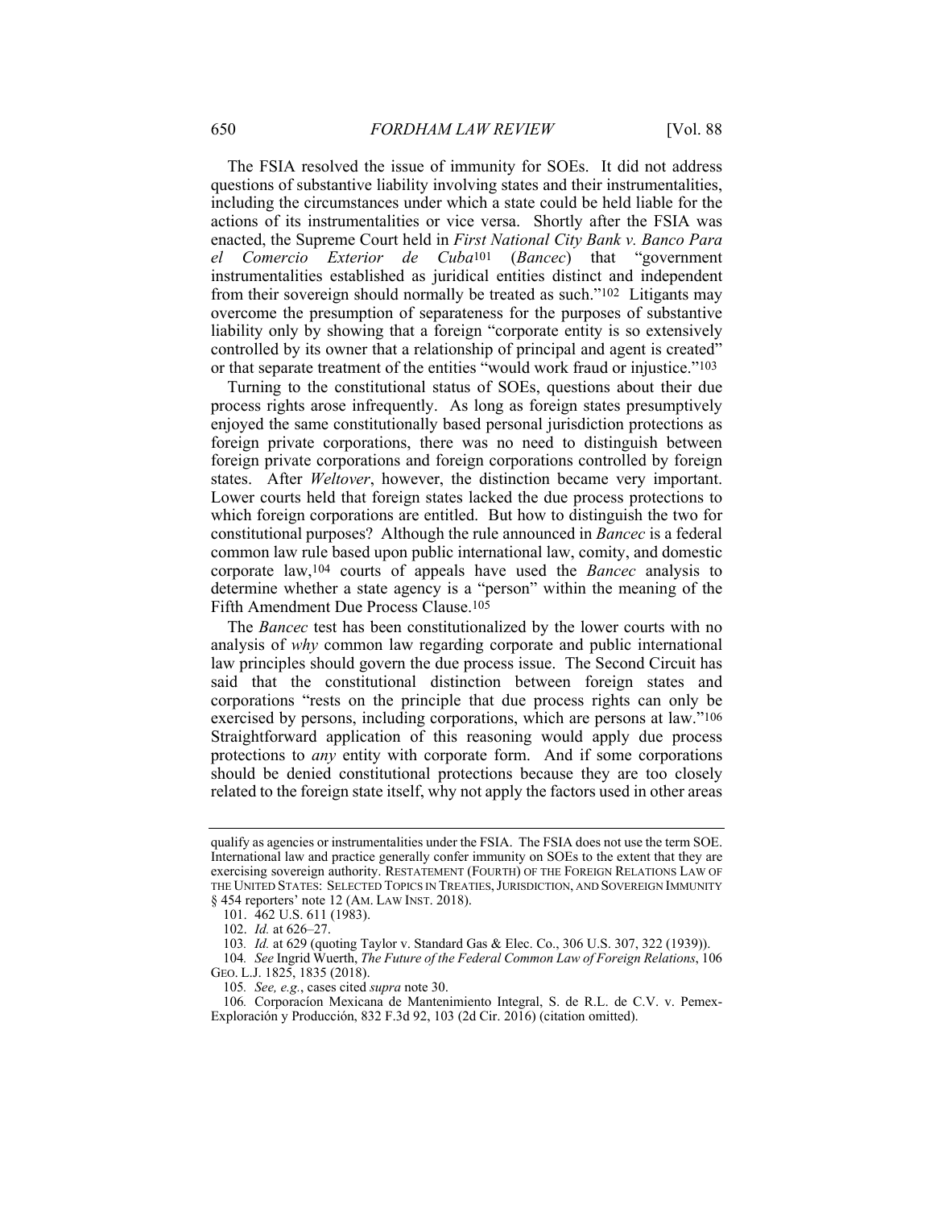The FSIA resolved the issue of immunity for SOEs. It did not address questions of substantive liability involving states and their instrumentalities, including the circumstances under which a state could be held liable for the actions of its instrumentalities or vice versa. Shortly after the FSIA was enacted, the Supreme Court held in *First National City Bank v. Banco Para el Comercio Exterior de Cuba*[101] (*Bancec*) that "government instrumentalities established as juridical entities distinct and independent from their sovereign should normally be treated as such."[102] Litigants may overcome the presumption of separateness for the purposes of substantive liability only by showing that a foreign "corporate entity is so extensively controlled by its owner that a relationship of principal and agent is created" or that separate treatment of the entities "would work fraud or injustice."[103]

Turning to the constitutional status of SOEs, questions about their due process rights arose infrequently. As long as foreign states presumptively enjoyed the same constitutionally based personal jurisdiction protections as foreign private corporations, there was no need to distinguish between foreign private corporations and foreign corporations controlled by foreign states. After *Weltover*, however, the distinction became very important. Lower courts held that foreign states lacked the due process protections to which foreign corporations are entitled. But how to distinguish the two for constitutional purposes? Although the rule announced in *Bancec* is a federal common law rule based upon public international law, comity, and domestic corporate law,[104] courts of appeals have used the *Bancec* analysis to determine whether a state agency is a "person" within the meaning of the Fifth Amendment Due Process Clause.[105]

The *Bancec* test has been constitutionalized by the lower courts with no analysis of *why* common law regarding corporate and public international law principles should govern the due process issue. The Second Circuit has said that the constitutional distinction between foreign states and corporations "rests on the principle that due process rights can only be exercised by persons, including corporations, which are persons at law."[106] Straightforward application of this reasoning would apply due process protections to *any* entity with corporate form. And if some corporations should be denied constitutional protections because they are too closely related to the foreign state itself, why not apply the factors used in other areas

---

qualify as agencies or instrumentalities under the FSIA. The FSIA does not use the term SOE. International law and practice generally confer immunity on SOEs to the extent that they are exercising sovereign authority. RESTATEMENT (FOURTH) OF THE FOREIGN RELATIONS LAW OF THE UNITED STATES: SELECTED TOPICS IN TREATIES, JURISDICTION, AND SOVEREIGN IMMUNITY § 454 reporters' note 12 (AM. LAW INST. 2018).

101. 462 U.S. 611 (1983).

102. *Id.* at 626–27.

103. *Id.* at 629 (quoting Taylor v. Standard Gas & Elec. Co., 306 U.S. 307, 322 (1939)).

104. *See* Ingrid Wuerth, *The Future of the Federal Common Law of Foreign Relations*, 106 GEO. L.J. 1825, 1835 (2018).

105. *See, e.g.*, cases cited *supra* note 30.

106. Corporacíon Mexicana de Mantenimiento Integral, S. de R.L. de C.V. v. Pemex-Exploración y Producción, 832 F.3d 92, 103 (2d Cir. 2016) (citation omitted).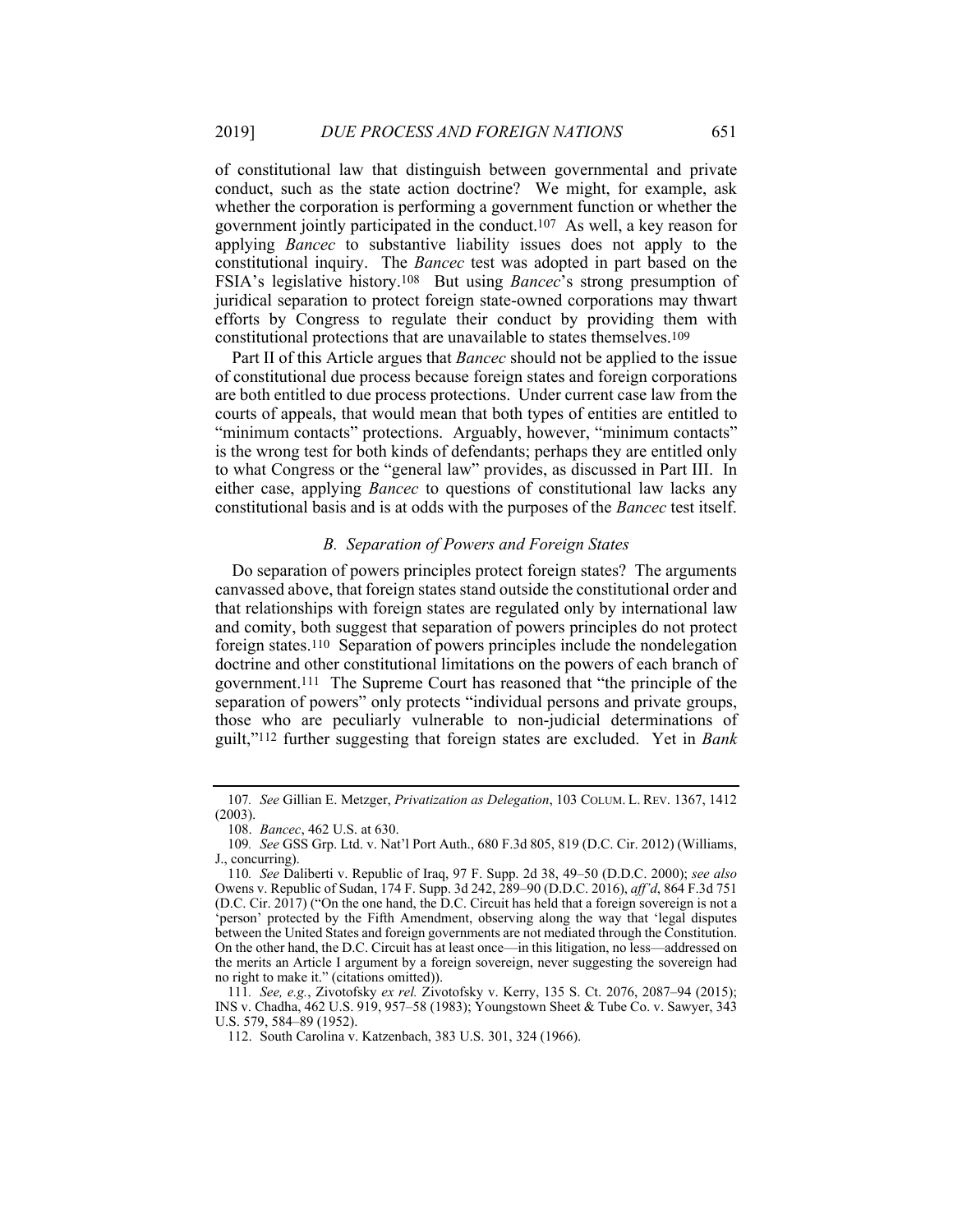of constitutional law that distinguish between governmental and private conduct, such as the state action doctrine? We might, for example, ask whether the corporation is performing a government function or whether the government jointly participated in the conduct.[107] As well, a key reason for applying *Bancec* to substantive liability issues does not apply to the constitutional inquiry. The *Bancec* test was adopted in part based on the FSIA's legislative history.[108] But using *Bancec*'s strong presumption of juridical separation to protect foreign state-owned corporations may thwart efforts by Congress to regulate their conduct by providing them with constitutional protections that are unavailable to states themselves.[109]

Part II of this Article argues that *Bancec* should not be applied to the issue of constitutional due process because foreign states and foreign corporations are both entitled to due process protections. Under current case law from the courts of appeals, that would mean that both types of entities are entitled to "minimum contacts" protections. Arguably, however, "minimum contacts" is the wrong test for both kinds of defendants; perhaps they are entitled only to what Congress or the "general law" provides, as discussed in Part III. In either case, applying *Bancec* to questions of constitutional law lacks any constitutional basis and is at odds with the purposes of the *Bancec* test itself.

### *B. Separation of Powers and Foreign States*

Do separation of powers principles protect foreign states? The arguments canvassed above, that foreign states stand outside the constitutional order and that relationships with foreign states are regulated only by international law and comity, both suggest that separation of powers principles do not protect foreign states.[110] Separation of powers principles include the nondelegation doctrine and other constitutional limitations on the powers of each branch of government.[111] The Supreme Court has reasoned that "the principle of the separation of powers" only protects "individual persons and private groups, those who are peculiarly vulnerable to non-judicial determinations of guilt,"[112] further suggesting that foreign states are excluded. Yet in *Bank*

---

107. *See* Gillian E. Metzger, *Privatization as Delegation*, 103 COLUM. L. REV. 1367, 1412 (2003).

108. *Bancec*, 462 U.S. at 630.

109. *See* GSS Grp. Ltd. v. Nat'l Port Auth., 680 F.3d 805, 819 (D.C. Cir. 2012) (Williams, J., concurring).

110. *See* Daliberti v. Republic of Iraq, 97 F. Supp. 2d 38, 49–50 (D.D.C. 2000); *see also* Owens v. Republic of Sudan, 174 F. Supp. 3d 242, 289–90 (D.D.C. 2016), *aff'd*, 864 F.3d 751 (D.C. Cir. 2017) ("On the one hand, the D.C. Circuit has held that a foreign sovereign is not a 'person' protected by the Fifth Amendment, observing along the way that 'legal disputes between the United States and foreign governments are not mediated through the Constitution. On the other hand, the D.C. Circuit has at least once—in this litigation, no less—addressed on the merits an Article I argument by a foreign sovereign, never suggesting the sovereign had no right to make it." (citations omitted)).

111. *See, e.g.*, Zivotofsky *ex rel.* Zivotofsky v. Kerry, 135 S. Ct. 2076, 2087–94 (2015); INS v. Chadha, 462 U.S. 919, 957–58 (1983); Youngstown Sheet & Tube Co. v. Sawyer, 343 U.S. 579, 584–89 (1952).

112. South Carolina v. Katzenbach, 383 U.S. 301, 324 (1966).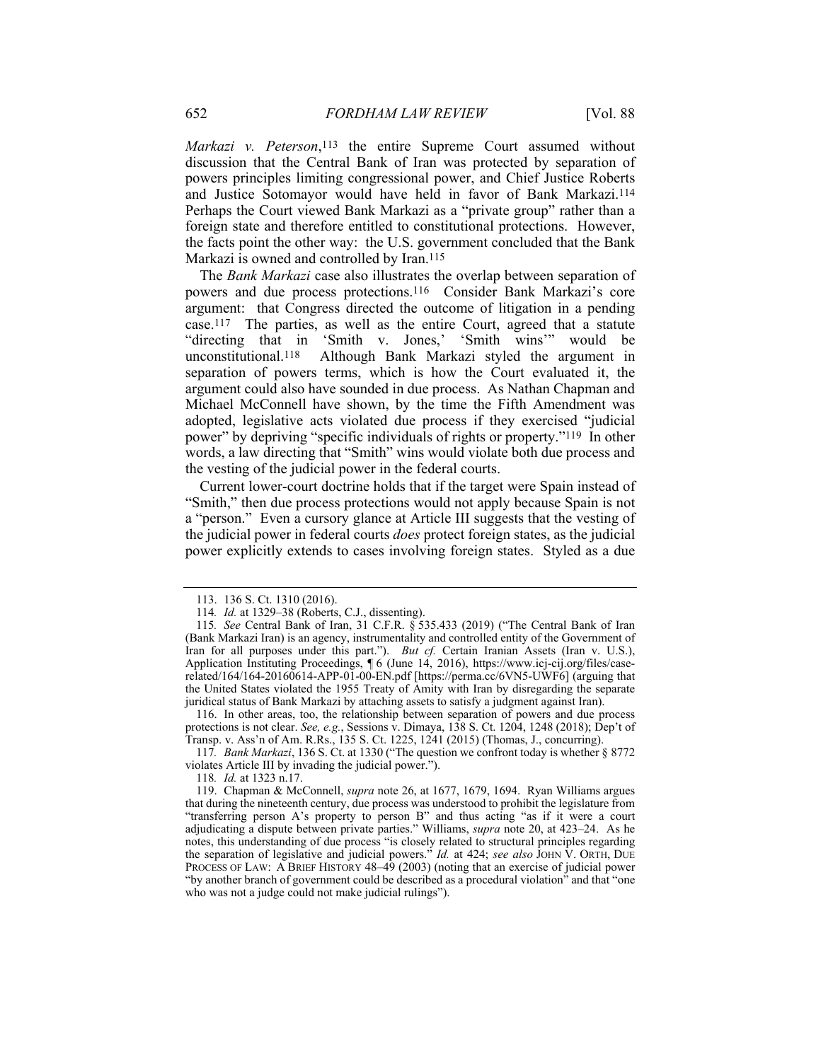*Markazi v. Peterson*,[113] the entire Supreme Court assumed without discussion that the Central Bank of Iran was protected by separation of powers principles limiting congressional power, and Chief Justice Roberts and Justice Sotomayor would have held in favor of Bank Markazi.[114] Perhaps the Court viewed Bank Markazi as a "private group" rather than a foreign state and therefore entitled to constitutional protections. However, the facts point the other way: the U.S. government concluded that the Bank Markazi is owned and controlled by Iran.[115]

The *Bank Markazi* case also illustrates the overlap between separation of powers and due process protections.[116] Consider Bank Markazi's core argument: that Congress directed the outcome of litigation in a pending case.[117] The parties, as well as the entire Court, agreed that a statute "directing that in 'Smith v. Jones,' 'Smith wins'" would be unconstitutional.[118] Although Bank Markazi styled the argument in separation of powers terms, which is how the Court evaluated it, the argument could also have sounded in due process. As Nathan Chapman and Michael McConnell have shown, by the time the Fifth Amendment was adopted, legislative acts violated due process if they exercised "judicial power" by depriving "specific individuals of rights or property."[119] In other words, a law directing that "Smith" wins would violate both due process and the vesting of the judicial power in the federal courts.

Current lower-court doctrine holds that if the target were Spain instead of "Smith," then due process protections would not apply because Spain is not a "person." Even a cursory glance at Article III suggests that the vesting of the judicial power in federal courts *does* protect foreign states, as the judicial power explicitly extends to cases involving foreign states. Styled as a due

---

113. 136 S. Ct. 1310 (2016).

114. *Id.* at 1329–38 (Roberts, C.J., dissenting).

115. *See* Central Bank of Iran, 31 C.F.R. § 535.433 (2019) ("The Central Bank of Iran (Bank Markazi Iran) is an agency, instrumentality and controlled entity of the Government of Iran for all purposes under this part."). *But cf.* Certain Iranian Assets (Iran v. U.S.), Application Instituting Proceedings, ¶ 6 (June 14, 2016), https://www.icj-cij.org/files/case-related/164/164-20160614-APP-01-00-EN.pdf [https://perma.cc/6VN5-UWF6] (arguing that the United States violated the 1955 Treaty of Amity with Iran by disregarding the separate juridical status of Bank Markazi by attaching assets to satisfy a judgment against Iran).

116. In other areas, too, the relationship between separation of powers and due process protections is not clear. *See, e.g.*, Sessions v. Dimaya, 138 S. Ct. 1204, 1248 (2018); Dep't of Transp. v. Ass'n of Am. R.Rs., 135 S. Ct. 1225, 1241 (2015) (Thomas, J., concurring).

117. *Bank Markazi*, 136 S. Ct. at 1330 ("The question we confront today is whether § 8772 violates Article III by invading the judicial power.").

118. *Id.* at 1323 n.17.

119. Chapman & McConnell, *supra* note 26, at 1677, 1679, 1694. Ryan Williams argues that during the nineteenth century, due process was understood to prohibit the legislature from "transferring person A's property to person B" and thus acting "as if it were a court adjudicating a dispute between private parties." Williams, *supra* note 20, at 423–24. As he notes, this understanding of due process "is closely related to structural principles regarding the separation of legislative and judicial powers." *Id.* at 424; *see also* JOHN V. ORTH, DUE PROCESS OF LAW: A BRIEF HISTORY 48–49 (2003) (noting that an exercise of judicial power "by another branch of government could be described as a procedural violation" and that "one who was not a judge could not make judicial rulings").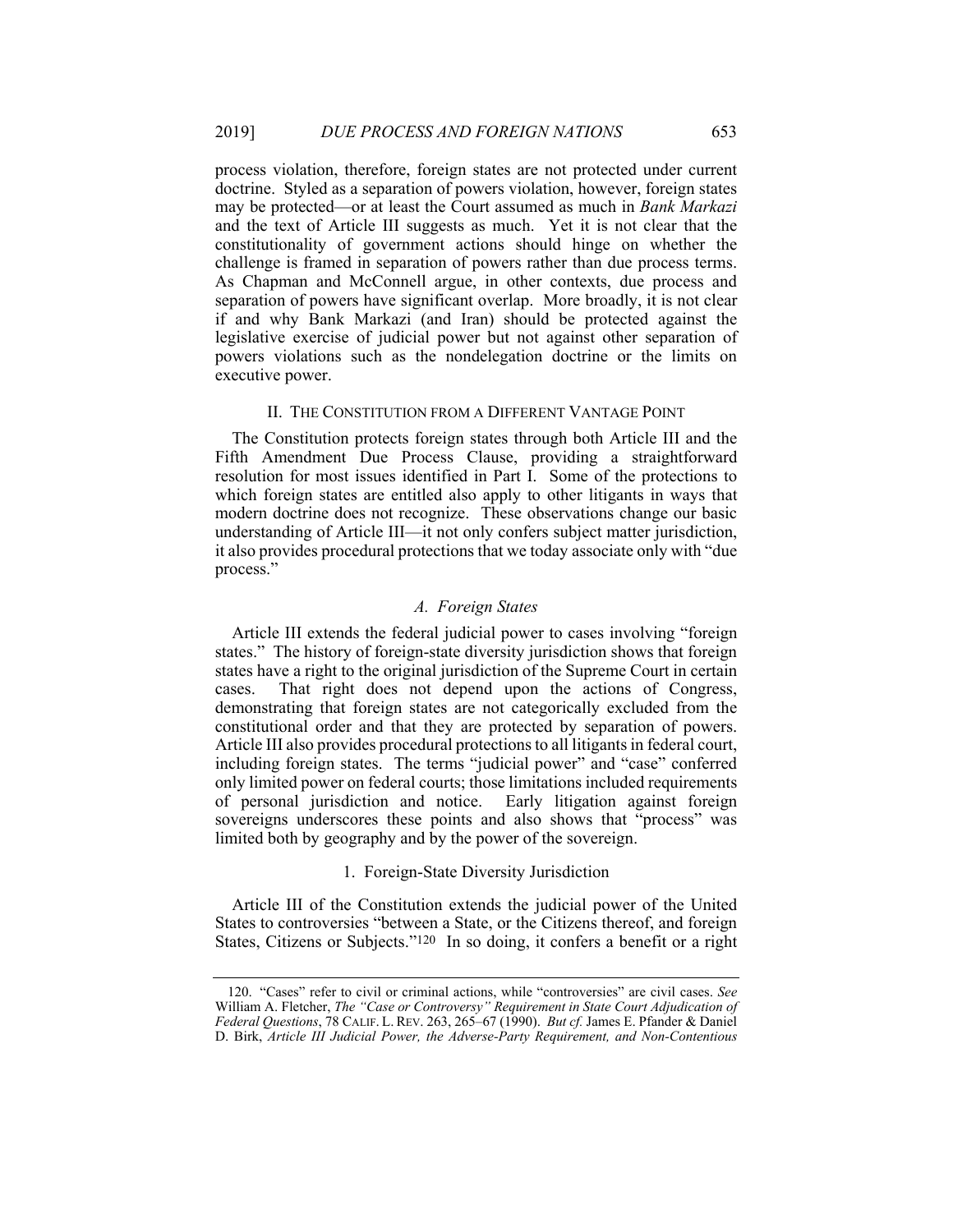process violation, therefore, foreign states are not protected under current doctrine. Styled as a separation of powers violation, however, foreign states may be protected—or at least the Court assumed as much in *Bank Markazi* and the text of Article III suggests as much. Yet it is not clear that the constitutionality of government actions should hinge on whether the challenge is framed in separation of powers rather than due process terms. As Chapman and McConnell argue, in other contexts, due process and separation of powers have significant overlap. More broadly, it is not clear if and why Bank Markazi (and Iran) should be protected against the legislative exercise of judicial power but not against other separation of powers violations such as the nondelegation doctrine or the limits on executive power.

## II. THE CONSTITUTION FROM A DIFFERENT VANTAGE POINT

The Constitution protects foreign states through both Article III and the Fifth Amendment Due Process Clause, providing a straightforward resolution for most issues identified in Part I. Some of the protections to which foreign states are entitled also apply to other litigants in ways that modern doctrine does not recognize. These observations change our basic understanding of Article III—it not only confers subject matter jurisdiction, it also provides procedural protections that we today associate only with "due process."

### *A. Foreign States*

Article III extends the federal judicial power to cases involving "foreign states." The history of foreign-state diversity jurisdiction shows that foreign states have a right to the original jurisdiction of the Supreme Court in certain cases. That right does not depend upon the actions of Congress, demonstrating that foreign states are not categorically excluded from the constitutional order and that they are protected by separation of powers. Article III also provides procedural protections to all litigants in federal court, including foreign states. The terms "judicial power" and "case" conferred only limited power on federal courts; those limitations included requirements of personal jurisdiction and notice. Early litigation against foreign sovereigns underscores these points and also shows that "process" was limited both by geography and by the power of the sovereign.

#### 1. Foreign-State Diversity Jurisdiction

Article III of the Constitution extends the judicial power of the United States to controversies "between a State, or the Citizens thereof, and foreign States, Citizens or Subjects."[120] In so doing, it confers a benefit or a right

---

120. "Cases" refer to civil or criminal actions, while "controversies" are civil cases. *See* William A. Fletcher, *The "Case or Controversy" Requirement in State Court Adjudication of Federal Questions*, 78 CALIF. L. REV. 263, 265–67 (1990). *But cf.* James E. Pfander & Daniel D. Birk, *Article III Judicial Power, the Adverse-Party Requirement, and Non-Contentious*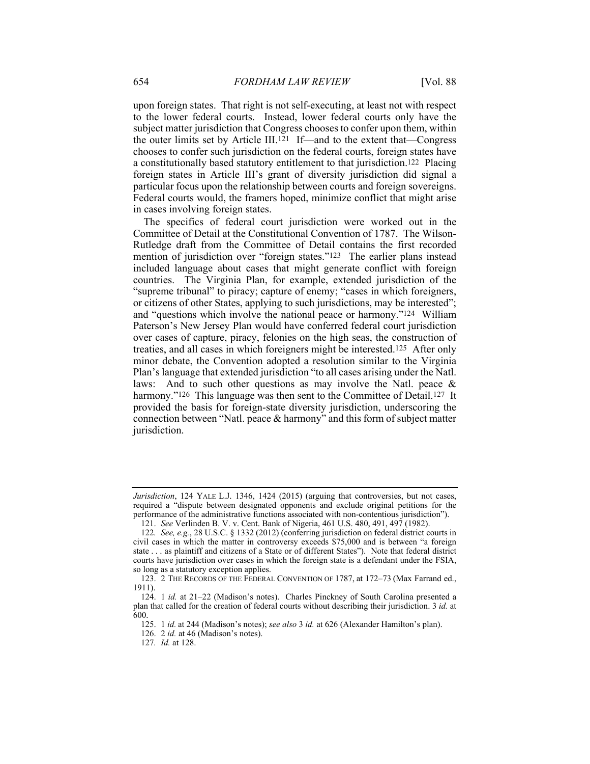upon foreign states. That right is not self-executing, at least not with respect to the lower federal courts. Instead, lower federal courts only have the subject matter jurisdiction that Congress chooses to confer upon them, within the outer limits set by Article III.[121] If—and to the extent that—Congress chooses to confer such jurisdiction on the federal courts, foreign states have a constitutionally based statutory entitlement to that jurisdiction.[122] Placing foreign states in Article III's grant of diversity jurisdiction did signal a particular focus upon the relationship between courts and foreign sovereigns. Federal courts would, the framers hoped, minimize conflict that might arise in cases involving foreign states.

The specifics of federal court jurisdiction were worked out in the Committee of Detail at the Constitutional Convention of 1787. The Wilson-Rutledge draft from the Committee of Detail contains the first recorded mention of jurisdiction over "foreign states."[123] The earlier plans instead included language about cases that might generate conflict with foreign countries. The Virginia Plan, for example, extended jurisdiction of the "supreme tribunal" to piracy; capture of enemy; "cases in which foreigners, or citizens of other States, applying to such jurisdictions, may be interested"; and "questions which involve the national peace or harmony."[124] William Paterson's New Jersey Plan would have conferred federal court jurisdiction over cases of capture, piracy, felonies on the high seas, the construction of treaties, and all cases in which foreigners might be interested.[125] After only minor debate, the Convention adopted a resolution similar to the Virginia Plan's language that extended jurisdiction "to all cases arising under the Natl. laws: And to such other questions as may involve the Natl. peace & harmony."[126] This language was then sent to the Committee of Detail.[127] It provided the basis for foreign-state diversity jurisdiction, underscoring the connection between "Natl. peace & harmony" and this form of subject matter jurisdiction.

---

*Jurisdiction*, 124 YALE L.J. 1346, 1424 (2015) (arguing that controversies, but not cases, required a "dispute between designated opponents and exclude original petitions for the performance of the administrative functions associated with non-contentious jurisdiction").

121. *See* Verlinden B. V. v. Cent. Bank of Nigeria, 461 U.S. 480, 491, 497 (1982).

122. *See, e.g.*, 28 U.S.C. § 1332 (2012) (conferring jurisdiction on federal district courts in civil cases in which the matter in controversy exceeds $75,000 and is between "a foreign state . . . as plaintiff and citizens of a State or of different States"). Note that federal district courts have jurisdiction over cases in which the foreign state is a defendant under the FSIA, so long as a statutory exception applies.

123. 2 THE RECORDS OF THE FEDERAL CONVENTION OF 1787, at 172–73 (Max Farrand ed., 1911).

124. 1 *id.* at 21–22 (Madison's notes). Charles Pinckney of South Carolina presented a plan that called for the creation of federal courts without describing their jurisdiction. 3 *id.* at 600.

125. 1 *id.* at 244 (Madison's notes); *see also* 3 *id.* at 626 (Alexander Hamilton's plan).

126. 2 *id.* at 46 (Madison's notes).

127. *Id.* at 128.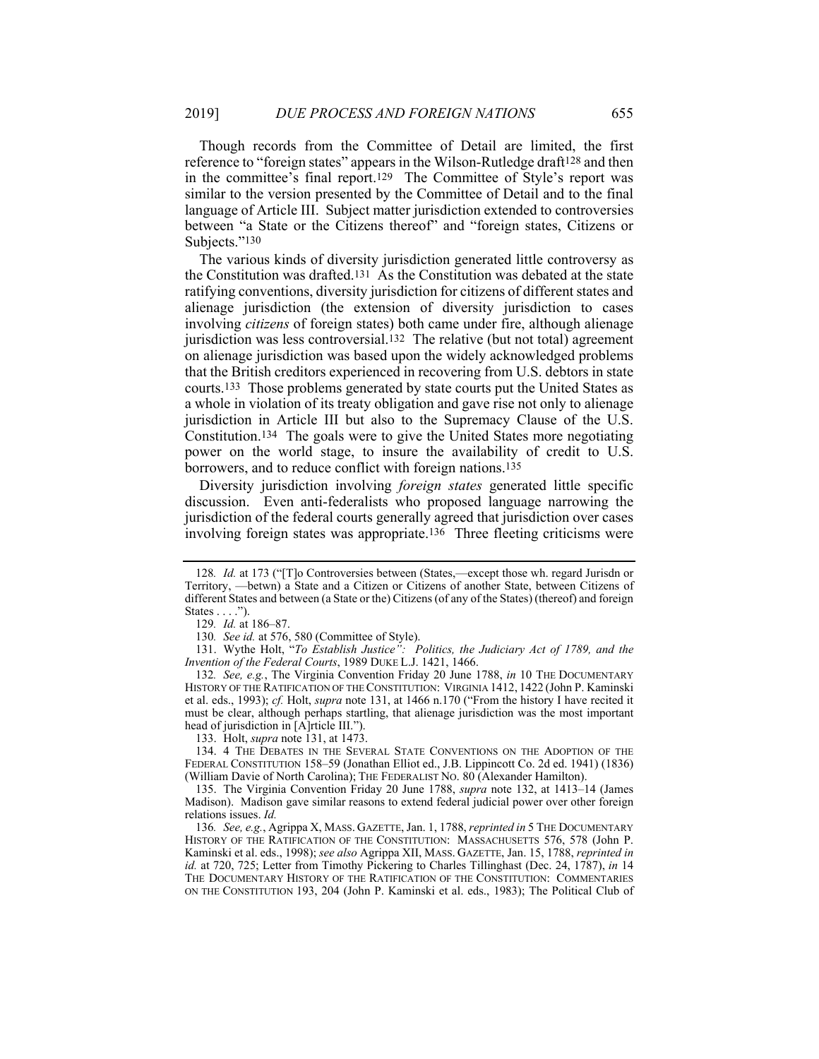Though records from the Committee of Detail are limited, the first reference to "foreign states" appears in the Wilson-Rutledge draft[128] and then in the committee's final report.[129] The Committee of Style's report was similar to the version presented by the Committee of Detail and to the final language of Article III. Subject matter jurisdiction extended to controversies between "a State or the Citizens thereof" and "foreign states, Citizens or Subjects."[130]

The various kinds of diversity jurisdiction generated little controversy as the Constitution was drafted.[131] As the Constitution was debated at the state ratifying conventions, diversity jurisdiction for citizens of different states and alienage jurisdiction (the extension of diversity jurisdiction to cases involving *citizens* of foreign states) both came under fire, although alienage jurisdiction was less controversial.[132] The relative (but not total) agreement on alienage jurisdiction was based upon the widely acknowledged problems that the British creditors experienced in recovering from U.S. debtors in state courts.[133] Those problems generated by state courts put the United States as a whole in violation of its treaty obligation and gave rise not only to alienage jurisdiction in Article III but also to the Supremacy Clause of the U.S. Constitution.[134] The goals were to give the United States more negotiating power on the world stage, to insure the availability of credit to U.S. borrowers, and to reduce conflict with foreign nations.[135]

Diversity jurisdiction involving *foreign states* generated little specific discussion. Even anti-federalists who proposed language narrowing the jurisdiction of the federal courts generally agreed that jurisdiction over cases involving foreign states was appropriate.[136] Three fleeting criticisms were

---

128. *Id.* at 173 ("[T]o Controversies between (States,—except those wh. regard Jurisdn or Territory, —betwn) a State and a Citizen or Citizens of another State, between Citizens of different States and between (a State or the) Citizens (of any of the States) (thereof) and foreign States . . . .").

129. *Id.* at 186–87.

130. *See id.* at 576, 580 (Committee of Style).

131. Wythe Holt, "*To Establish Justice": Politics, the Judiciary Act of 1789, and the Invention of the Federal Courts*, 1989 DUKE L.J. 1421, 1466.

132. *See, e.g.*, The Virginia Convention Friday 20 June 1788, *in* 10 THE DOCUMENTARY HISTORY OF THE RATIFICATION OF THE CONSTITUTION: VIRGINIA 1412, 1422 (John P. Kaminski et al. eds., 1993); *cf.* Holt, *supra* note 131, at 1466 n.170 ("From the history I have recited it must be clear, although perhaps startling, that alienage jurisdiction was the most important head of jurisdiction in [A]rticle III.").

133. Holt, *supra* note 131, at 1473.

134. 4 THE DEBATES IN THE SEVERAL STATE CONVENTIONS ON THE ADOPTION OF THE FEDERAL CONSTITUTION 158–59 (Jonathan Elliot ed., J.B. Lippincott Co. 2d ed. 1941) (1836) (William Davie of North Carolina); THE FEDERALIST NO. 80 (Alexander Hamilton).

135. The Virginia Convention Friday 20 June 1788, *supra* note 132, at 1413–14 (James Madison). Madison gave similar reasons to extend federal judicial power over other foreign relations issues. *Id.*

136. *See, e.g.*, Agrippa X, MASS. GAZETTE, Jan. 1, 1788, *reprinted in* 5 THE DOCUMENTARY HISTORY OF THE RATIFICATION OF THE CONSTITUTION: MASSACHUSETTS 576, 578 (John P. Kaminski et al. eds., 1998); *see also* Agrippa XII, MASS. GAZETTE, Jan. 15, 1788, *reprinted in id.* at 720, 725; Letter from Timothy Pickering to Charles Tillinghast (Dec. 24, 1787), *in* 14 THE DOCUMENTARY HISTORY OF THE RATIFICATION OF THE CONSTITUTION: COMMENTARIES ON THE CONSTITUTION 193, 204 (John P. Kaminski et al. eds., 1983); The Political Club of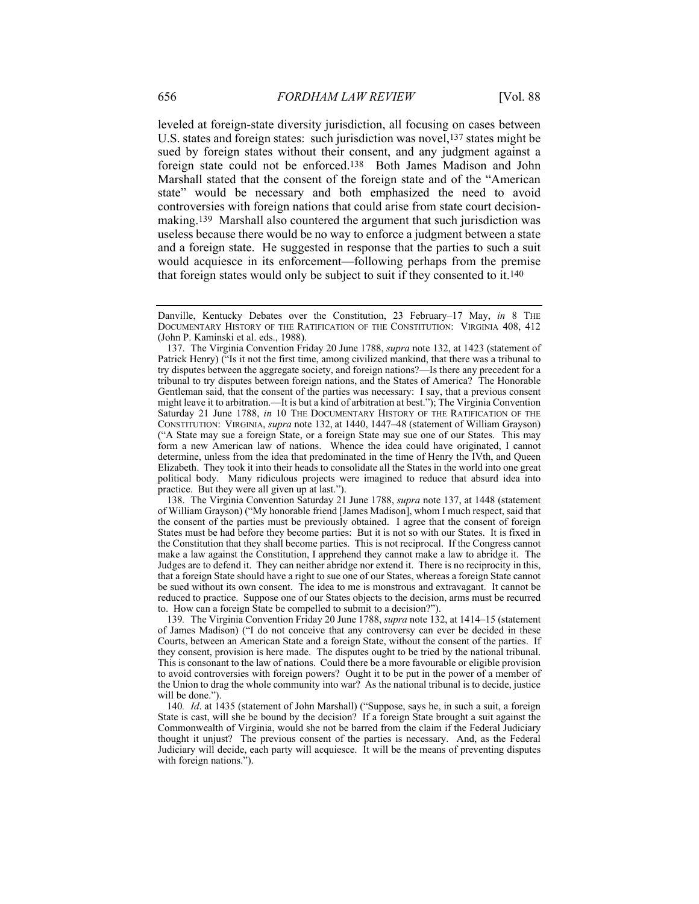leveled at foreign-state diversity jurisdiction, all focusing on cases between U.S. states and foreign states: such jurisdiction was novel,[137] states might be sued by foreign states without their consent, and any judgment against a foreign state could not be enforced.[138] Both James Madison and John Marshall stated that the consent of the foreign state and of the "American state" would be necessary and both emphasized the need to avoid controversies with foreign nations that could arise from state court decision-making.[139] Marshall also countered the argument that such jurisdiction was useless because there would be no way to enforce a judgment between a state and a foreign state. He suggested in response that the parties to such a suit would acquiesce in its enforcement—following perhaps from the premise that foreign states would only be subject to suit if they consented to it.[140]

---

Danville, Kentucky Debates over the Constitution, 23 February–17 May, *in* 8 THE DOCUMENTARY HISTORY OF THE RATIFICATION OF THE CONSTITUTION: VIRGINIA 408, 412 (John P. Kaminski et al. eds., 1988).

137. The Virginia Convention Friday 20 June 1788, *supra* note 132, at 1423 (statement of Patrick Henry) ("Is it not the first time, among civilized mankind, that there was a tribunal to try disputes between the aggregate society, and foreign nations?—Is there any precedent for a tribunal to try disputes between foreign nations, and the States of America? The Honorable Gentleman said, that the consent of the parties was necessary: I say, that a previous consent might leave it to arbitration.—It is but a kind of arbitration at best."); The Virginia Convention Saturday 21 June 1788, *in* 10 THE DOCUMENTARY HISTORY OF THE RATIFICATION OF THE CONSTITUTION: VIRGINIA, *supra* note 132, at 1440, 1447–48 (statement of William Grayson) ("A State may sue a foreign State, or a foreign State may sue one of our States. This may form a new American law of nations. Whence the idea could have originated, I cannot determine, unless from the idea that predominated in the time of Henry the IVth, and Queen Elizabeth. They took it into their heads to consolidate all the States in the world into one great political body. Many ridiculous projects were imagined to reduce that absurd idea into practice. But they were all given up at last.").

138. The Virginia Convention Saturday 21 June 1788, *supra* note 137, at 1448 (statement of William Grayson) ("My honorable friend [James Madison], whom I much respect, said that the consent of the parties must be previously obtained. I agree that the consent of foreign States must be had before they become parties: But it is not so with our States. It is fixed in the Constitution that they shall become parties. This is not reciprocal. If the Congress cannot make a law against the Constitution, I apprehend they cannot make a law to abridge it. The Judges are to defend it. They can neither abridge nor extend it. There is no reciprocity in this, that a foreign State should have a right to sue one of our States, whereas a foreign State cannot be sued without its own consent. The idea to me is monstrous and extravagant. It cannot be reduced to practice. Suppose one of our States objects to the decision, arms must be recurred to. How can a foreign State be compelled to submit to a decision?").

139. The Virginia Convention Friday 20 June 1788, *supra* note 132, at 1414–15 (statement of James Madison) ("I do not conceive that any controversy can ever be decided in these Courts, between an American State and a foreign State, without the consent of the parties. If they consent, provision is here made. The disputes ought to be tried by the national tribunal. This is consonant to the law of nations. Could there be a more favourable or eligible provision to avoid controversies with foreign powers? Ought it to be put in the power of a member of the Union to drag the whole community into war? As the national tribunal is to decide, justice will be done.").

140. *Id*. at 1435 (statement of John Marshall) ("Suppose, says he, in such a suit, a foreign State is cast, will she be bound by the decision? If a foreign State brought a suit against the Commonwealth of Virginia, would she not be barred from the claim if the Federal Judiciary thought it unjust? The previous consent of the parties is necessary. And, as the Federal Judiciary will decide, each party will acquiesce. It will be the means of preventing disputes with foreign nations.").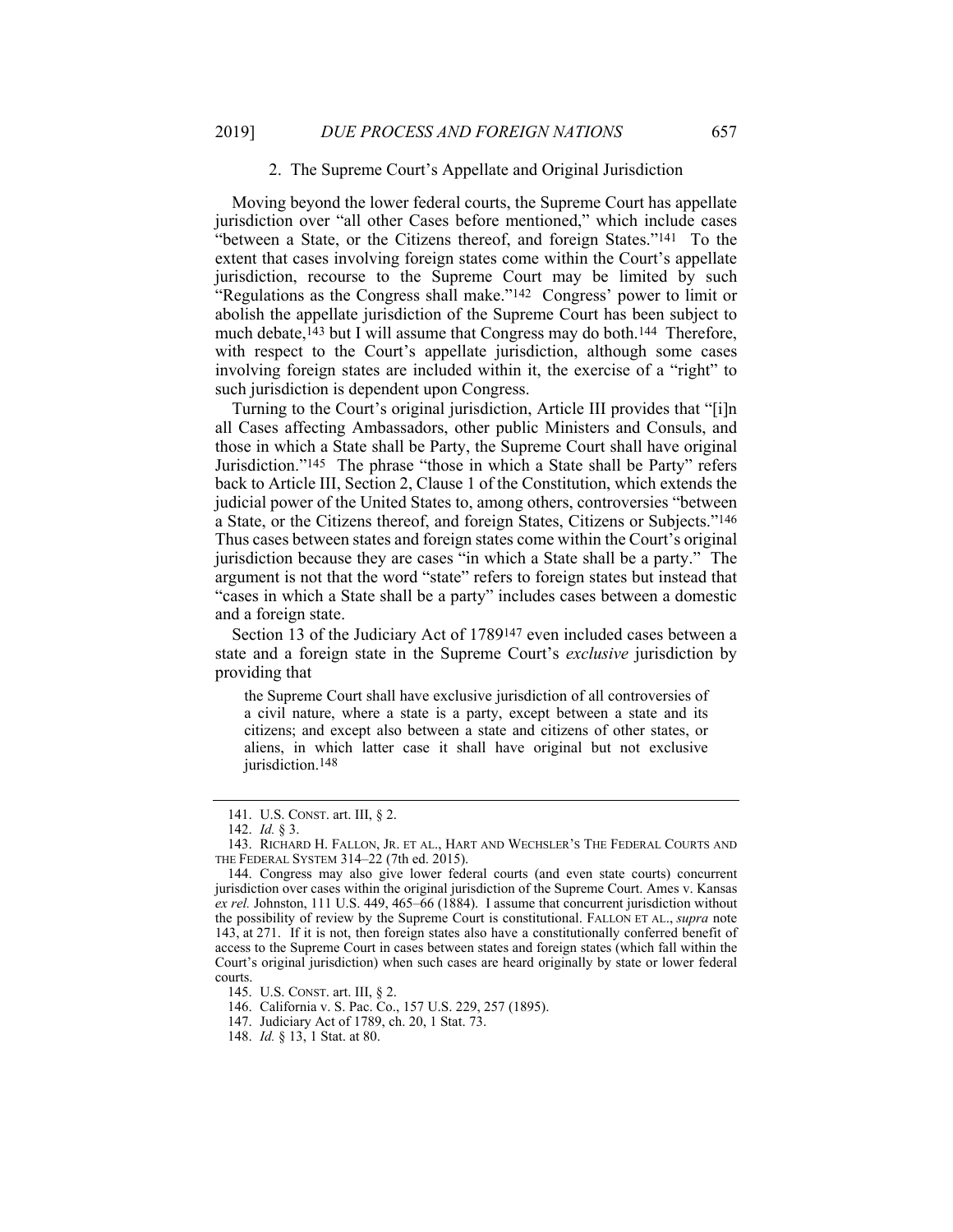### 2. The Supreme Court's Appellate and Original Jurisdiction

Moving beyond the lower federal courts, the Supreme Court has appellate jurisdiction over "all other Cases before mentioned," which include cases "between a State, or the Citizens thereof, and foreign States."[141] To the extent that cases involving foreign states come within the Court's appellate jurisdiction, recourse to the Supreme Court may be limited by such "Regulations as the Congress shall make."[142] Congress' power to limit or abolish the appellate jurisdiction of the Supreme Court has been subject to much debate,[143] but I will assume that Congress may do both.[144] Therefore, with respect to the Court's appellate jurisdiction, although some cases involving foreign states are included within it, the exercise of a "right" to such jurisdiction is dependent upon Congress.

Turning to the Court's original jurisdiction, Article III provides that "[i]n all Cases affecting Ambassadors, other public Ministers and Consuls, and those in which a State shall be Party, the Supreme Court shall have original Jurisdiction."[145] The phrase "those in which a State shall be Party" refers back to Article III, Section 2, Clause 1 of the Constitution, which extends the judicial power of the United States to, among others, controversies "between a State, or the Citizens thereof, and foreign States, Citizens or Subjects."[146] Thus cases between states and foreign states come within the Court's original jurisdiction because they are cases "in which a State shall be a party." The argument is not that the word "state" refers to foreign states but instead that "cases in which a State shall be a party" includes cases between a domestic and a foreign state.

Section 13 of the Judiciary Act of 1789[147] even included cases between a state and a foreign state in the Supreme Court's *exclusive* jurisdiction by providing that

> the Supreme Court shall have exclusive jurisdiction of all controversies of a civil nature, where a state is a party, except between a state and its citizens; and except also between a state and citizens of other states, or aliens, in which latter case it shall have original but not exclusive jurisdiction.[148]

---

141. U.S. CONST. art. III, § 2.

142. *Id.* § 3.

143. RICHARD H. FALLON, JR. ET AL., HART AND WECHSLER'S THE FEDERAL COURTS AND THE FEDERAL SYSTEM 314–22 (7th ed. 2015).

144. Congress may also give lower federal courts (and even state courts) concurrent jurisdiction over cases within the original jurisdiction of the Supreme Court. Ames v. Kansas *ex rel.* Johnston, 111 U.S. 449, 465–66 (1884). I assume that concurrent jurisdiction without the possibility of review by the Supreme Court is constitutional. FALLON ET AL., *supra* note 143, at 271. If it is not, then foreign states also have a constitutionally conferred benefit of access to the Supreme Court in cases between states and foreign states (which fall within the Court's original jurisdiction) when such cases are heard originally by state or lower federal courts.

145. U.S. CONST. art. III, § 2.

146. California v. S. Pac. Co., 157 U.S. 229, 257 (1895).

147. Judiciary Act of 1789, ch. 20, 1 Stat. 73.

148. *Id.* § 13, 1 Stat. at 80.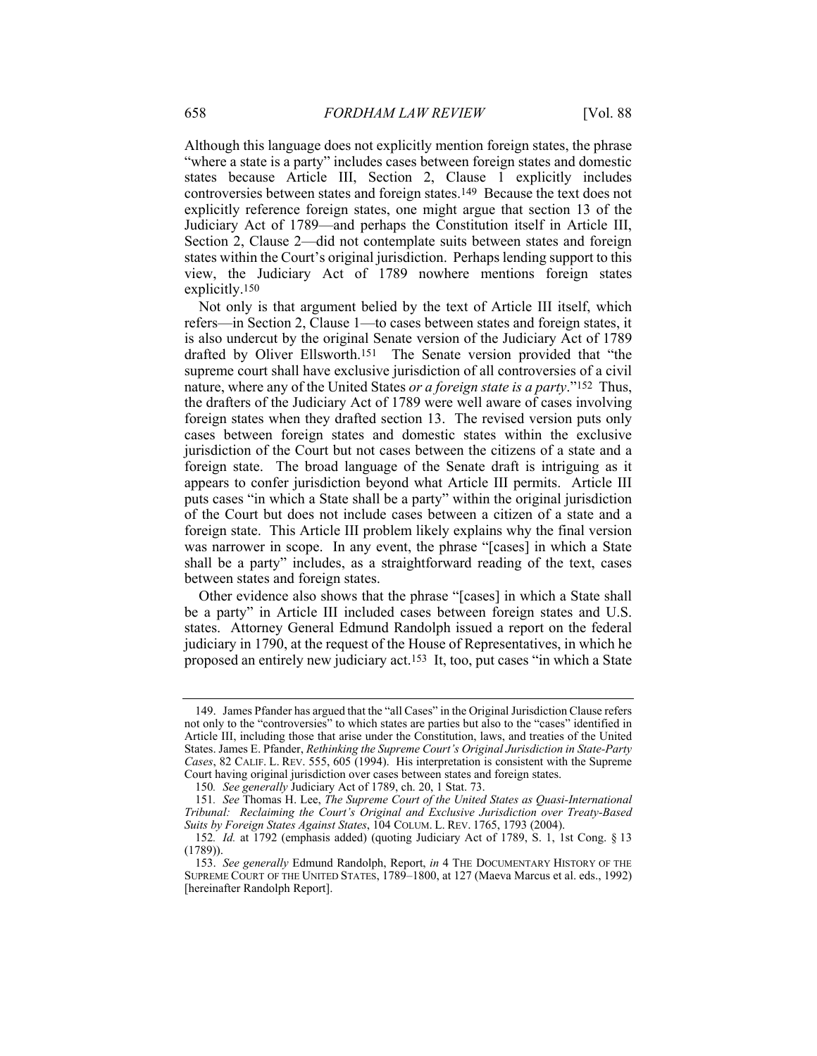Although this language does not explicitly mention foreign states, the phrase "where a state is a party" includes cases between foreign states and domestic states because Article III, Section 2, Clause 1 explicitly includes controversies between states and foreign states.[149] Because the text does not explicitly reference foreign states, one might argue that section 13 of the Judiciary Act of 1789—and perhaps the Constitution itself in Article III, Section 2, Clause 2—did not contemplate suits between states and foreign states within the Court's original jurisdiction. Perhaps lending support to this view, the Judiciary Act of 1789 nowhere mentions foreign states explicitly.[150]

Not only is that argument belied by the text of Article III itself, which refers—in Section 2, Clause 1—to cases between states and foreign states, it is also undercut by the original Senate version of the Judiciary Act of 1789 drafted by Oliver Ellsworth.[151] The Senate version provided that "the supreme court shall have exclusive jurisdiction of all controversies of a civil nature, where any of the United States *or a foreign state is a party*."[152] Thus, the drafters of the Judiciary Act of 1789 were well aware of cases involving foreign states when they drafted section 13. The revised version puts only cases between foreign states and domestic states within the exclusive jurisdiction of the Court but not cases between the citizens of a state and a foreign state. The broad language of the Senate draft is intriguing as it appears to confer jurisdiction beyond what Article III permits. Article III puts cases "in which a State shall be a party" within the original jurisdiction of the Court but does not include cases between a citizen of a state and a foreign state. This Article III problem likely explains why the final version was narrower in scope. In any event, the phrase "[cases] in which a State shall be a party" includes, as a straightforward reading of the text, cases between states and foreign states.

Other evidence also shows that the phrase "[cases] in which a State shall be a party" in Article III included cases between foreign states and U.S. states. Attorney General Edmund Randolph issued a report on the federal judiciary in 1790, at the request of the House of Representatives, in which he proposed an entirely new judiciary act.[153] It, too, put cases "in which a State

---

149. James Pfander has argued that the "all Cases" in the Original Jurisdiction Clause refers not only to the "controversies" to which states are parties but also to the "cases" identified in Article III, including those that arise under the Constitution, laws, and treaties of the United States. James E. Pfander, *Rethinking the Supreme Court's Original Jurisdiction in State-Party Cases*, 82 CALIF. L. REV. 555, 605 (1994). His interpretation is consistent with the Supreme Court having original jurisdiction over cases between states and foreign states.

150. *See generally* Judiciary Act of 1789, ch. 20, 1 Stat. 73.

151. *See* Thomas H. Lee, *The Supreme Court of the United States as Quasi-International Tribunal: Reclaiming the Court's Original and Exclusive Jurisdiction over Treaty-Based Suits by Foreign States Against States*, 104 COLUM. L. REV. 1765, 1793 (2004).

152. *Id.* at 1792 (emphasis added) (quoting Judiciary Act of 1789, S. 1, 1st Cong. § 13 (1789)).

153. *See generally* Edmund Randolph, Report, *in* 4 THE DOCUMENTARY HISTORY OF THE SUPREME COURT OF THE UNITED STATES, 1789–1800, at 127 (Maeva Marcus et al. eds., 1992) [hereinafter Randolph Report].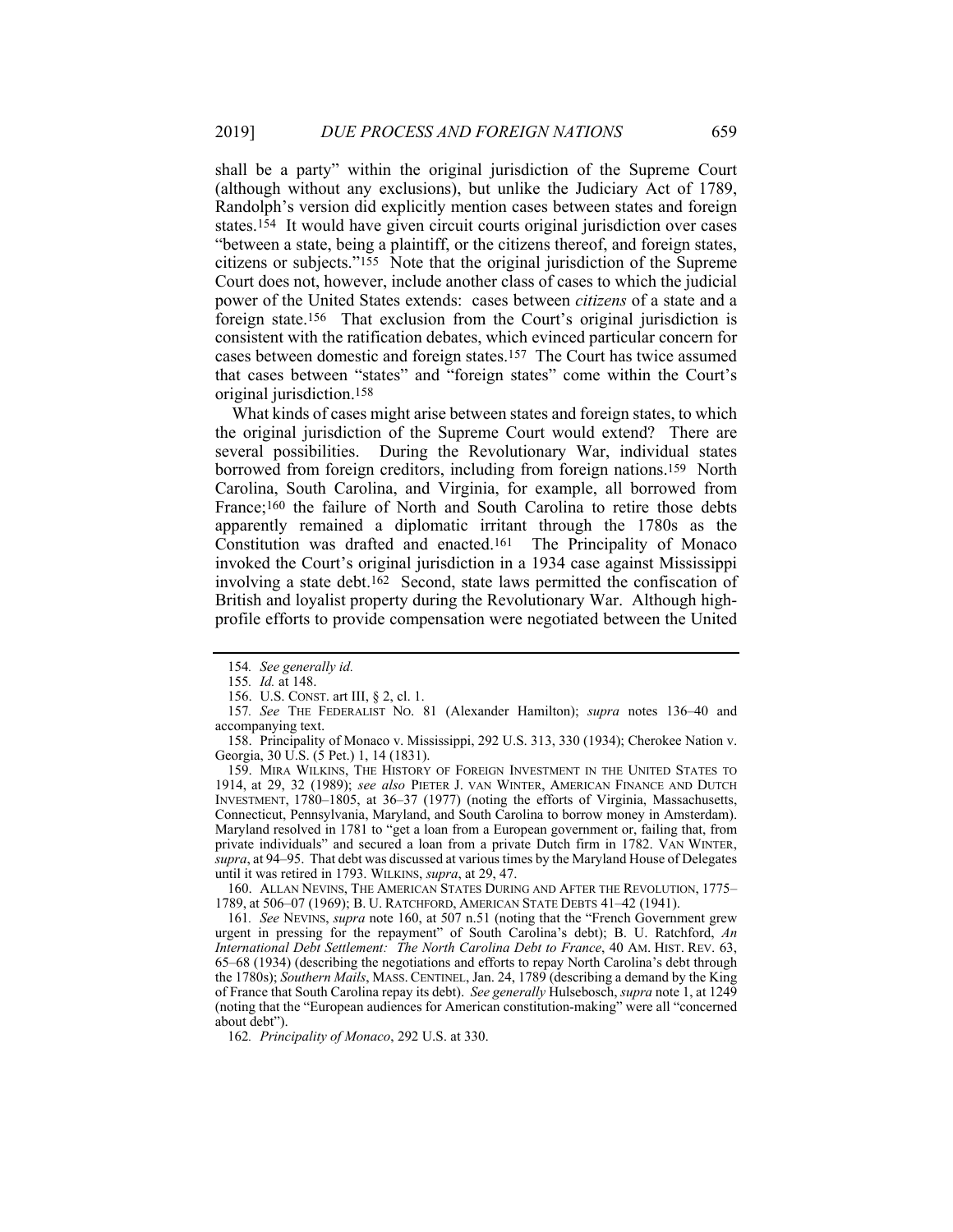shall be a party" within the original jurisdiction of the Supreme Court (although without any exclusions), but unlike the Judiciary Act of 1789, Randolph's version did explicitly mention cases between states and foreign states.[154] It would have given circuit courts original jurisdiction over cases "between a state, being a plaintiff, or the citizens thereof, and foreign states, citizens or subjects."[155] Note that the original jurisdiction of the Supreme Court does not, however, include another class of cases to which the judicial power of the United States extends: cases between *citizens* of a state and a foreign state.[156] That exclusion from the Court's original jurisdiction is consistent with the ratification debates, which evinced particular concern for cases between domestic and foreign states.[157] The Court has twice assumed that cases between "states" and "foreign states" come within the Court's original jurisdiction.[158]

What kinds of cases might arise between states and foreign states, to which the original jurisdiction of the Supreme Court would extend? There are several possibilities. During the Revolutionary War, individual states borrowed from foreign creditors, including from foreign nations.[159] North Carolina, South Carolina, and Virginia, for example, all borrowed from France;[160] the failure of North and South Carolina to retire those debts apparently remained a diplomatic irritant through the 1780s as the Constitution was drafted and enacted.[161] The Principality of Monaco invoked the Court's original jurisdiction in a 1934 case against Mississippi involving a state debt.[162] Second, state laws permitted the confiscation of British and loyalist property during the Revolutionary War. Although high-profile efforts to provide compensation were negotiated between the United

---

154. *See generally id.*

155. *Id.* at 148.

156. U.S. CONST. art III, § 2, cl. 1.

157. *See* THE FEDERALIST NO. 81 (Alexander Hamilton); *supra* notes 136–40 and accompanying text.

158. Principality of Monaco v. Mississippi, 292 U.S. 313, 330 (1934); Cherokee Nation v. Georgia, 30 U.S. (5 Pet.) 1, 14 (1831).

159. MIRA WILKINS, THE HISTORY OF FOREIGN INVESTMENT IN THE UNITED STATES TO 1914, at 29, 32 (1989); *see also* PIETER J. VAN WINTER, AMERICAN FINANCE AND DUTCH INVESTMENT, 1780–1805, at 36–37 (1977) (noting the efforts of Virginia, Massachusetts, Connecticut, Pennsylvania, Maryland, and South Carolina to borrow money in Amsterdam). Maryland resolved in 1781 to "get a loan from a European government or, failing that, from private individuals" and secured a loan from a private Dutch firm in 1782. VAN WINTER, *supra*, at 94–95. That debt was discussed at various times by the Maryland House of Delegates until it was retired in 1793. WILKINS, *supra*, at 29, 47.

160. ALLAN NEVINS, THE AMERICAN STATES DURING AND AFTER THE REVOLUTION, 1775–1789, at 506–07 (1969); B. U. RATCHFORD, AMERICAN STATE DEBTS 41–42 (1941).

161. *See* NEVINS, *supra* note 160, at 507 n.51 (noting that the "French Government grew urgent in pressing for the repayment" of South Carolina's debt); B. U. Ratchford, *An International Debt Settlement: The North Carolina Debt to France*, 40 AM. HIST. REV. 63, 65–68 (1934) (describing the negotiations and efforts to repay North Carolina's debt through the 1780s); *Southern Mails*, MASS. CENTINEL, Jan. 24, 1789 (describing a demand by the King of France that South Carolina repay its debt). *See generally* Hulsebosch, *supra* note 1, at 1249 (noting that the "European audiences for American constitution-making" were all "concerned about debt").

162. *Principality of Monaco*, 292 U.S. at 330.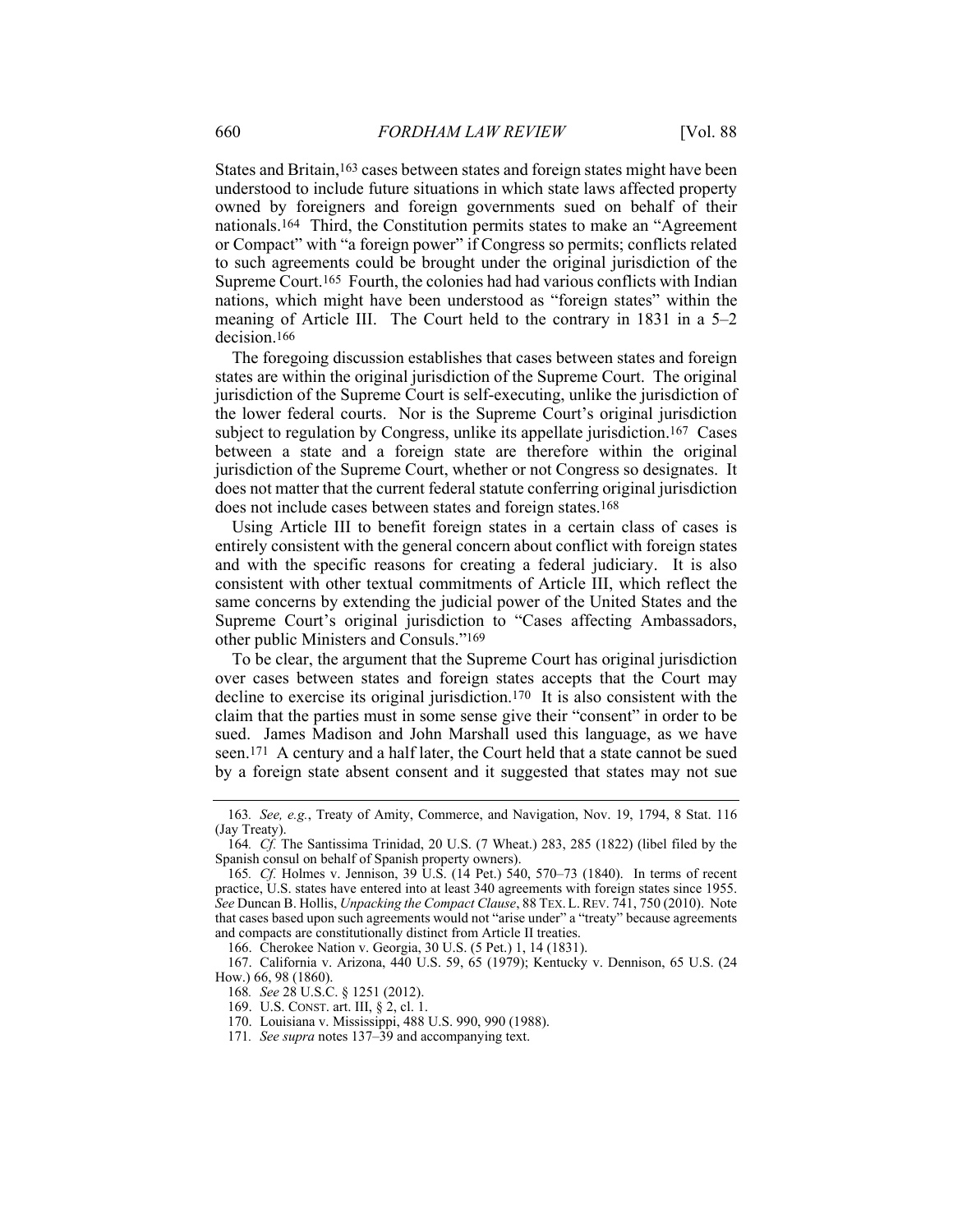States and Britain,[163] cases between states and foreign states might have been understood to include future situations in which state laws affected property owned by foreigners and foreign governments sued on behalf of their nationals.[164] Third, the Constitution permits states to make an "Agreement or Compact" with "a foreign power" if Congress so permits; conflicts related to such agreements could be brought under the original jurisdiction of the Supreme Court.[165] Fourth, the colonies had had various conflicts with Indian nations, which might have been understood as "foreign states" within the meaning of Article III. The Court held to the contrary in 1831 in a 5–2 decision.[166]

The foregoing discussion establishes that cases between states and foreign states are within the original jurisdiction of the Supreme Court. The original jurisdiction of the Supreme Court is self-executing, unlike the jurisdiction of the lower federal courts. Nor is the Supreme Court's original jurisdiction subject to regulation by Congress, unlike its appellate jurisdiction.[167] Cases between a state and a foreign state are therefore within the original jurisdiction of the Supreme Court, whether or not Congress so designates. It does not matter that the current federal statute conferring original jurisdiction does not include cases between states and foreign states.[168]

Using Article III to benefit foreign states in a certain class of cases is entirely consistent with the general concern about conflict with foreign states and with the specific reasons for creating a federal judiciary. It is also consistent with other textual commitments of Article III, which reflect the same concerns by extending the judicial power of the United States and the Supreme Court's original jurisdiction to "Cases affecting Ambassadors, other public Ministers and Consuls."[169]

To be clear, the argument that the Supreme Court has original jurisdiction over cases between states and foreign states accepts that the Court may decline to exercise its original jurisdiction.[170] It is also consistent with the claim that the parties must in some sense give their "consent" in order to be sued. James Madison and John Marshall used this language, as we have seen.[171] A century and a half later, the Court held that a state cannot be sued by a foreign state absent consent and it suggested that states may not sue

---

163. *See, e.g.*, Treaty of Amity, Commerce, and Navigation, Nov. 19, 1794, 8 Stat. 116 (Jay Treaty).

164. *Cf.* The Santissima Trinidad, 20 U.S. (7 Wheat.) 283, 285 (1822) (libel filed by the Spanish consul on behalf of Spanish property owners).

165. *Cf.* Holmes v. Jennison, 39 U.S. (14 Pet.) 540, 570–73 (1840). In terms of recent practice, U.S. states have entered into at least 340 agreements with foreign states since 1955. *See* Duncan B. Hollis, *Unpacking the Compact Clause*, 88 TEX. L. REV. 741, 750 (2010). Note that cases based upon such agreements would not "arise under" a "treaty" because agreements and compacts are constitutionally distinct from Article II treaties.

166. Cherokee Nation v. Georgia, 30 U.S. (5 Pet.) 1, 14 (1831).

167. California v. Arizona, 440 U.S. 59, 65 (1979); Kentucky v. Dennison, 65 U.S. (24 How.) 66, 98 (1860).

168. *See* 28 U.S.C. § 1251 (2012).

169. U.S. CONST. art. III, § 2, cl. 1.

170. Louisiana v. Mississippi, 488 U.S. 990, 990 (1988).

171. *See supra* notes 137–39 and accompanying text.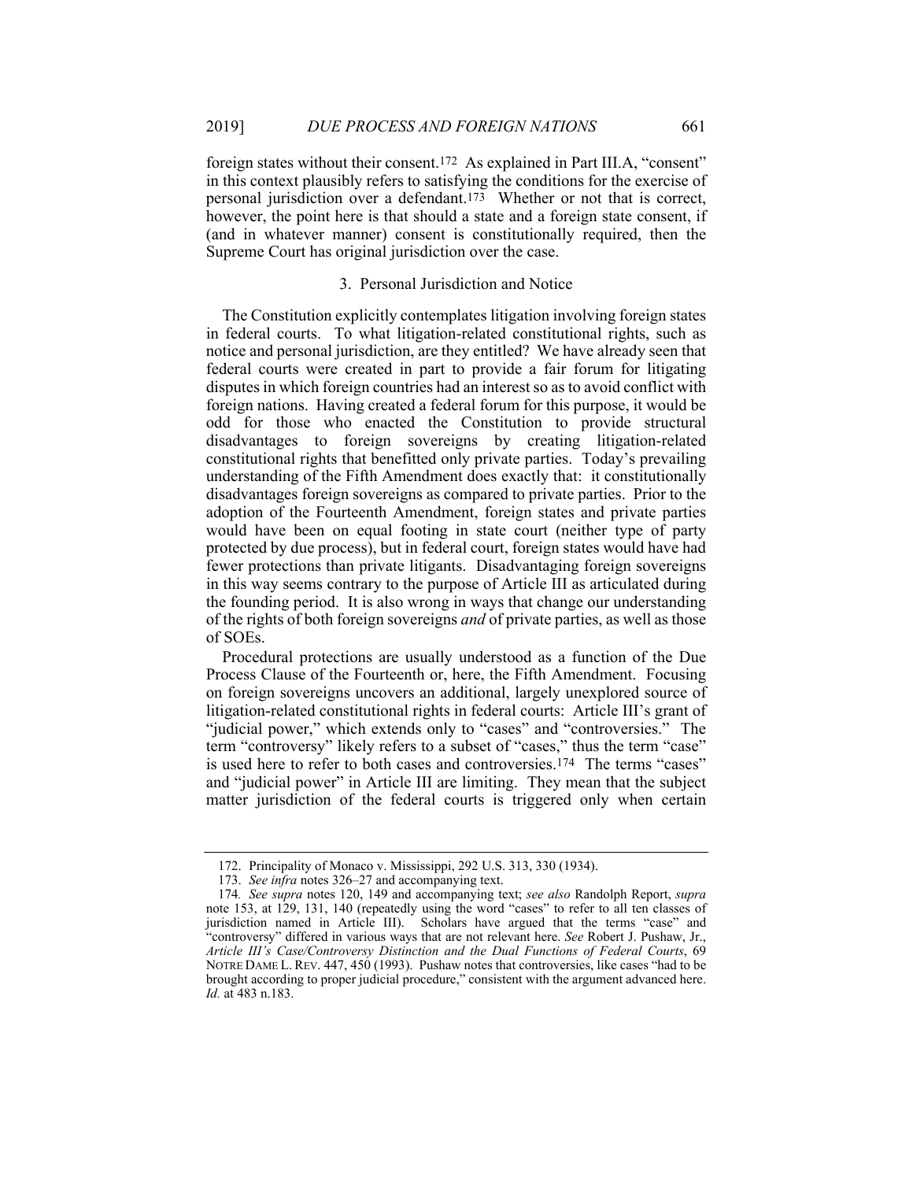foreign states without their consent.[172] As explained in Part III.A, "consent" in this context plausibly refers to satisfying the conditions for the exercise of personal jurisdiction over a defendant.[173] Whether or not that is correct, however, the point here is that should a state and a foreign state consent, if (and in whatever manner) consent is constitutionally required, then the Supreme Court has original jurisdiction over the case.

### 3. Personal Jurisdiction and Notice

The Constitution explicitly contemplates litigation involving foreign states in federal courts. To what litigation-related constitutional rights, such as notice and personal jurisdiction, are they entitled? We have already seen that federal courts were created in part to provide a fair forum for litigating disputes in which foreign countries had an interest so as to avoid conflict with foreign nations. Having created a federal forum for this purpose, it would be odd for those who enacted the Constitution to provide structural disadvantages to foreign sovereigns by creating litigation-related constitutional rights that benefitted only private parties. Today's prevailing understanding of the Fifth Amendment does exactly that: it constitutionally disadvantages foreign sovereigns as compared to private parties. Prior to the adoption of the Fourteenth Amendment, foreign states and private parties would have been on equal footing in state court (neither type of party protected by due process), but in federal court, foreign states would have had fewer protections than private litigants. Disadvantaging foreign sovereigns in this way seems contrary to the purpose of Article III as articulated during the founding period. It is also wrong in ways that change our understanding of the rights of both foreign sovereigns *and* of private parties, as well as those of SOEs.

Procedural protections are usually understood as a function of the Due Process Clause of the Fourteenth or, here, the Fifth Amendment. Focusing on foreign sovereigns uncovers an additional, largely unexplored source of litigation-related constitutional rights in federal courts: Article III's grant of "judicial power," which extends only to "cases" and "controversies." The term "controversy" likely refers to a subset of "cases," thus the term "case" is used here to refer to both cases and controversies.[174] The terms "cases" and "judicial power" in Article III are limiting. They mean that the subject matter jurisdiction of the federal courts is triggered only when certain

---

172. Principality of Monaco v. Mississippi, 292 U.S. 313, 330 (1934).

173. *See infra* notes 326–27 and accompanying text.

174. *See supra* notes 120, 149 and accompanying text; *see also* Randolph Report, *supra* note 153, at 129, 131, 140 (repeatedly using the word "cases" to refer to all ten classes of jurisdiction named in Article III). Scholars have argued that the terms "case" and "controversy" differed in various ways that are not relevant here. *See* Robert J. Pushaw, Jr., *Article III's Case/Controversy Distinction and the Dual Functions of Federal Courts*, 69 NOTRE DAME L. REV. 447, 450 (1993). Pushaw notes that controversies, like cases "had to be brought according to proper judicial procedure," consistent with the argument advanced here. *Id.* at 483 n.183.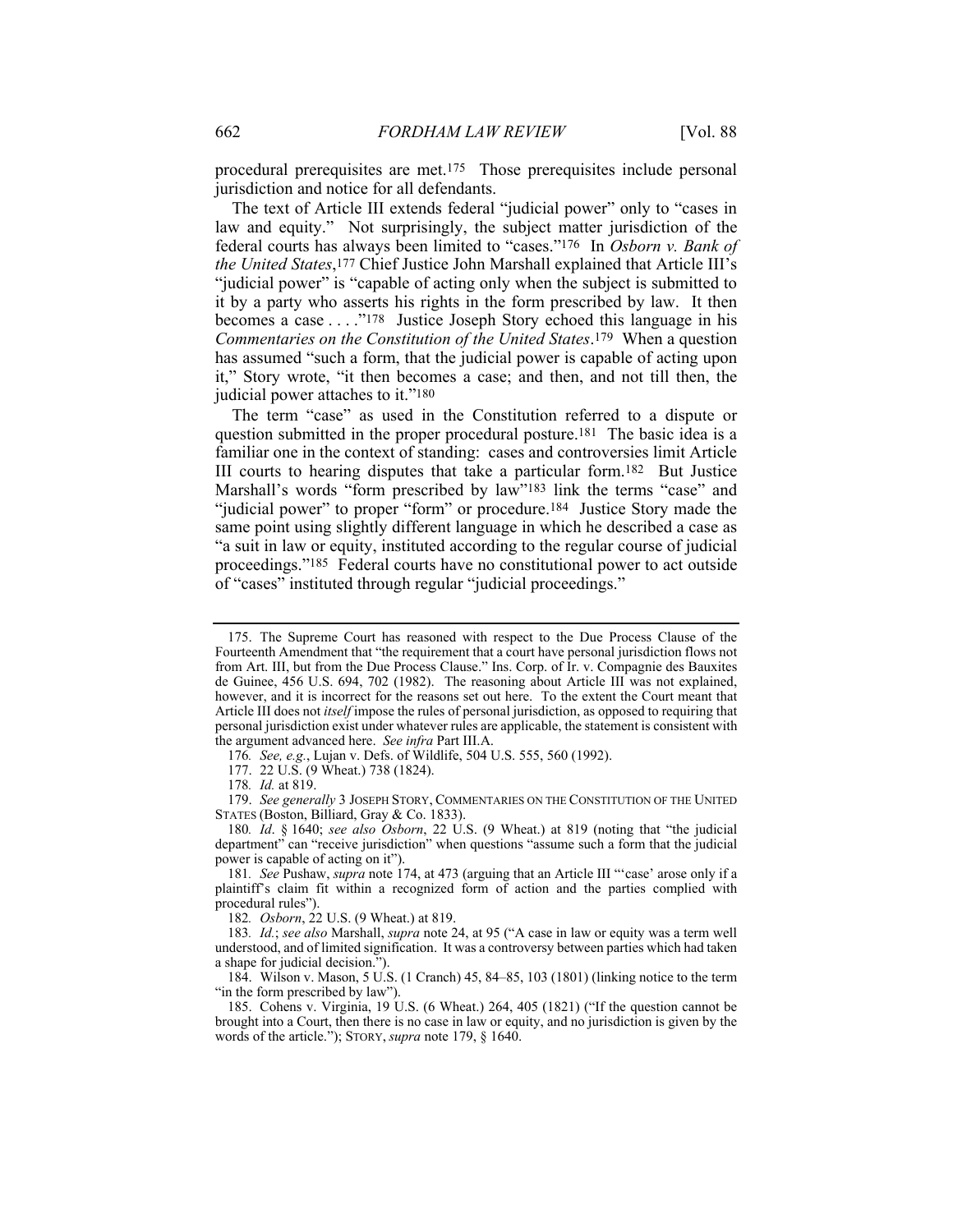procedural prerequisites are met.[175] Those prerequisites include personal jurisdiction and notice for all defendants.

The text of Article III extends federal "judicial power" only to "cases in law and equity." Not surprisingly, the subject matter jurisdiction of the federal courts has always been limited to "cases."[176] In *Osborn v. Bank of the United States*,[177] Chief Justice John Marshall explained that Article III's "judicial power" is "capable of acting only when the subject is submitted to it by a party who asserts his rights in the form prescribed by law. It then becomes a case . . . ."[178] Justice Joseph Story echoed this language in his *Commentaries on the Constitution of the United States*.[179] When a question has assumed "such a form, that the judicial power is capable of acting upon it," Story wrote, "it then becomes a case; and then, and not till then, the judicial power attaches to it."[180]

The term "case" as used in the Constitution referred to a dispute or question submitted in the proper procedural posture.[181] The basic idea is a familiar one in the context of standing: cases and controversies limit Article III courts to hearing disputes that take a particular form.[182] But Justice Marshall's words "form prescribed by law"[183] link the terms "case" and "judicial power" to proper "form" or procedure.[184] Justice Story made the same point using slightly different language in which he described a case as "a suit in law or equity, instituted according to the regular course of judicial proceedings."[185] Federal courts have no constitutional power to act outside of "cases" instituted through regular "judicial proceedings."

---

175. The Supreme Court has reasoned with respect to the Due Process Clause of the Fourteenth Amendment that "the requirement that a court have personal jurisdiction flows not from Art. III, but from the Due Process Clause." Ins. Corp. of Ir. v. Compagnie des Bauxites de Guinee, 456 U.S. 694, 702 (1982). The reasoning about Article III was not explained, however, and it is incorrect for the reasons set out here. To the extent the Court meant that Article III does not *itself* impose the rules of personal jurisdiction, as opposed to requiring that personal jurisdiction exist under whatever rules are applicable, the statement is consistent with the argument advanced here. *See infra* Part III.A.

176. *See, e.g.*, Lujan v. Defs. of Wildlife, 504 U.S. 555, 560 (1992).

177. 22 U.S. (9 Wheat.) 738 (1824).

178. *Id.* at 819.

179. *See generally* 3 JOSEPH STORY, COMMENTARIES ON THE CONSTITUTION OF THE UNITED STATES (Boston, Billiard, Gray & Co. 1833).

180. *Id*. § 1640; *see also Osborn*, 22 U.S. (9 Wheat.) at 819 (noting that "the judicial department" can "receive jurisdiction" when questions "assume such a form that the judicial power is capable of acting on it").

181. *See* Pushaw, *supra* note 174, at 473 (arguing that an Article III "'case' arose only if a plaintiff's claim fit within a recognized form of action and the parties complied with procedural rules").

182. *Osborn*, 22 U.S. (9 Wheat.) at 819.

183. *Id.*; *see also* Marshall, *supra* note 24, at 95 ("A case in law or equity was a term well understood, and of limited signification. It was a controversy between parties which had taken a shape for judicial decision.").

184. Wilson v. Mason, 5 U.S. (1 Cranch) 45, 84–85, 103 (1801) (linking notice to the term "in the form prescribed by law").

185. Cohens v. Virginia, 19 U.S. (6 Wheat.) 264, 405 (1821) ("If the question cannot be brought into a Court, then there is no case in law or equity, and no jurisdiction is given by the words of the article."); STORY, *supra* note 179, § 1640.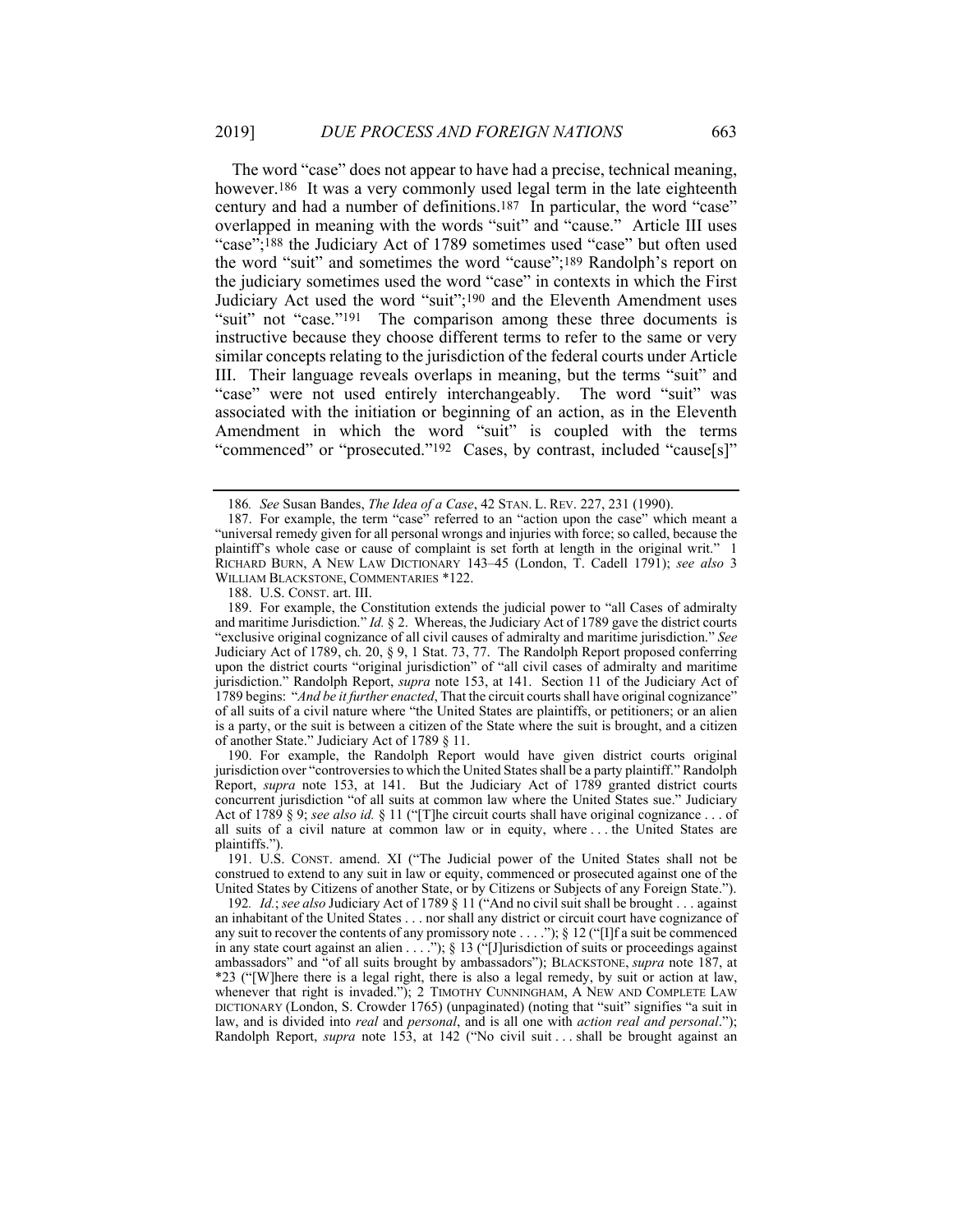The word "case" does not appear to have had a precise, technical meaning, however.[186] It was a very commonly used legal term in the late eighteenth century and had a number of definitions.[187] In particular, the word "case" overlapped in meaning with the words "suit" and "cause." Article III uses "case";[188] the Judiciary Act of 1789 sometimes used "case" but often used the word "suit" and sometimes the word "cause";[189] Randolph's report on the judiciary sometimes used the word "case" in contexts in which the First Judiciary Act used the word "suit";[190] and the Eleventh Amendment uses "suit" not "case."[191] The comparison among these three documents is instructive because they choose different terms to refer to the same or very similar concepts relating to the jurisdiction of the federal courts under Article III. Their language reveals overlaps in meaning, but the terms "suit" and "case" were not used entirely interchangeably. The word "suit" was associated with the initiation or beginning of an action, as in the Eleventh Amendment in which the word "suit" is coupled with the terms "commenced" or "prosecuted."[192] Cases, by contrast, included "cause[s]"

---

186. *See* Susan Bandes, *The Idea of a Case*, 42 STAN. L. REV. 227, 231 (1990).

187. For example, the term "case" referred to an "action upon the case" which meant a "universal remedy given for all personal wrongs and injuries with force; so called, because the plaintiff's whole case or cause of complaint is set forth at length in the original writ." 1 RICHARD BURN, A NEW LAW DICTIONARY 143–45 (London, T. Cadell 1791); *see also* 3 WILLIAM BLACKSTONE, COMMENTARIES *122.

188. U.S. CONST. art. III.

189. For example, the Constitution extends the judicial power to "all Cases of admiralty and maritime Jurisdiction." *Id.* § 2. Whereas, the Judiciary Act of 1789 gave the district courts "exclusive original cognizance of all civil causes of admiralty and maritime jurisdiction." *See* Judiciary Act of 1789, ch. 20, § 9, 1 Stat. 73, 77. The Randolph Report proposed conferring upon the district courts "original jurisdiction" of "all civil cases of admiralty and maritime jurisdiction." Randolph Report, *supra* note 153, at 141. Section 11 of the Judiciary Act of 1789 begins: "*And be it further enacted*, That the circuit courts shall have original cognizance" of all suits of a civil nature where "the United States are plaintiffs, or petitioners; or an alien is a party, or the suit is between a citizen of the State where the suit is brought, and a citizen of another State." Judiciary Act of 1789 § 11.

190. For example, the Randolph Report would have given district courts original jurisdiction over "controversies to which the United States shall be a party plaintiff." Randolph Report, *supra* note 153, at 141. But the Judiciary Act of 1789 granted district courts concurrent jurisdiction "of all suits at common law where the United States sue." Judiciary Act of 1789 § 9; *see also id.* § 11 ("[T]he circuit courts shall have original cognizance . . . of all suits of a civil nature at common law or in equity, where . . . the United States are plaintiffs.").

191. U.S. CONST. amend. XI ("The Judicial power of the United States shall not be construed to extend to any suit in law or equity, commenced or prosecuted against one of the United States by Citizens of another State, or by Citizens or Subjects of any Foreign State.").

192. *Id.*; *see also* Judiciary Act of 1789 § 11 ("And no civil suit shall be brought . . . against an inhabitant of the United States . . . nor shall any district or circuit court have cognizance of any suit to recover the contents of any promissory note . . . ."); § 12 ("[I]f a suit be commenced in any state court against an alien . . . ."); § 13 ("[J]urisdiction of suits or proceedings against ambassadors" and "of all suits brought by ambassadors"); BLACKSTONE, *supra* note 187, at *23 ("[W]here there is a legal right, there is also a legal remedy, by suit or action at law, whenever that right is invaded."); 2 TIMOTHY CUNNINGHAM, A NEW AND COMPLETE LAW DICTIONARY (London, S. Crowder 1765) (unpaginated) (noting that "suit" signifies "a suit in law, and is divided into *real* and *personal*, and is all one with *action real and personal*."); Randolph Report, *supra* note 153, at 142 ("No civil suit . . . shall be brought against an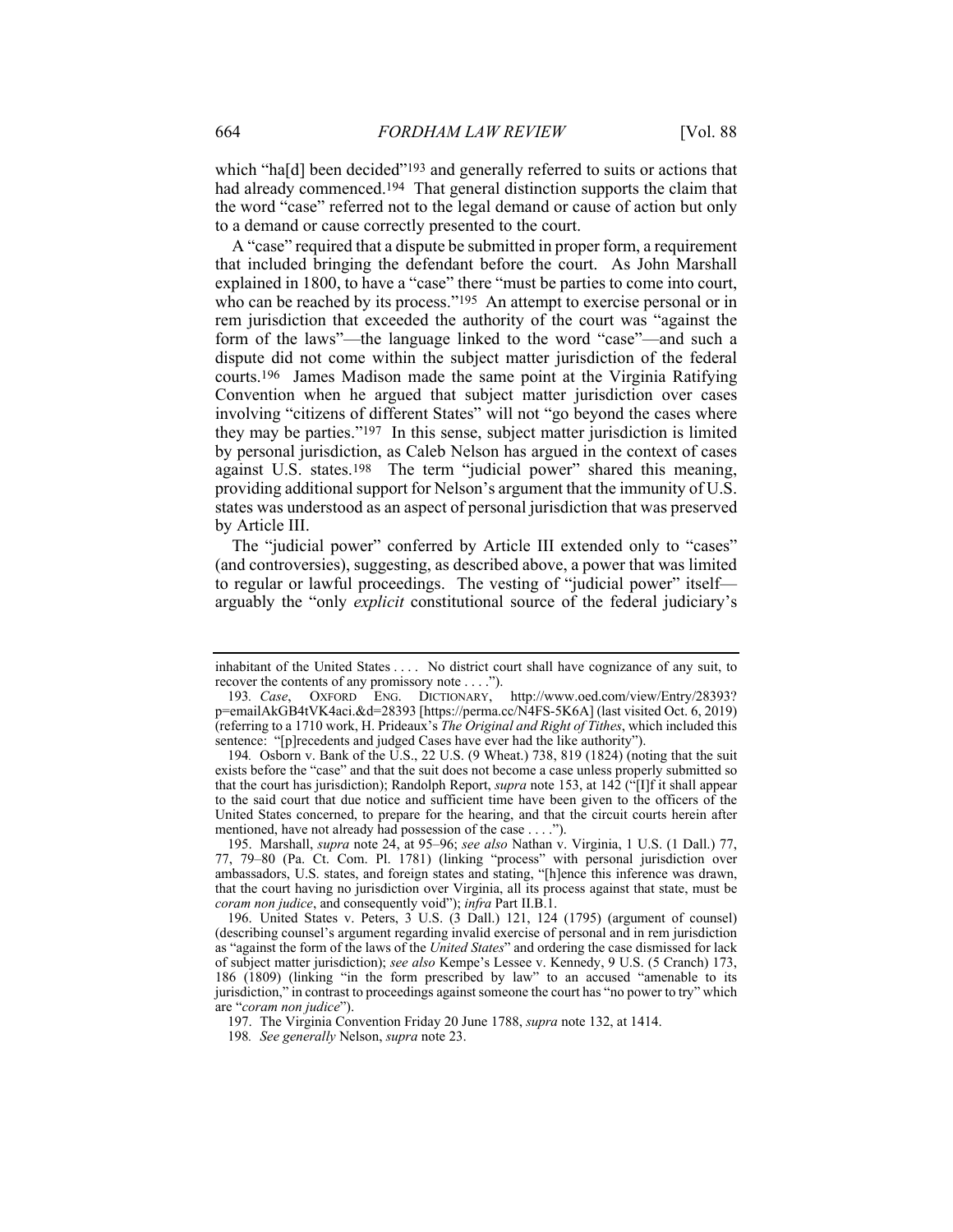which "ha[d] been decided"[193] and generally referred to suits or actions that had already commenced.[194] That general distinction supports the claim that the word "case" referred not to the legal demand or cause of action but only to a demand or cause correctly presented to the court.

A "case" required that a dispute be submitted in proper form, a requirement that included bringing the defendant before the court. As John Marshall explained in 1800, to have a "case" there "must be parties to come into court, who can be reached by its process."[195] An attempt to exercise personal or in rem jurisdiction that exceeded the authority of the court was "against the form of the laws"—the language linked to the word "case"—and such a dispute did not come within the subject matter jurisdiction of the federal courts.[196] James Madison made the same point at the Virginia Ratifying Convention when he argued that subject matter jurisdiction over cases involving "citizens of different States" will not "go beyond the cases where they may be parties."[197] In this sense, subject matter jurisdiction is limited by personal jurisdiction, as Caleb Nelson has argued in the context of cases against U.S. states.[198] The term "judicial power" shared this meaning, providing additional support for Nelson's argument that the immunity of U.S. states was understood as an aspect of personal jurisdiction that was preserved by Article III.

The "judicial power" conferred by Article III extended only to "cases" (and controversies), suggesting, as described above, a power that was limited to regular or lawful proceedings. The vesting of "judicial power" itself—arguably the "only *explicit* constitutional source of the federal judiciary's

---

inhabitant of the United States . . . . No district court shall have cognizance of any suit, to recover the contents of any promissory note . . . .").

193. *Case*, OXFORD ENG. DICTIONARY, http://www.oed.com/view/Entry/28393?p=emailAkGB4tVK4aci.&d=28393 [https://perma.cc/N4FS-5K6A] (last visited Oct. 6, 2019) (referring to a 1710 work, H. Prideaux's *The Original and Right of Tithes*, which included this sentence: "[p]recedents and judged Cases have ever had the like authority").

194. Osborn v. Bank of the U.S., 22 U.S. (9 Wheat.) 738, 819 (1824) (noting that the suit exists before the "case" and that the suit does not become a case unless properly submitted so that the court has jurisdiction); Randolph Report, *supra* note 153, at 142 ("[I]f it shall appear to the said court that due notice and sufficient time have been given to the officers of the United States concerned, to prepare for the hearing, and that the circuit courts herein after mentioned, have not already had possession of the case . . . .").

195. Marshall, *supra* note 24, at 95–96; *see also* Nathan v. Virginia, 1 U.S. (1 Dall.) 77, 77, 79–80 (Pa. Ct. Com. Pl. 1781) (linking "process" with personal jurisdiction over ambassadors, U.S. states, and foreign states and stating, "[h]ence this inference was drawn, that the court having no jurisdiction over Virginia, all its process against that state, must be *coram non judice*, and consequently void"); *infra* Part II.B.1.

196. United States v. Peters, 3 U.S. (3 Dall.) 121, 124 (1795) (argument of counsel) (describing counsel's argument regarding invalid exercise of personal and in rem jurisdiction as "against the form of the laws of the *United States*" and ordering the case dismissed for lack of subject matter jurisdiction); *see also* Kempe's Lessee v. Kennedy, 9 U.S. (5 Cranch) 173, 186 (1809) (linking "in the form prescribed by law" to an accused "amenable to its jurisdiction," in contrast to proceedings against someone the court has "no power to try" which are "*coram non judice*").

197. The Virginia Convention Friday 20 June 1788, *supra* note 132, at 1414.

198. *See generally* Nelson, *supra* note 23.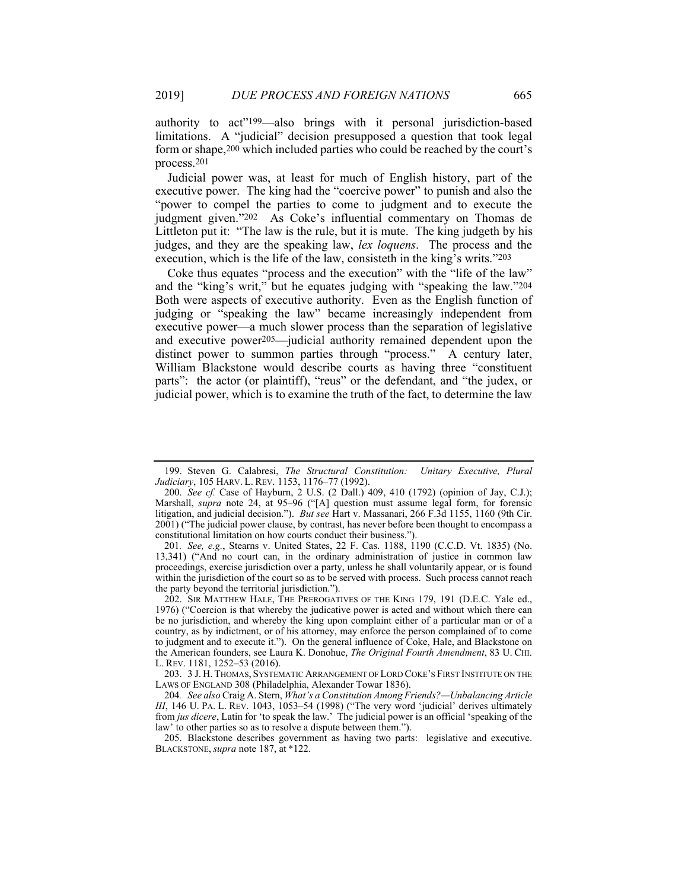authority to act"[199]—also brings with it personal jurisdiction-based limitations. A "judicial" decision presupposed a question that took legal form or shape,[200] which included parties who could be reached by the court's process.[201]

Judicial power was, at least for much of English history, part of the executive power. The king had the "coercive power" to punish and also the "power to compel the parties to come to judgment and to execute the judgment given."[202] As Coke's influential commentary on Thomas de Littleton put it: "The law is the rule, but it is mute. The king judgeth by his judges, and they are the speaking law, *lex loquens*. The process and the execution, which is the life of the law, consisteth in the king's writs."[203]

Coke thus equates "process and the execution" with the "life of the law" and the "king's writ," but he equates judging with "speaking the law."[204] Both were aspects of executive authority. Even as the English function of judging or "speaking the law" became increasingly independent from executive power—a much slower process than the separation of legislative and executive power[205]—judicial authority remained dependent upon the distinct power to summon parties through "process." A century later, William Blackstone would describe courts as having three "constituent parts": the actor (or plaintiff), "reus" or the defendant, and "the judex, or judicial power, which is to examine the truth of the fact, to determine the law

---

199. Steven G. Calabresi, *The Structural Constitution: Unitary Executive, Plural Judiciary*, 105 HARV. L. REV. 1153, 1176–77 (1992).

200. *See cf.* Case of Hayburn, 2 U.S. (2 Dall.) 409, 410 (1792) (opinion of Jay, C.J.); Marshall, *supra* note 24, at 95–96 ("[A] question must assume legal form, for forensic litigation, and judicial decision."). *But see* Hart v. Massanari, 266 F.3d 1155, 1160 (9th Cir. 2001) ("The judicial power clause, by contrast, has never before been thought to encompass a constitutional limitation on how courts conduct their business.").

201. *See, e.g.*, Stearns v. United States, 22 F. Cas. 1188, 1190 (C.C.D. Vt. 1835) (No. 13,341) ("And no court can, in the ordinary administration of justice in common law proceedings, exercise jurisdiction over a party, unless he shall voluntarily appear, or is found within the jurisdiction of the court so as to be served with process. Such process cannot reach the party beyond the territorial jurisdiction.").

202. SIR MATTHEW HALE, THE PREROGATIVES OF THE KING 179, 191 (D.E.C. Yale ed., 1976) ("Coercion is that whereby the judicative power is acted and without which there can be no jurisdiction, and whereby the king upon complaint either of a particular man or of a country, as by indictment, or of his attorney, may enforce the person complained of to come to judgment and to execute it."). On the general influence of Coke, Hale, and Blackstone on the American founders, see Laura K. Donohue, *The Original Fourth Amendment*, 83 U. CHI. L. REV. 1181, 1252–53 (2016).

203. 3 J. H. THOMAS, SYSTEMATIC ARRANGEMENT OF LORD COKE'S FIRST INSTITUTE ON THE LAWS OF ENGLAND 308 (Philadelphia, Alexander Towar 1836).

204. *See also* Craig A. Stern, *What's a Constitution Among Friends?—Unbalancing Article III*, 146 U. PA. L. REV. 1043, 1053–54 (1998) ("The very word 'judicial' derives ultimately from *jus dicere*, Latin for 'to speak the law.' The judicial power is an official 'speaking of the law' to other parties so as to resolve a dispute between them.").

205. Blackstone describes government as having two parts: legislative and executive. BLACKSTONE, *supra* note 187, at \*122.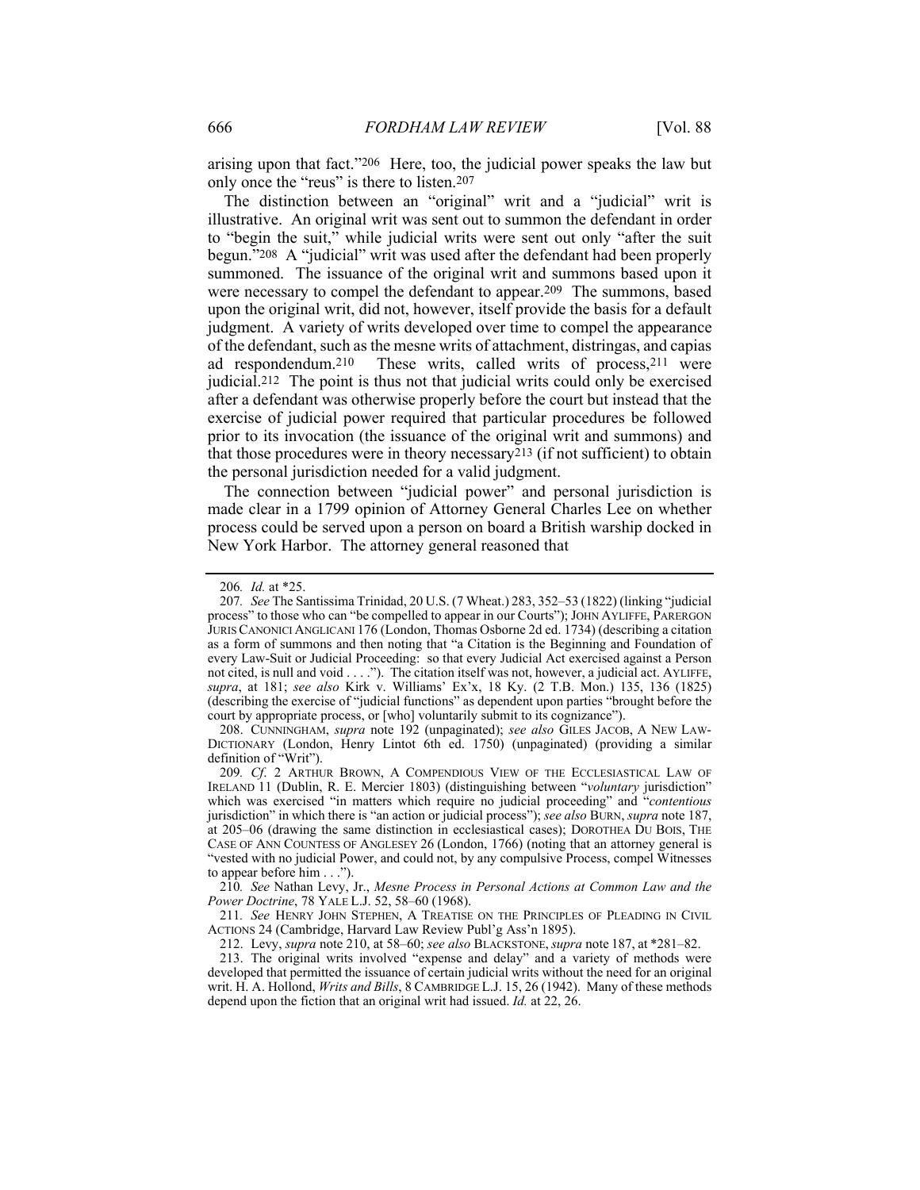arising upon that fact."[206] Here, too, the judicial power speaks the law but only once the "reus" is there to listen.[207]

The distinction between an "original" writ and a "judicial" writ is illustrative. An original writ was sent out to summon the defendant in order to "begin the suit," while judicial writs were sent out only "after the suit begun."[208] A "judicial" writ was used after the defendant had been properly summoned. The issuance of the original writ and summons based upon it were necessary to compel the defendant to appear.[209] The summons, based upon the original writ, did not, however, itself provide the basis for a default judgment. A variety of writs developed over time to compel the appearance of the defendant, such as the mesne writs of attachment, distringas, and capias ad respondendum.[210] These writs, called writs of process,[211] were judicial.[212] The point is thus not that judicial writs could only be exercised after a defendant was otherwise properly before the court but instead that the exercise of judicial power required that particular procedures be followed prior to its invocation (the issuance of the original writ and summons) and that those procedures were in theory necessary[213] (if not sufficient) to obtain the personal jurisdiction needed for a valid judgment.

The connection between "judicial power" and personal jurisdiction is made clear in a 1799 opinion of Attorney General Charles Lee on whether process could be served upon a person on board a British warship docked in New York Harbor. The attorney general reasoned that

---

206. *Id.* at *25.

207. *See* The Santissima Trinidad, 20 U.S. (7 Wheat.) 283, 352–53 (1822) (linking "judicial process" to those who can "be compelled to appear in our Courts"); JOHN AYLIFFE, PARERGON JURIS CANONICI ANGLICANI 176 (London, Thomas Osborne 2d ed. 1734) (describing a citation as a form of summons and then noting that "a Citation is the Beginning and Foundation of every Law-Suit or Judicial Proceeding: so that every Judicial Act exercised against a Person not cited, is null and void . . . ."). The citation itself was not, however, a judicial act. AYLIFFE, *supra*, at 181; *see also* Kirk v. Williams' Ex'x, 18 Ky. (2 T.B. Mon.) 135, 136 (1825) (describing the exercise of "judicial functions" as dependent upon parties "brought before the court by appropriate process, or [who] voluntarily submit to its cognizance").

208. CUNNINGHAM, *supra* note 192 (unpaginated); *see also* GILES JACOB, A NEW LAW-DICTIONARY (London, Henry Lintot 6th ed. 1750) (unpaginated) (providing a similar definition of "Writ").

209. *Cf.* 2 ARTHUR BROWN, A COMPENDIOUS VIEW OF THE ECCLESIASTICAL LAW OF IRELAND 11 (Dublin, R. E. Mercier 1803) (distinguishing between "*voluntary* jurisdiction" which was exercised "in matters which require no judicial proceeding" and "*contentious* jurisdiction" in which there is "an action or judicial process"); *see also* BURN, *supra* note 187, at 205–06 (drawing the same distinction in ecclesiastical cases); DOROTHEA DU BOIS, THE CASE OF ANN COUNTESS OF ANGLESEY 26 (London, 1766) (noting that an attorney general is "vested with no judicial Power, and could not, by any compulsive Process, compel Witnesses to appear before him . . .").

210. *See* Nathan Levy, Jr., *Mesne Process in Personal Actions at Common Law and the Power Doctrine*, 78 YALE L.J. 52, 58–60 (1968).

211. *See* HENRY JOHN STEPHEN, A TREATISE ON THE PRINCIPLES OF PLEADING IN CIVIL ACTIONS 24 (Cambridge, Harvard Law Review Publ'g Ass'n 1895).

212. Levy, *supra* note 210, at 58–60; *see also* BLACKSTONE, *supra* note 187, at *281–82.

213. The original writs involved "expense and delay" and a variety of methods were developed that permitted the issuance of certain judicial writs without the need for an original writ. H. A. Hollond, *Writs and Bills*, 8 CAMBRIDGE L.J. 15, 26 (1942). Many of these methods depend upon the fiction that an original writ had issued. *Id.* at 22, 26.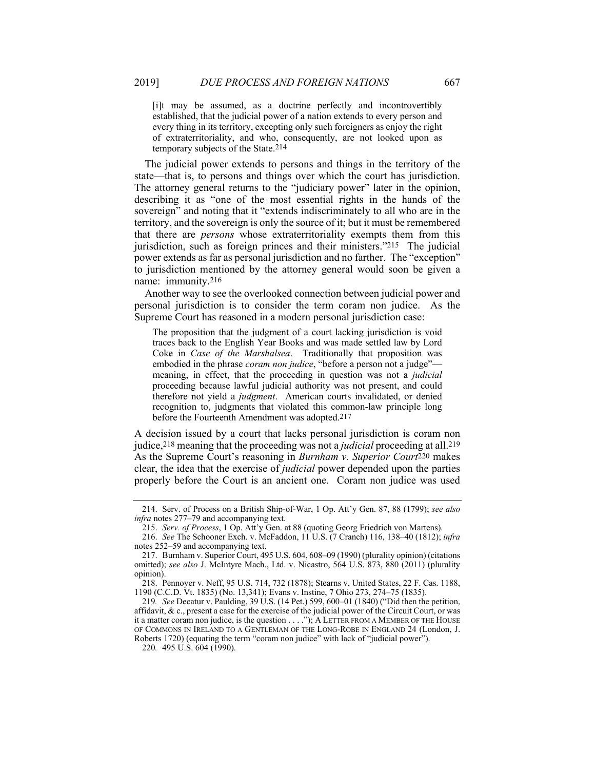> [i]t may be assumed, as a doctrine perfectly and incontrovertibly established, that the judicial power of a nation extends to every person and every thing in its territory, excepting only such foreigners as enjoy the right of extraterritoriality, and who, consequently, are not looked upon as temporary subjects of the State.[214]

The judicial power extends to persons and things in the territory of the state—that is, to persons and things over which the court has jurisdiction. The attorney general returns to the "judiciary power" later in the opinion, describing it as "one of the most essential rights in the hands of the sovereign" and noting that it "extends indiscriminately to all who are in the territory, and the sovereign is only the source of it; but it must be remembered that there are *persons* whose extraterritoriality exempts them from this jurisdiction, such as foreign princes and their ministers."[215] The judicial power extends as far as personal jurisdiction and no farther. The "exception" to jurisdiction mentioned by the attorney general would soon be given a name: immunity.[216]

Another way to see the overlooked connection between judicial power and personal jurisdiction is to consider the term coram non judice. As the Supreme Court has reasoned in a modern personal jurisdiction case:

> The proposition that the judgment of a court lacking jurisdiction is void traces back to the English Year Books and was made settled law by Lord Coke in *Case of the Marshalsea*. Traditionally that proposition was embodied in the phrase *coram non judice*, "before a person not a judge"—meaning, in effect, that the proceeding in question was not a *judicial* proceeding because lawful judicial authority was not present, and could therefore not yield a *judgment*. American courts invalidated, or denied recognition to, judgments that violated this common-law principle long before the Fourteenth Amendment was adopted.[217]

A decision issued by a court that lacks personal jurisdiction is coram non judice,[218] meaning that the proceeding was not a *judicial* proceeding at all.[219] As the Supreme Court's reasoning in *Burnham v. Superior Court*[220] makes clear, the idea that the exercise of *judicial* power depended upon the parties properly before the Court is an ancient one. Coram non judice was used

---

214. Serv. of Process on a British Ship-of-War, 1 Op. Att'y Gen. 87, 88 (1799); *see also infra* notes 277–79 and accompanying text.

215. *Serv. of Process*, 1 Op. Att'y Gen. at 88 (quoting Georg Friedrich von Martens).

216. *See* The Schooner Exch. v. McFaddon, 11 U.S. (7 Cranch) 116, 138–40 (1812); *infra* notes 252–59 and accompanying text.

217. Burnham v. Superior Court, 495 U.S. 604, 608–09 (1990) (plurality opinion) (citations omitted); *see also* J. McIntyre Mach., Ltd. v. Nicastro, 564 U.S. 873, 880 (2011) (plurality opinion).

218. Pennoyer v. Neff, 95 U.S. 714, 732 (1878); Stearns v. United States, 22 F. Cas. 1188, 1190 (C.C.D. Vt. 1835) (No. 13,341); Evans v. Instine, 7 Ohio 273, 274–75 (1835).

219. *See* Decatur v. Paulding, 39 U.S. (14 Pet.) 599, 600–01 (1840) ("Did then the petition, affidavit, & c., present a case for the exercise of the judicial power of the Circuit Court, or was it a matter coram non judice, is the question . . . ."); A LETTER FROM A MEMBER OF THE HOUSE OF COMMONS IN IRELAND TO A GENTLEMAN OF THE LONG-ROBE IN ENGLAND 24 (London, J. Roberts 1720) (equating the term "coram non judice" with lack of "judicial power").

220. 495 U.S. 604 (1990).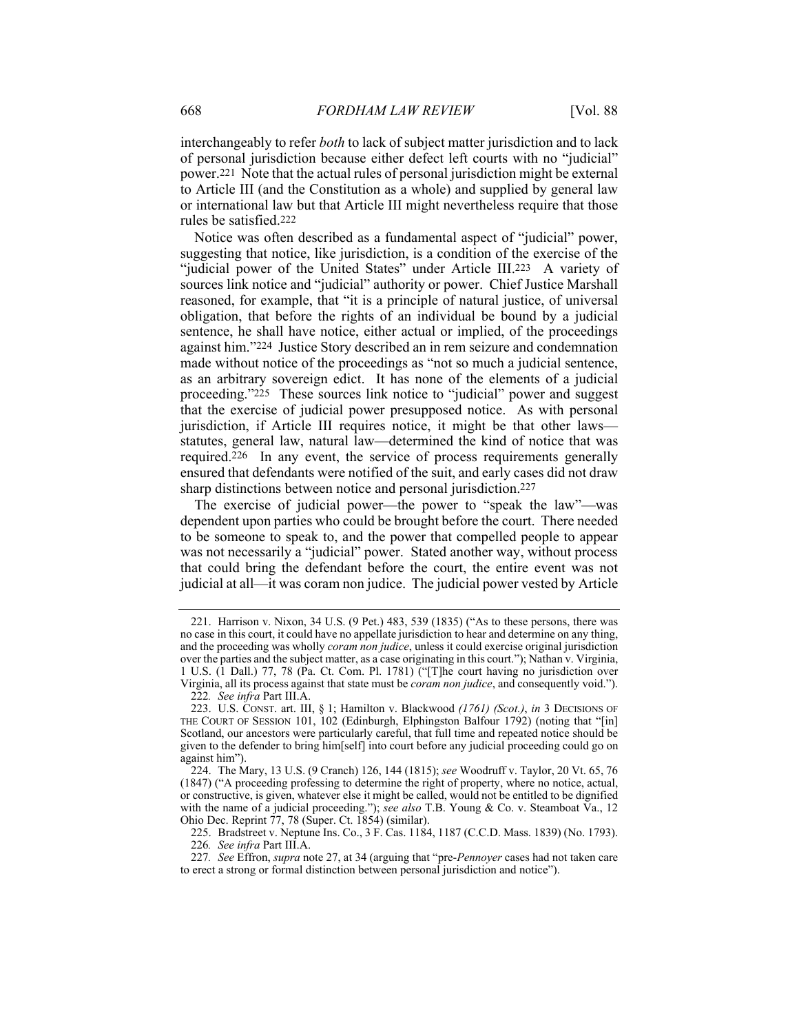interchangeably to refer *both* to lack of subject matter jurisdiction and to lack of personal jurisdiction because either defect left courts with no "judicial" power.[221] Note that the actual rules of personal jurisdiction might be external to Article III (and the Constitution as a whole) and supplied by general law or international law but that Article III might nevertheless require that those rules be satisfied.[222]

Notice was often described as a fundamental aspect of "judicial" power, suggesting that notice, like jurisdiction, is a condition of the exercise of the "judicial power of the United States" under Article III.[223] A variety of sources link notice and "judicial" authority or power. Chief Justice Marshall reasoned, for example, that "it is a principle of natural justice, of universal obligation, that before the rights of an individual be bound by a judicial sentence, he shall have notice, either actual or implied, of the proceedings against him."[224] Justice Story described an in rem seizure and condemnation made without notice of the proceedings as "not so much a judicial sentence, as an arbitrary sovereign edict. It has none of the elements of a judicial proceeding."[225] These sources link notice to "judicial" power and suggest that the exercise of judicial power presupposed notice. As with personal jurisdiction, if Article III requires notice, it might be that other laws—statutes, general law, natural law—determined the kind of notice that was required.[226] In any event, the service of process requirements generally ensured that defendants were notified of the suit, and early cases did not draw sharp distinctions between notice and personal jurisdiction.[227]

The exercise of judicial power—the power to "speak the law"—was dependent upon parties who could be brought before the court. There needed to be someone to speak to, and the power that compelled people to appear was not necessarily a "judicial" power. Stated another way, without process that could bring the defendant before the court, the entire event was not judicial at all—it was coram non judice. The judicial power vested by Article

---

221. Harrison v. Nixon, 34 U.S. (9 Pet.) 483, 539 (1835) ("As to these persons, there was no case in this court, it could have no appellate jurisdiction to hear and determine on any thing, and the proceeding was wholly *coram non judice*, unless it could exercise original jurisdiction over the parties and the subject matter, as a case originating in this court."); Nathan v. Virginia, 1 U.S. (1 Dall.) 77, 78 (Pa. Ct. Com. Pl. 1781) ("[T]he court having no jurisdiction over Virginia, all its process against that state must be *coram non judice*, and consequently void.").

222. *See infra* Part III.A.

223. U.S. CONST. art. III, § 1; Hamilton v. Blackwood *(1761) (Scot.)*, *in* 3 DECISIONS OF THE COURT OF SESSION 101, 102 (Edinburgh, Elphingston Balfour 1792) (noting that "[in] Scotland, our ancestors were particularly careful, that full time and repeated notice should be given to the defender to bring him[self] into court before any judicial proceeding could go on against him").

224. The Mary, 13 U.S. (9 Cranch) 126, 144 (1815); *see* Woodruff v. Taylor, 20 Vt. 65, 76 (1847) ("A proceeding professing to determine the right of property, where no notice, actual, or constructive, is given, whatever else it might be called, would not be entitled to be dignified with the name of a judicial proceeding."); *see also* T.B. Young & Co. v. Steamboat Va., 12 Ohio Dec. Reprint 77, 78 (Super. Ct. 1854) (similar).

225. Bradstreet v. Neptune Ins. Co., 3 F. Cas. 1184, 1187 (C.C.D. Mass. 1839) (No. 1793).

226. *See infra* Part III.A.

227. *See* Effron, *supra* note 27, at 34 (arguing that "pre-*Pennoyer* cases had not taken care to erect a strong or formal distinction between personal jurisdiction and notice").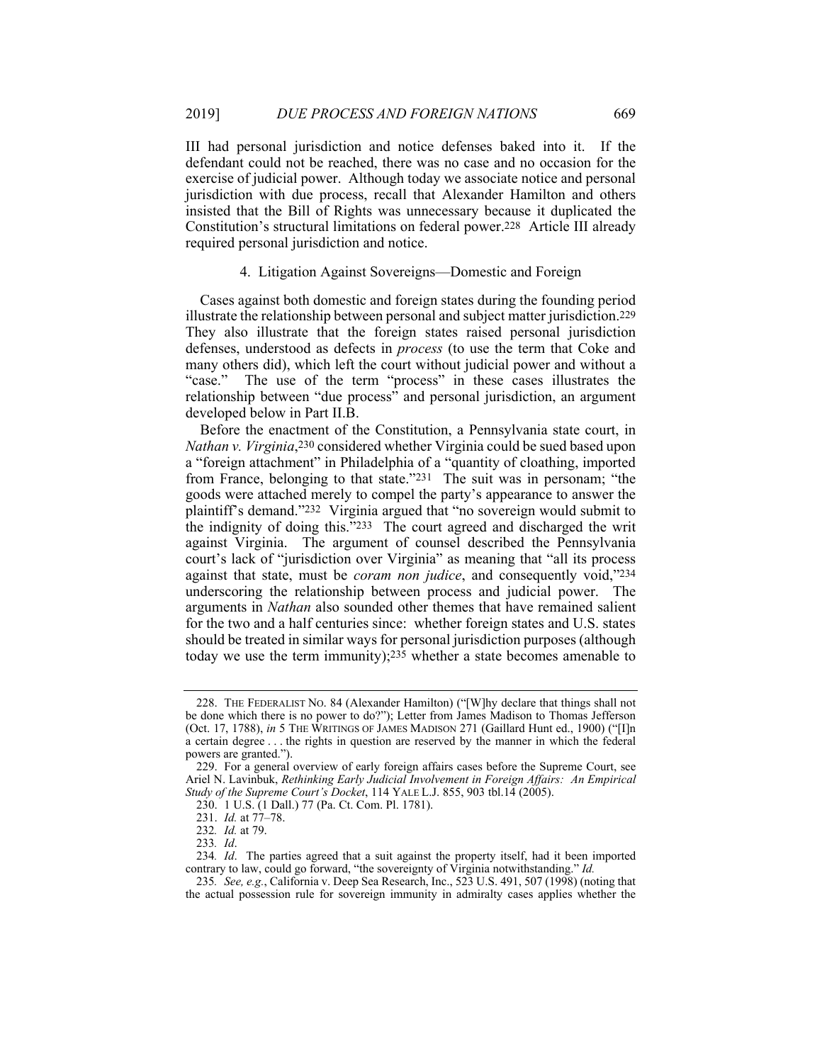III had personal jurisdiction and notice defenses baked into it. If the defendant could not be reached, there was no case and no occasion for the exercise of judicial power. Although today we associate notice and personal jurisdiction with due process, recall that Alexander Hamilton and others insisted that the Bill of Rights was unnecessary because it duplicated the Constitution's structural limitations on federal power.[228] Article III already required personal jurisdiction and notice.

#### 4. Litigation Against Sovereigns—Domestic and Foreign

Cases against both domestic and foreign states during the founding period illustrate the relationship between personal and subject matter jurisdiction.[229] They also illustrate that the foreign states raised personal jurisdiction defenses, understood as defects in *process* (to use the term that Coke and many others did), which left the court without judicial power and without a "case." The use of the term "process" in these cases illustrates the relationship between "due process" and personal jurisdiction, an argument developed below in Part II.B.

Before the enactment of the Constitution, a Pennsylvania state court, in *Nathan v. Virginia*,[230] considered whether Virginia could be sued based upon a "foreign attachment" in Philadelphia of a "quantity of cloathing, imported from France, belonging to that state."[231] The suit was in personam; "the goods were attached merely to compel the party's appearance to answer the plaintiff's demand."[232] Virginia argued that "no sovereign would submit to the indignity of doing this."[233] The court agreed and discharged the writ against Virginia. The argument of counsel described the Pennsylvania court's lack of "jurisdiction over Virginia" as meaning that "all its process against that state, must be *coram non judice*, and consequently void,"[234] underscoring the relationship between process and judicial power. The arguments in *Nathan* also sounded other themes that have remained salient for the two and a half centuries since: whether foreign states and U.S. states should be treated in similar ways for personal jurisdiction purposes (although today we use the term immunity);[235] whether a state becomes amenable to

---

228. THE FEDERALIST NO. 84 (Alexander Hamilton) ("[W]hy declare that things shall not be done which there is no power to do?"); Letter from James Madison to Thomas Jefferson (Oct. 17, 1788), *in* 5 THE WRITINGS OF JAMES MADISON 271 (Gaillard Hunt ed., 1900) ("[I]n a certain degree . . . the rights in question are reserved by the manner in which the federal powers are granted.").

229. For a general overview of early foreign affairs cases before the Supreme Court, see Ariel N. Lavinbuk, *Rethinking Early Judicial Involvement in Foreign Affairs: An Empirical Study of the Supreme Court's Docket*, 114 YALE L.J. 855, 903 tbl.14 (2005).

230. 1 U.S. (1 Dall.) 77 (Pa. Ct. Com. Pl. 1781).

231. *Id.* at 77–78.

232. *Id.* at 79.

233. *Id*.

234. *Id*. The parties agreed that a suit against the property itself, had it been imported contrary to law, could go forward, "the sovereignty of Virginia notwithstanding." *Id.*

235. *See, e.g.*, California v. Deep Sea Research, Inc., 523 U.S. 491, 507 (1998) (noting that the actual possession rule for sovereign immunity in admiralty cases applies whether the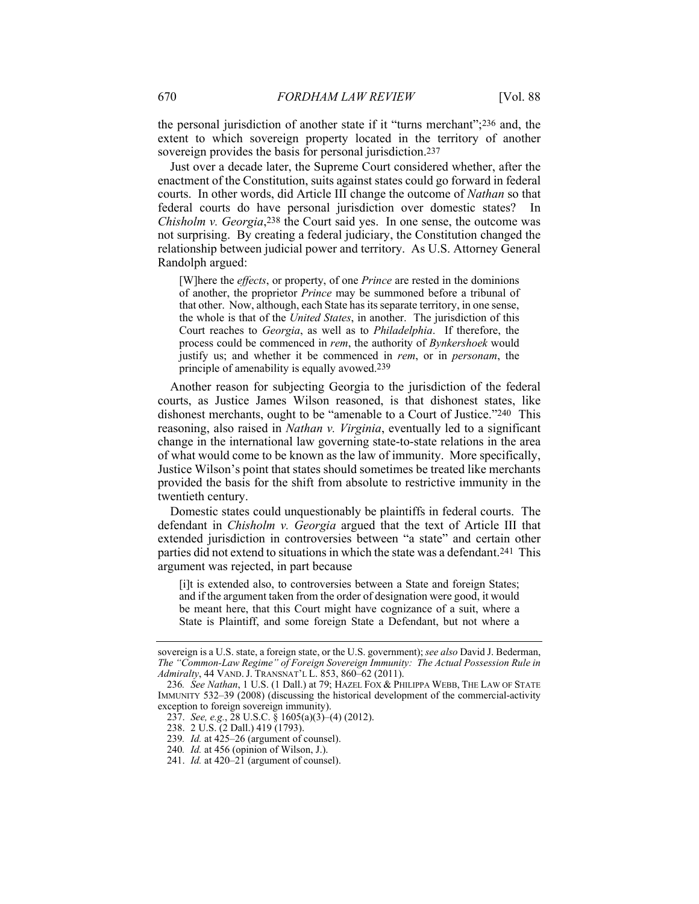the personal jurisdiction of another state if it "turns merchant";[236] and, the extent to which sovereign property located in the territory of another sovereign provides the basis for personal jurisdiction.[237]

Just over a decade later, the Supreme Court considered whether, after the enactment of the Constitution, suits against states could go forward in federal courts. In other words, did Article III change the outcome of *Nathan* so that federal courts do have personal jurisdiction over domestic states? In *Chisholm v. Georgia*,[238] the Court said yes. In one sense, the outcome was not surprising. By creating a federal judiciary, the Constitution changed the relationship between judicial power and territory. As U.S. Attorney General Randolph argued:

> [W]here the *effects*, or property, of one *Prince* are rested in the dominions of another, the proprietor *Prince* may be summoned before a tribunal of that other. Now, although, each State has its separate territory, in one sense, the whole is that of the *United States*, in another. The jurisdiction of this Court reaches to *Georgia*, as well as to *Philadelphia*. If therefore, the process could be commenced in *rem*, the authority of *Bynkershoek* would justify us; and whether it be commenced in *rem*, or in *personam*, the principle of amenability is equally avowed.[239]

Another reason for subjecting Georgia to the jurisdiction of the federal courts, as Justice James Wilson reasoned, is that dishonest states, like dishonest merchants, ought to be "amenable to a Court of Justice."[240] This reasoning, also raised in *Nathan v. Virginia*, eventually led to a significant change in the international law governing state-to-state relations in the area of what would come to be known as the law of immunity. More specifically, Justice Wilson's point that states should sometimes be treated like merchants provided the basis for the shift from absolute to restrictive immunity in the twentieth century.

Domestic states could unquestionably be plaintiffs in federal courts. The defendant in *Chisholm v. Georgia* argued that the text of Article III that extended jurisdiction in controversies between "a state" and certain other parties did not extend to situations in which the state was a defendant.[241] This argument was rejected, in part because

> [i]t is extended also, to controversies between a State and foreign States; and if the argument taken from the order of designation were good, it would be meant here, that this Court might have cognizance of a suit, where a State is Plaintiff, and some foreign State a Defendant, but not where a

---

sovereign is a U.S. state, a foreign state, or the U.S. government); *see also* David J. Bederman, *The "Common-Law Regime" of Foreign Sovereign Immunity: The Actual Possession Rule in Admiralty*, 44 VAND. J. TRANSNAT'L L. 853, 860–62 (2011).

236. *See Nathan*, 1 U.S. (1 Dall.) at 79; HAZEL FOX & PHILIPPA WEBB, THE LAW OF STATE IMMUNITY 532–39 (2008) (discussing the historical development of the commercial-activity exception to foreign sovereign immunity).

237. *See, e.g.*, 28 U.S.C. § 1605(a)(3)–(4) (2012).

238. 2 U.S. (2 Dall.) 419 (1793).

239. *Id.* at 425–26 (argument of counsel).

240. *Id.* at 456 (opinion of Wilson, J.).

241. *Id.* at 420–21 (argument of counsel).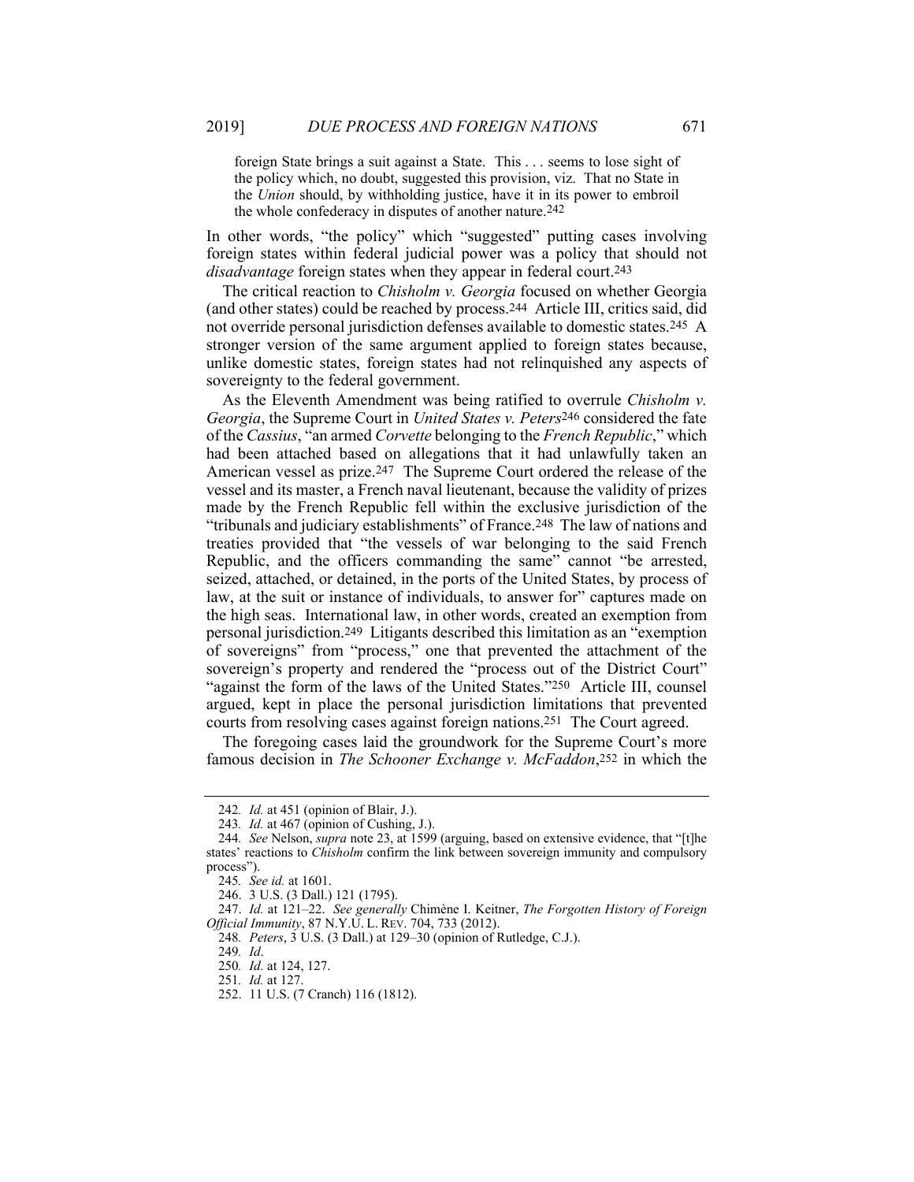> foreign State brings a suit against a State. This . . . seems to lose sight of the policy which, no doubt, suggested this provision, viz. That no State in the *Union* should, by withholding justice, have it in its power to embroil the whole confederacy in disputes of another nature.[242]

In other words, "the policy" which "suggested" putting cases involving foreign states within federal judicial power was a policy that should not *disadvantage* foreign states when they appear in federal court.[243]

The critical reaction to *Chisholm v. Georgia* focused on whether Georgia (and other states) could be reached by process.[244] Article III, critics said, did not override personal jurisdiction defenses available to domestic states.[245] A stronger version of the same argument applied to foreign states because, unlike domestic states, foreign states had not relinquished any aspects of sovereignty to the federal government.

As the Eleventh Amendment was being ratified to overrule *Chisholm v. Georgia*, the Supreme Court in *United States v. Peters*[246] considered the fate of the *Cassius*, "an armed *Corvette* belonging to the *French Republic*," which had been attached based on allegations that it had unlawfully taken an American vessel as prize.[247] The Supreme Court ordered the release of the vessel and its master, a French naval lieutenant, because the validity of prizes made by the French Republic fell within the exclusive jurisdiction of the "tribunals and judiciary establishments" of France.[248] The law of nations and treaties provided that "the vessels of war belonging to the said French Republic, and the officers commanding the same" cannot "be arrested, seized, attached, or detained, in the ports of the United States, by process of law, at the suit or instance of individuals, to answer for" captures made on the high seas. International law, in other words, created an exemption from personal jurisdiction.[249] Litigants described this limitation as an "exemption of sovereigns" from "process," one that prevented the attachment of the sovereign's property and rendered the "process out of the District Court" "against the form of the laws of the United States."[250] Article III, counsel argued, kept in place the personal jurisdiction limitations that prevented courts from resolving cases against foreign nations.[251] The Court agreed.

The foregoing cases laid the groundwork for the Supreme Court's more famous decision in *The Schooner Exchange v. McFaddon*,[252] in which the

---

242. *Id.* at 451 (opinion of Blair, J.).

243. *Id.* at 467 (opinion of Cushing, J.).

244. *See* Nelson, *supra* note 23, at 1599 (arguing, based on extensive evidence, that "[t]he states' reactions to *Chisholm* confirm the link between sovereign immunity and compulsory process").

245. *See id.* at 1601.

246. 3 U.S. (3 Dall.) 121 (1795).

247. *Id.* at 121–22. *See generally* Chimène I. Keitner, *The Forgotten History of Foreign Official Immunity*, 87 N.Y.U. L. REV. 704, 733 (2012).

248. *Peters*, 3 U.S. (3 Dall.) at 129–30 (opinion of Rutledge, C.J.).

249. *Id*.

250. *Id.* at 124, 127.

251. *Id.* at 127.

252. 11 U.S. (7 Cranch) 116 (1812).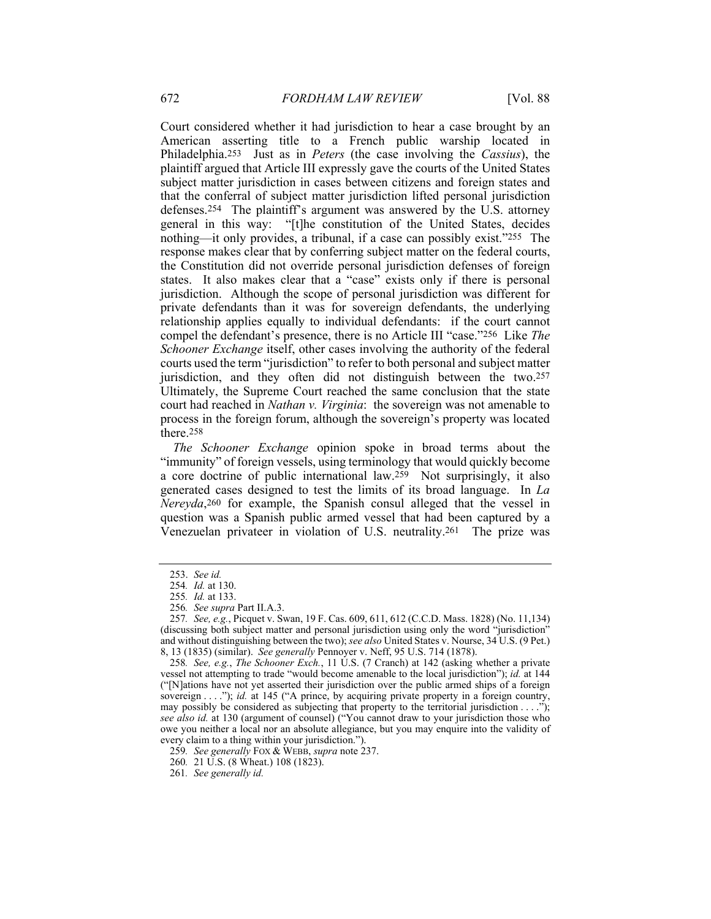Court considered whether it had jurisdiction to hear a case brought by an American asserting title to a French public warship located in Philadelphia.[253] Just as in *Peters* (the case involving the *Cassius*), the plaintiff argued that Article III expressly gave the courts of the United States subject matter jurisdiction in cases between citizens and foreign states and that the conferral of subject matter jurisdiction lifted personal jurisdiction defenses.[254] The plaintiff's argument was answered by the U.S. attorney general in this way: "[t]he constitution of the United States, decides nothing—it only provides, a tribunal, if a case can possibly exist."[255] The response makes clear that by conferring subject matter on the federal courts, the Constitution did not override personal jurisdiction defenses of foreign states. It also makes clear that a "case" exists only if there is personal jurisdiction. Although the scope of personal jurisdiction was different for private defendants than it was for sovereign defendants, the underlying relationship applies equally to individual defendants: if the court cannot compel the defendant's presence, there is no Article III "case."[256] Like *The Schooner Exchange* itself, other cases involving the authority of the federal courts used the term "jurisdiction" to refer to both personal and subject matter jurisdiction, and they often did not distinguish between the two.[257] Ultimately, the Supreme Court reached the same conclusion that the state court had reached in *Nathan v. Virginia*: the sovereign was not amenable to process in the foreign forum, although the sovereign's property was located there.[258]

*The Schooner Exchange* opinion spoke in broad terms about the "immunity" of foreign vessels, using terminology that would quickly become a core doctrine of public international law.[259] Not surprisingly, it also generated cases designed to test the limits of its broad language. In *La Nereyda*,[260] for example, the Spanish consul alleged that the vessel in question was a Spanish public armed vessel that had been captured by a Venezuelan privateer in violation of U.S. neutrality.[261] The prize was

---

253. *See id.*

254. *Id.* at 130.

255. *Id.* at 133.

256. *See supra* Part II.A.3.

257. *See, e.g.*, Picquet v. Swan, 19 F. Cas. 609, 611, 612 (C.C.D. Mass. 1828) (No. 11,134) (discussing both subject matter and personal jurisdiction using only the word "jurisdiction" and without distinguishing between the two); *see also* United States v. Nourse, 34 U.S. (9 Pet.) 8, 13 (1835) (similar). *See generally* Pennoyer v. Neff, 95 U.S. 714 (1878).

258. *See, e.g.*, *The Schooner Exch.*, 11 U.S. (7 Cranch) at 142 (asking whether a private vessel not attempting to trade "would become amenable to the local jurisdiction"); *id.* at 144 ("[N]ations have not yet asserted their jurisdiction over the public armed ships of a foreign sovereign . . . ."); *id.* at 145 ("A prince, by acquiring private property in a foreign country, may possibly be considered as subjecting that property to the territorial jurisdiction . . . ."); *see also id.* at 130 (argument of counsel) ("You cannot draw to your jurisdiction those who owe you neither a local nor an absolute allegiance, but you may enquire into the validity of every claim to a thing within your jurisdiction.").

259. *See generally* FOX & WEBB, *supra* note 237.

260. 21 U.S. (8 Wheat.) 108 (1823).

261. *See generally id.*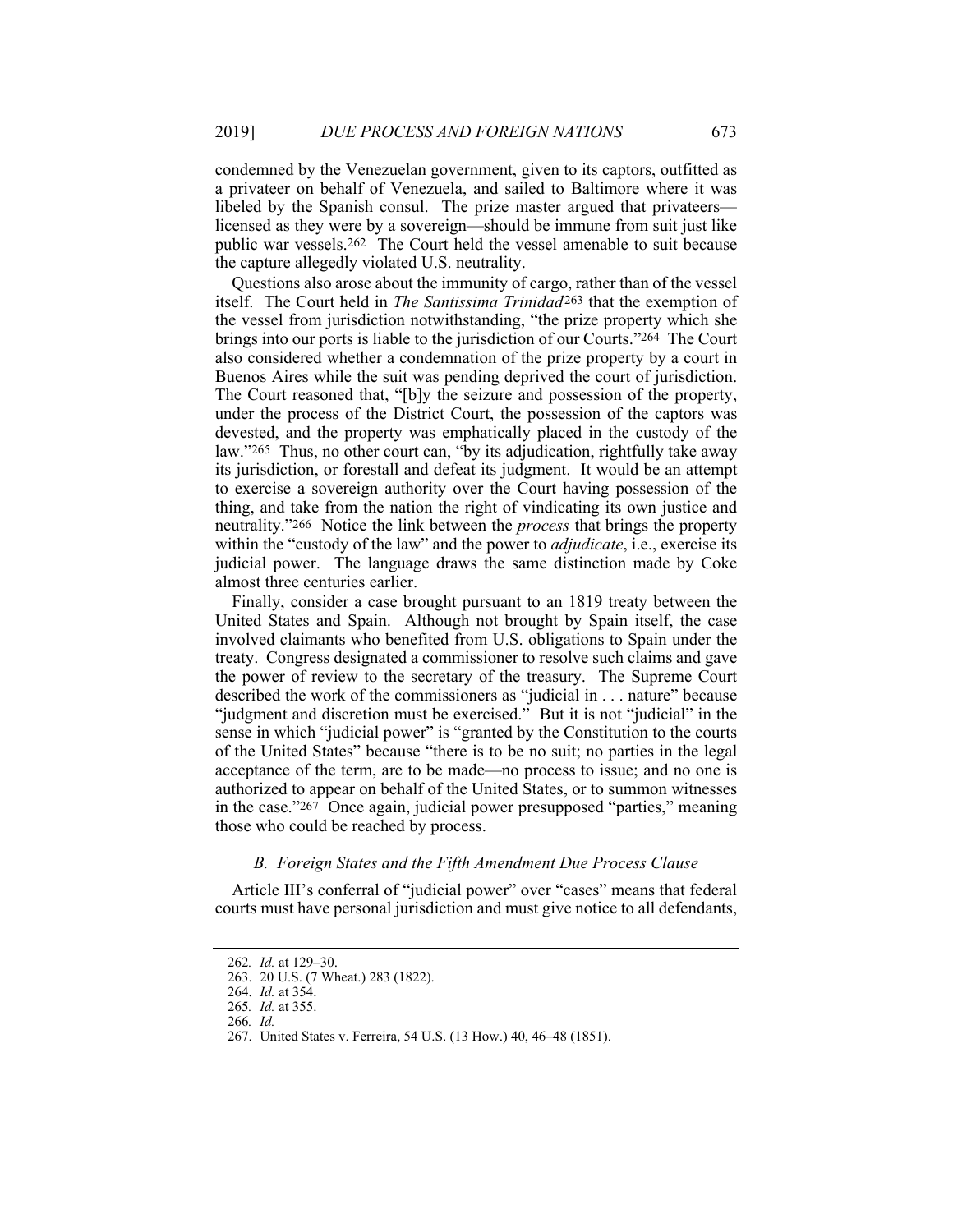condemned by the Venezuelan government, given to its captors, outfitted as a privateer on behalf of Venezuela, and sailed to Baltimore where it was libeled by the Spanish consul. The prize master argued that privateers—licensed as they were by a sovereign—should be immune from suit just like public war vessels.[262] The Court held the vessel amenable to suit because the capture allegedly violated U.S. neutrality.

Questions also arose about the immunity of cargo, rather than of the vessel itself. The Court held in *The Santissima Trinidad*[263] that the exemption of the vessel from jurisdiction notwithstanding, "the prize property which she brings into our ports is liable to the jurisdiction of our Courts."[264] The Court also considered whether a condemnation of the prize property by a court in Buenos Aires while the suit was pending deprived the court of jurisdiction. The Court reasoned that, "[b]y the seizure and possession of the property, under the process of the District Court, the possession of the captors was devested, and the property was emphatically placed in the custody of the law."[265] Thus, no other court can, "by its adjudication, rightfully take away its jurisdiction, or forestall and defeat its judgment. It would be an attempt to exercise a sovereign authority over the Court having possession of the thing, and take from the nation the right of vindicating its own justice and neutrality."[266] Notice the link between the *process* that brings the property within the "custody of the law" and the power to *adjudicate*, i.e., exercise its judicial power. The language draws the same distinction made by Coke almost three centuries earlier.

Finally, consider a case brought pursuant to an 1819 treaty between the United States and Spain. Although not brought by Spain itself, the case involved claimants who benefited from U.S. obligations to Spain under the treaty. Congress designated a commissioner to resolve such claims and gave the power of review to the secretary of the treasury. The Supreme Court described the work of the commissioners as "judicial in . . . nature" because "judgment and discretion must be exercised." But it is not "judicial" in the sense in which "judicial power" is "granted by the Constitution to the courts of the United States" because "there is to be no suit; no parties in the legal acceptance of the term, are to be made—no process to issue; and no one is authorized to appear on behalf of the United States, or to summon witnesses in the case."[267] Once again, judicial power presupposed "parties," meaning those who could be reached by process.

### *B. Foreign States and the Fifth Amendment Due Process Clause*

Article III's conferral of "judicial power" over "cases" means that federal courts must have personal jurisdiction and must give notice to all defendants,

---

262. *Id.* at 129–30.

263. 20 U.S. (7 Wheat.) 283 (1822).

264. *Id.* at 354.

265. *Id.* at 355.

266. *Id.*

267. United States v. Ferreira, 54 U.S. (13 How.) 40, 46–48 (1851).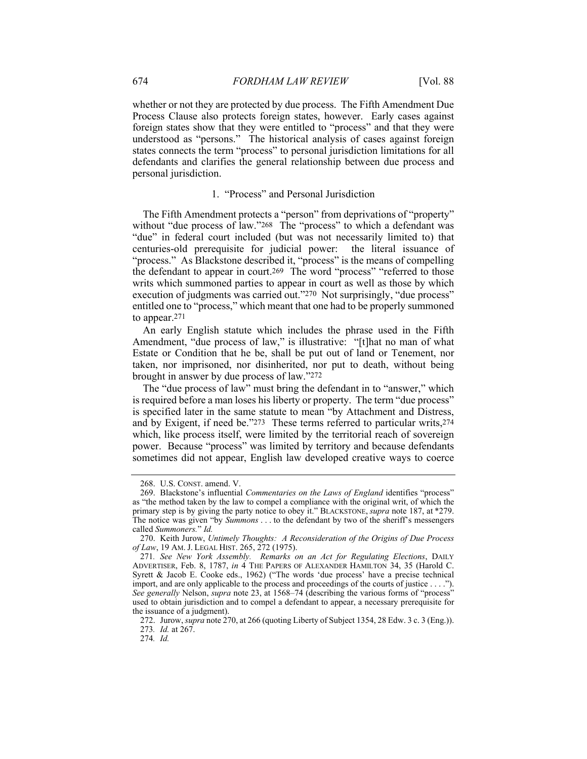whether or not they are protected by due process. The Fifth Amendment Due Process Clause also protects foreign states, however. Early cases against foreign states show that they were entitled to "process" and that they were understood as "persons." The historical analysis of cases against foreign states connects the term "process" to personal jurisdiction limitations for all defendants and clarifies the general relationship between due process and personal jurisdiction.

### 1. "Process" and Personal Jurisdiction

The Fifth Amendment protects a "person" from deprivations of "property" without "due process of law."[268] The "process" to which a defendant was "due" in federal court included (but was not necessarily limited to) that centuries-old prerequisite for judicial power: the literal issuance of "process." As Blackstone described it, "process" is the means of compelling the defendant to appear in court.[269] The word "process" "referred to those writs which summoned parties to appear in court as well as those by which execution of judgments was carried out."[270] Not surprisingly, "due process" entitled one to "process," which meant that one had to be properly summoned to appear.[271]

An early English statute which includes the phrase used in the Fifth Amendment, "due process of law," is illustrative: "[t]hat no man of what Estate or Condition that he be, shall be put out of land or Tenement, nor taken, nor imprisoned, nor disinherited, nor put to death, without being brought in answer by due process of law."[272]

The "due process of law" must bring the defendant in to "answer," which is required before a man loses his liberty or property. The term "due process" is specified later in the same statute to mean "by Attachment and Distress, and by Exigent, if need be."[273] These terms referred to particular writs,[274] which, like process itself, were limited by the territorial reach of sovereign power. Because "process" was limited by territory and because defendants sometimes did not appear, English law developed creative ways to coerce

---

268. U.S. CONST. amend. V.

269. Blackstone's influential *Commentaries on the Laws of England* identifies "process" as "the method taken by the law to compel a compliance with the original writ, of which the primary step is by giving the party notice to obey it." BLACKSTONE, *supra* note 187, at *279. The notice was given "by *Summons* . . . to the defendant by two of the sheriff's messengers called *Summoners.*" *Id.*

270. Keith Jurow, *Untimely Thoughts: A Reconsideration of the Origins of Due Process of Law*, 19 AM. J. LEGAL HIST. 265, 272 (1975).

271. *See New York Assembly. Remarks on an Act for Regulating Elections*, DAILY ADVERTISER, Feb. 8, 1787, *in* 4 THE PAPERS OF ALEXANDER HAMILTON 34, 35 (Harold C. Syrett & Jacob E. Cooke eds., 1962) ("The words 'due process' have a precise technical import, and are only applicable to the process and proceedings of the courts of justice . . . ."). *See generally* Nelson, *supra* note 23, at 1568–74 (describing the various forms of "process" used to obtain jurisdiction and to compel a defendant to appear, a necessary prerequisite for the issuance of a judgment).

272. Jurow, *supra* note 270, at 266 (quoting Liberty of Subject 1354, 28 Edw. 3 c. 3 (Eng.)).

273. *Id.* at 267.

274. *Id.*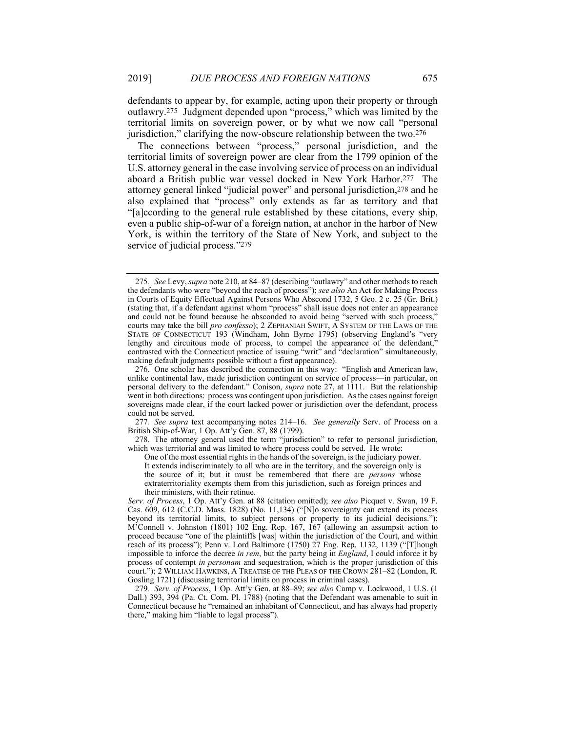defendants to appear by, for example, acting upon their property or through outlawry.[275] Judgment depended upon "process," which was limited by the territorial limits on sovereign power, or by what we now call "personal jurisdiction," clarifying the now-obscure relationship between the two.[276]

The connections between "process," personal jurisdiction, and the territorial limits of sovereign power are clear from the 1799 opinion of the U.S. attorney general in the case involving service of process on an individual aboard a British public war vessel docked in New York Harbor.[277] The attorney general linked "judicial power" and personal jurisdiction,[278] and he also explained that "process" only extends as far as territory and that "[a]ccording to the general rule established by these citations, every ship, even a public ship-of-war of a foreign nation, at anchor in the harbor of New York, is within the territory of the State of New York, and subject to the service of judicial process."[279]

---

275. *See* Levy, *supra* note 210, at 84–87 (describing "outlawry" and other methods to reach the defendants who were "beyond the reach of process"); *see also* An Act for Making Process in Courts of Equity Effectual Against Persons Who Abscond 1732, 5 Geo. 2 c. 25 (Gr. Brit.) (stating that, if a defendant against whom "process" shall issue does not enter an appearance and could not be found because he absconded to avoid being "served with such process," courts may take the bill *pro confesso*); 2 ZEPHANIAH SWIFT, A SYSTEM OF THE LAWS OF THE STATE OF CONNECTICUT 193 (Windham, John Byrne 1795) (observing England's "very lengthy and circuitous mode of process, to compel the appearance of the defendant," contrasted with the Connecticut practice of issuing "writ" and "declaration" simultaneously, making default judgments possible without a first appearance).

276. One scholar has described the connection in this way: "English and American law, unlike continental law, made jurisdiction contingent on service of process—in particular, on personal delivery to the defendant." Conison, *supra* note 27, at 1111. But the relationship went in both directions: process was contingent upon jurisdiction. As the cases against foreign sovereigns made clear, if the court lacked power or jurisdiction over the defendant, process could not be served.

277. *See supra* text accompanying notes 214–16. *See generally* Serv. of Process on a British Ship-of-War, 1 Op. Att'y Gen. 87, 88 (1799).

278. The attorney general used the term "jurisdiction" to refer to personal jurisdiction, which was territorial and was limited to where process could be served. He wrote:

> One of the most essential rights in the hands of the sovereign, is the judiciary power. It extends indiscriminately to all who are in the territory, and the sovereign only is the source of it; but it must be remembered that there are *persons* whose extraterritoriality exempts them from this jurisdiction, such as foreign princes and their ministers, with their retinue.

*Serv. of Process*, 1 Op. Att'y Gen. at 88 (citation omitted); *see also* Picquet v. Swan, 19 F. Cas. 609, 612 (C.C.D. Mass. 1828) (No. 11,134) ("[N]o sovereignty can extend its process beyond its territorial limits, to subject persons or property to its judicial decisions."); M'Connell v. Johnston (1801) 102 Eng. Rep. 167, 167 (allowing an assumpsit action to proceed because "one of the plaintiffs [was] within the jurisdiction of the Court, and within reach of its process"); Penn v. Lord Baltimore (1750) 27 Eng. Rep. 1132, 1139 ("[T]hough impossible to inforce the decree *in rem*, but the party being in *England*, I could inforce it by process of contempt *in personam* and sequestration, which is the proper jurisdiction of this court."); 2 WILLIAM HAWKINS, A TREATISE OF THE PLEAS OF THE CROWN 281–82 (London, R. Gosling 1721) (discussing territorial limits on process in criminal cases).

279. *Serv. of Process*, 1 Op. Att'y Gen. at 88–89; *see also* Camp v. Lockwood, 1 U.S. (1 Dall.) 393, 394 (Pa. Ct. Com. Pl. 1788) (noting that the Defendant was amenable to suit in Connecticut because he "remained an inhabitant of Connecticut, and has always had property there," making him "liable to legal process").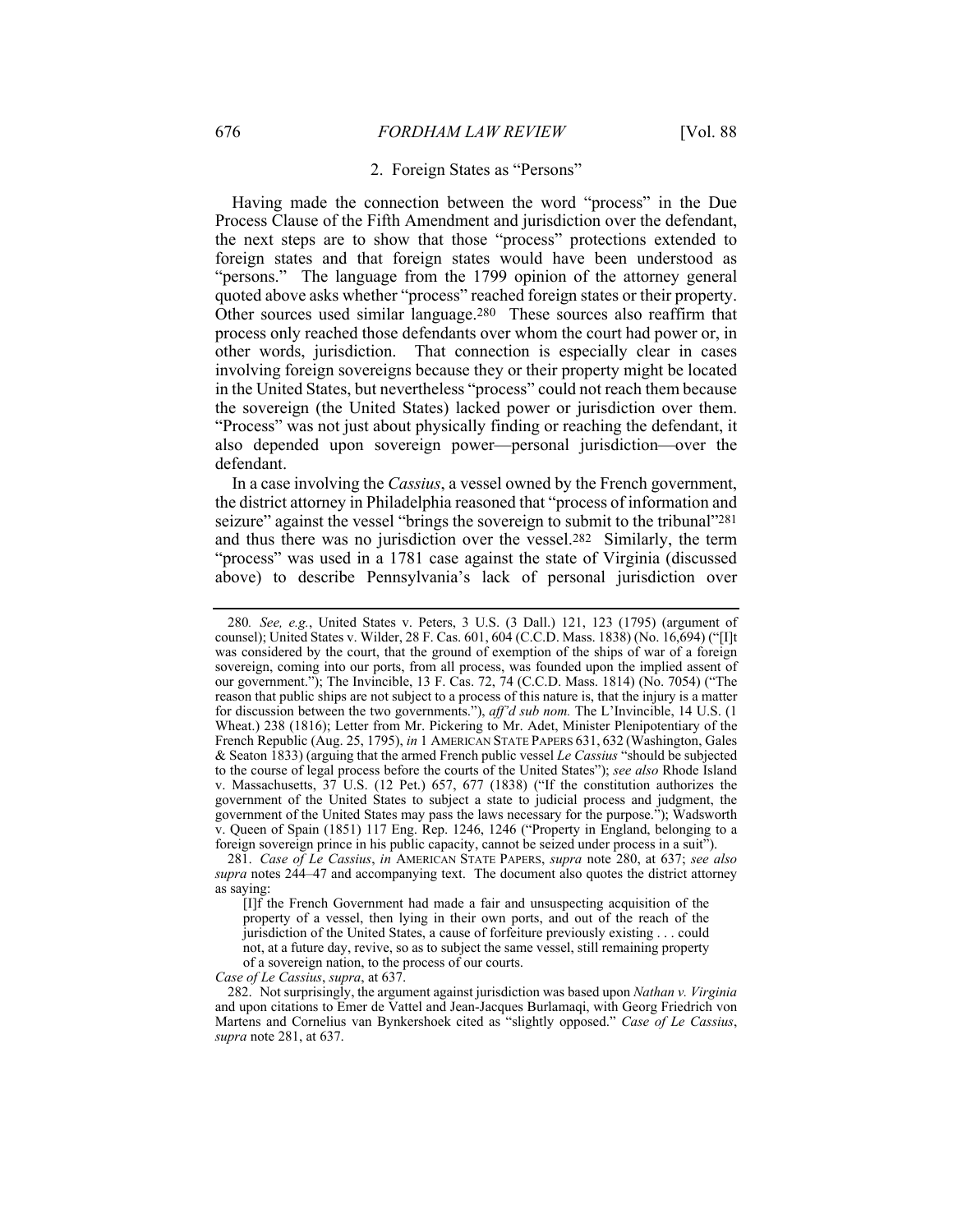### 2. Foreign States as "Persons"

Having made the connection between the word "process" in the Due Process Clause of the Fifth Amendment and jurisdiction over the defendant, the next steps are to show that those "process" protections extended to foreign states and that foreign states would have been understood as "persons." The language from the 1799 opinion of the attorney general quoted above asks whether "process" reached foreign states or their property. Other sources used similar language.[280] These sources also reaffirm that process only reached those defendants over whom the court had power or, in other words, jurisdiction. That connection is especially clear in cases involving foreign sovereigns because they or their property might be located in the United States, but nevertheless "process" could not reach them because the sovereign (the United States) lacked power or jurisdiction over them. "Process" was not just about physically finding or reaching the defendant, it also depended upon sovereign power—personal jurisdiction—over the defendant.

In a case involving the *Cassius*, a vessel owned by the French government, the district attorney in Philadelphia reasoned that "process of information and seizure" against the vessel "brings the sovereign to submit to the tribunal"[281] and thus there was no jurisdiction over the vessel.[282] Similarly, the term "process" was used in a 1781 case against the state of Virginia (discussed above) to describe Pennsylvania's lack of personal jurisdiction over

---

280. *See, e.g.*, United States v. Peters, 3 U.S. (3 Dall.) 121, 123 (1795) (argument of counsel); United States v. Wilder, 28 F. Cas. 601, 604 (C.C.D. Mass. 1838) (No. 16,694) ("[I]t was considered by the court, that the ground of exemption of the ships of war of a foreign sovereign, coming into our ports, from all process, was founded upon the implied assent of our government."); The Invincible, 13 F. Cas. 72, 74 (C.C.D. Mass. 1814) (No. 7054) ("The reason that public ships are not subject to a process of this nature is, that the injury is a matter for discussion between the two governments."), *aff'd sub nom.* The L'Invincible, 14 U.S. (1 Wheat.) 238 (1816); Letter from Mr. Pickering to Mr. Adet, Minister Plenipotentiary of the French Republic (Aug. 25, 1795), *in* 1 AMERICAN STATE PAPERS 631, 632 (Washington, Gales & Seaton 1833) (arguing that the armed French public vessel *Le Cassius* "should be subjected to the course of legal process before the courts of the United States"); *see also* Rhode Island v. Massachusetts, 37 U.S. (12 Pet.) 657, 677 (1838) ("If the constitution authorizes the government of the United States to subject a state to judicial process and judgment, the government of the United States may pass the laws necessary for the purpose."); Wadsworth v. Queen of Spain (1851) 117 Eng. Rep. 1246, 1246 ("Property in England, belonging to a foreign sovereign prince in his public capacity, cannot be seized under process in a suit").

281. *Case of Le Cassius*, *in* AMERICAN STATE PAPERS, *supra* note 280, at 637; *see also supra* notes 244–47 and accompanying text. The document also quotes the district attorney as saying:

> [I]f the French Government had made a fair and unsuspecting acquisition of the property of a vessel, then lying in their own ports, and out of the reach of the jurisdiction of the United States, a cause of forfeiture previously existing . . . could not, at a future day, revive, so as to subject the same vessel, still remaining property of a sovereign nation, to the process of our courts.

*Case of Le Cassius*, *supra*, at 637.

282. Not surprisingly, the argument against jurisdiction was based upon *Nathan v. Virginia* and upon citations to Emer de Vattel and Jean-Jacques Burlamaqi, with Georg Friedrich von Martens and Cornelius van Bynkershoek cited as "slightly opposed." *Case of Le Cassius*, *supra* note 281, at 637.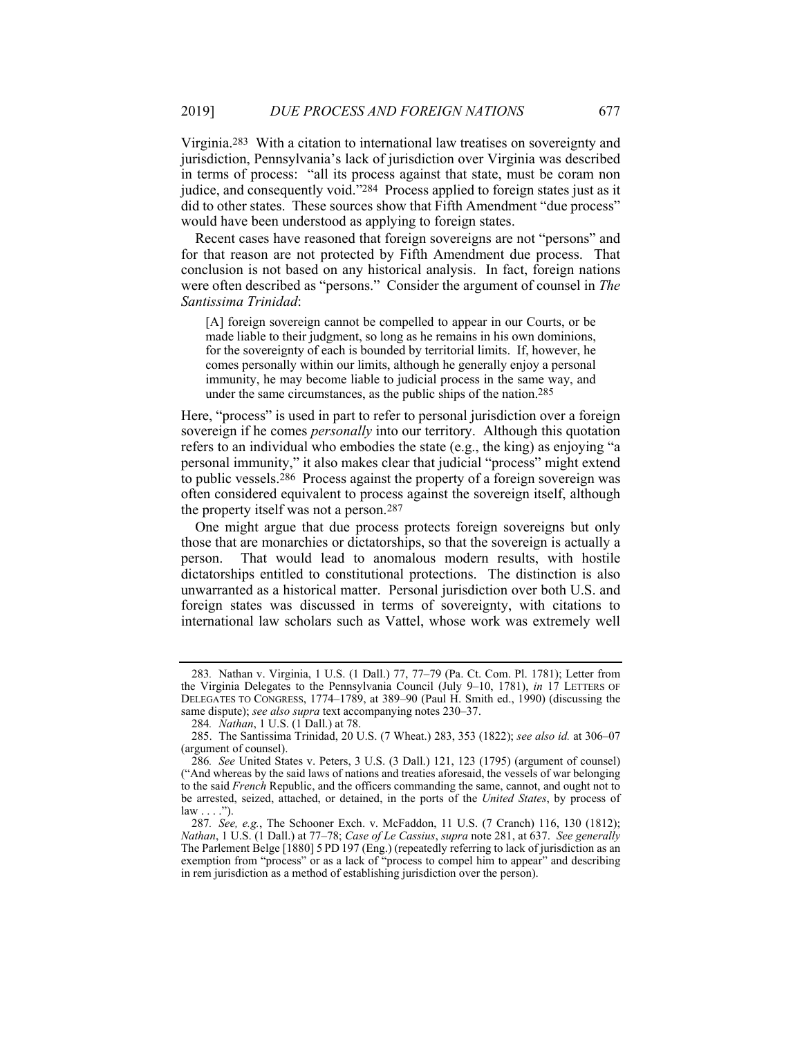Virginia.[283] With a citation to international law treatises on sovereignty and jurisdiction, Pennsylvania's lack of jurisdiction over Virginia was described in terms of process: "all its process against that state, must be coram non judice, and consequently void."[284] Process applied to foreign states just as it did to other states. These sources show that Fifth Amendment "due process" would have been understood as applying to foreign states.

Recent cases have reasoned that foreign sovereigns are not "persons" and for that reason are not protected by Fifth Amendment due process. That conclusion is not based on any historical analysis. In fact, foreign nations were often described as "persons." Consider the argument of counsel in *The Santissima Trinidad*:

> [A] foreign sovereign cannot be compelled to appear in our Courts, or be made liable to their judgment, so long as he remains in his own dominions, for the sovereignty of each is bounded by territorial limits. If, however, he comes personally within our limits, although he generally enjoy a personal immunity, he may become liable to judicial process in the same way, and under the same circumstances, as the public ships of the nation.[285]

Here, "process" is used in part to refer to personal jurisdiction over a foreign sovereign if he comes *personally* into our territory. Although this quotation refers to an individual who embodies the state (e.g., the king) as enjoying "a personal immunity," it also makes clear that judicial "process" might extend to public vessels.[286] Process against the property of a foreign sovereign was often considered equivalent to process against the sovereign itself, although the property itself was not a person.[287]

One might argue that due process protects foreign sovereigns but only those that are monarchies or dictatorships, so that the sovereign is actually a person. That would lead to anomalous modern results, with hostile dictatorships entitled to constitutional protections. The distinction is also unwarranted as a historical matter. Personal jurisdiction over both U.S. and foreign states was discussed in terms of sovereignty, with citations to international law scholars such as Vattel, whose work was extremely well

---

283. Nathan v. Virginia, 1 U.S. (1 Dall.) 77, 77–79 (Pa. Ct. Com. Pl. 1781); Letter from the Virginia Delegates to the Pennsylvania Council (July 9–10, 1781), *in* 17 LETTERS OF DELEGATES TO CONGRESS, 1774–1789, at 389–90 (Paul H. Smith ed., 1990) (discussing the same dispute); *see also supra* text accompanying notes 230–37.

284. *Nathan*, 1 U.S. (1 Dall.) at 78.

285. The Santissima Trinidad, 20 U.S. (7 Wheat.) 283, 353 (1822); *see also id.* at 306–07 (argument of counsel).

286. *See* United States v. Peters, 3 U.S. (3 Dall.) 121, 123 (1795) (argument of counsel) ("And whereas by the said laws of nations and treaties aforesaid, the vessels of war belonging to the said *French* Republic, and the officers commanding the same, cannot, and ought not to be arrested, seized, attached, or detained, in the ports of the *United States*, by process of law . . . .").

287. *See, e.g.*, The Schooner Exch. v. McFaddon, 11 U.S. (7 Cranch) 116, 130 (1812); *Nathan*, 1 U.S. (1 Dall.) at 77–78; *Case of Le Cassius*, *supra* note 281, at 637. *See generally* The Parlement Belge [1880] 5 PD 197 (Eng.) (repeatedly referring to lack of jurisdiction as an exemption from "process" or as a lack of "process to compel him to appear" and describing in rem jurisdiction as a method of establishing jurisdiction over the person).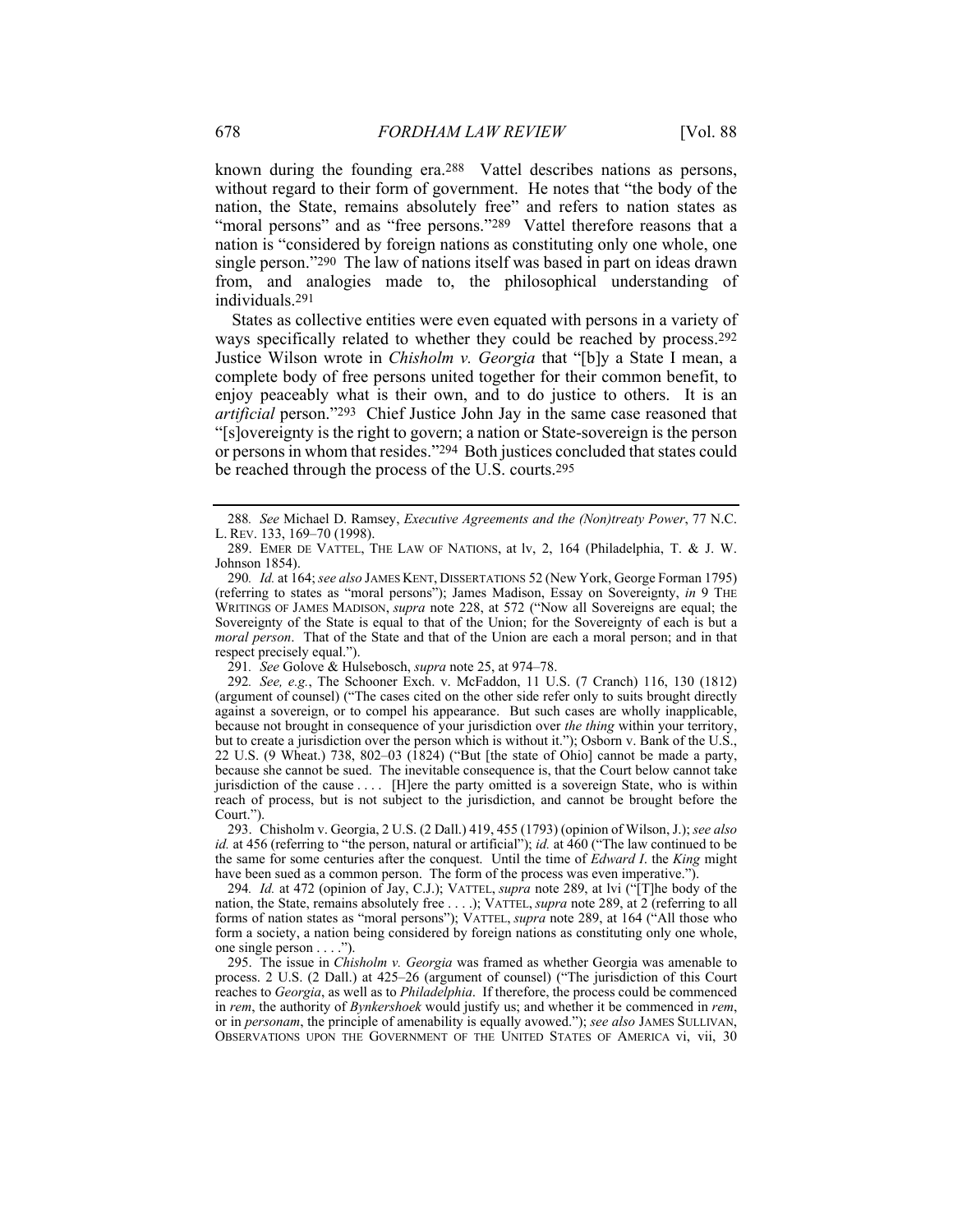known during the founding era.[288] Vattel describes nations as persons, without regard to their form of government. He notes that "the body of the nation, the State, remains absolutely free" and refers to nation states as "moral persons" and as "free persons."[289] Vattel therefore reasons that a nation is "considered by foreign nations as constituting only one whole, one single person."[290] The law of nations itself was based in part on ideas drawn from, and analogies made to, the philosophical understanding of individuals.[291]

States as collective entities were even equated with persons in a variety of ways specifically related to whether they could be reached by process.[292] Justice Wilson wrote in *Chisholm v. Georgia* that "[b]y a State I mean, a complete body of free persons united together for their common benefit, to enjoy peaceably what is their own, and to do justice to others. It is an *artificial* person."[293] Chief Justice John Jay in the same case reasoned that "[s]overeignty is the right to govern; a nation or State-sovereign is the person or persons in whom that resides."[294] Both justices concluded that states could be reached through the process of the U.S. courts.[295]

---

288*. See* Michael D. Ramsey, *Executive Agreements and the (Non)treaty Power*, 77 N.C. L. REV. 133, 169–70 (1998).

289. EMER DE VATTEL, THE LAW OF NATIONS, at lv, 2, 164 (Philadelphia, T. & J. W. Johnson 1854).

290*. Id.* at 164; *see also* JAMES KENT, DISSERTATIONS 52 (New York, George Forman 1795) (referring to states as "moral persons"); James Madison, Essay on Sovereignty, *in* 9 THE WRITINGS OF JAMES MADISON, *supra* note 228, at 572 ("Now all Sovereigns are equal; the Sovereignty of the State is equal to that of the Union; for the Sovereignty of each is but a *moral person*. That of the State and that of the Union are each a moral person; and in that respect precisely equal.").

291*. See* Golove & Hulsebosch, *supra* note 25, at 974–78.

292*. See, e.g.*, The Schooner Exch. v. McFaddon, 11 U.S. (7 Cranch) 116, 130 (1812) (argument of counsel) ("The cases cited on the other side refer only to suits brought directly against a sovereign, or to compel his appearance. But such cases are wholly inapplicable, because not brought in consequence of your jurisdiction over *the thing* within your territory, but to create a jurisdiction over the person which is without it."); Osborn v. Bank of the U.S., 22 U.S. (9 Wheat.) 738, 802–03 (1824) ("But [the state of Ohio] cannot be made a party, because she cannot be sued. The inevitable consequence is, that the Court below cannot take jurisdiction of the cause . . . . [H]ere the party omitted is a sovereign State, who is within reach of process, but is not subject to the jurisdiction, and cannot be brought before the Court.").

293. Chisholm v. Georgia, 2 U.S. (2 Dall.) 419, 455 (1793) (opinion of Wilson, J.); *see also id.* at 456 (referring to "the person, natural or artificial"); *id.* at 460 ("The law continued to be the same for some centuries after the conquest. Until the time of *Edward I.* the *King* might have been sued as a common person. The form of the process was even imperative.").

294*. Id.* at 472 (opinion of Jay, C.J.); VATTEL, *supra* note 289, at lvi ("[T]he body of the nation, the State, remains absolutely free . . . .); VATTEL, *supra* note 289, at 2 (referring to all forms of nation states as "moral persons"); VATTEL, *supra* note 289, at 164 ("All those who form a society, a nation being considered by foreign nations as constituting only one whole, one single person . . . .").

295. The issue in *Chisholm v. Georgia* was framed as whether Georgia was amenable to process. 2 U.S. (2 Dall.) at 425–26 (argument of counsel) ("The jurisdiction of this Court reaches to *Georgia*, as well as to *Philadelphia*. If therefore, the process could be commenced in *rem*, the authority of *Bynkershoek* would justify us; and whether it be commenced in *rem*, or in *personam*, the principle of amenability is equally avowed."); *see also* JAMES SULLIVAN, OBSERVATIONS UPON THE GOVERNMENT OF THE UNITED STATES OF AMERICA vi, vii, 30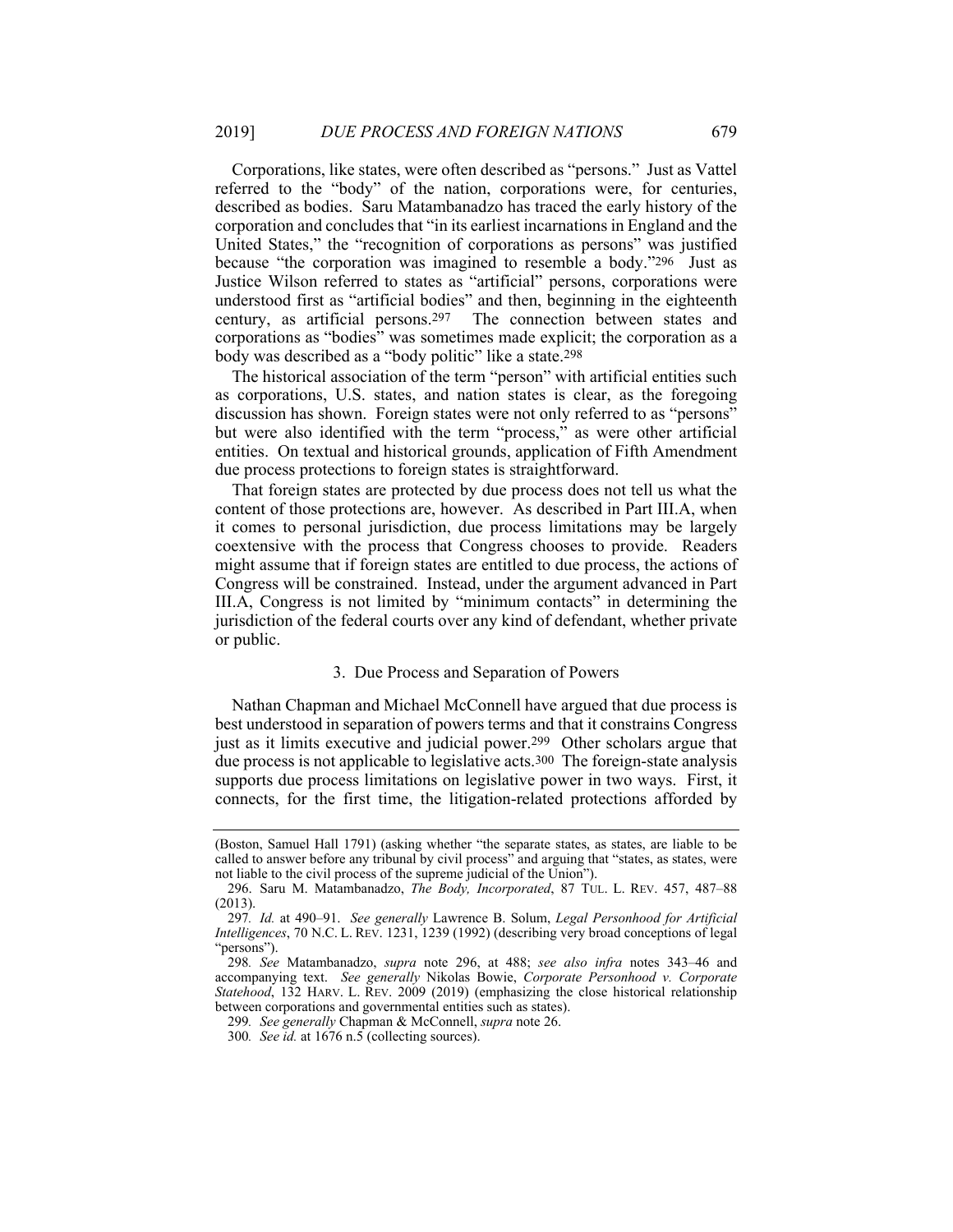Corporations, like states, were often described as "persons." Just as Vattel referred to the "body" of the nation, corporations were, for centuries, described as bodies. Saru Matambanadzo has traced the early history of the corporation and concludes that "in its earliest incarnations in England and the United States," the "recognition of corporations as persons" was justified because "the corporation was imagined to resemble a body."[296] Just as Justice Wilson referred to states as "artificial" persons, corporations were understood first as "artificial bodies" and then, beginning in the eighteenth century, as artificial persons.[297] The connection between states and corporations as "bodies" was sometimes made explicit; the corporation as a body was described as a "body politic" like a state.[298]

The historical association of the term "person" with artificial entities such as corporations, U.S. states, and nation states is clear, as the foregoing discussion has shown. Foreign states were not only referred to as "persons" but were also identified with the term "process," as were other artificial entities. On textual and historical grounds, application of Fifth Amendment due process protections to foreign states is straightforward.

That foreign states are protected by due process does not tell us what the content of those protections are, however. As described in Part III.A, when it comes to personal jurisdiction, due process limitations may be largely coextensive with the process that Congress chooses to provide. Readers might assume that if foreign states are entitled to due process, the actions of Congress will be constrained. Instead, under the argument advanced in Part III.A, Congress is not limited by "minimum contacts" in determining the jurisdiction of the federal courts over any kind of defendant, whether private or public.

### 3. Due Process and Separation of Powers

Nathan Chapman and Michael McConnell have argued that due process is best understood in separation of powers terms and that it constrains Congress just as it limits executive and judicial power.[299] Other scholars argue that due process is not applicable to legislative acts.[300] The foreign-state analysis supports due process limitations on legislative power in two ways. First, it connects, for the first time, the litigation-related protections afforded by

---

(Boston, Samuel Hall 1791) (asking whether "the separate states, as states, are liable to be called to answer before any tribunal by civil process" and arguing that "states, as states, were not liable to the civil process of the supreme judicial of the Union").

296. Saru M. Matambanadzo, *The Body, Incorporated*, 87 TUL. L. REV. 457, 487–88 (2013).

297. *Id.* at 490–91. *See generally* Lawrence B. Solum, *Legal Personhood for Artificial Intelligences*, 70 N.C. L. REV. 1231, 1239 (1992) (describing very broad conceptions of legal "persons").

298. *See* Matambanadzo, *supra* note 296, at 488; *see also infra* notes 343–46 and accompanying text. *See generally* Nikolas Bowie, *Corporate Personhood v. Corporate Statehood*, 132 HARV. L. REV. 2009 (2019) (emphasizing the close historical relationship between corporations and governmental entities such as states).

299. *See generally* Chapman & McConnell, *supra* note 26.

300. *See id.* at 1676 n.5 (collecting sources).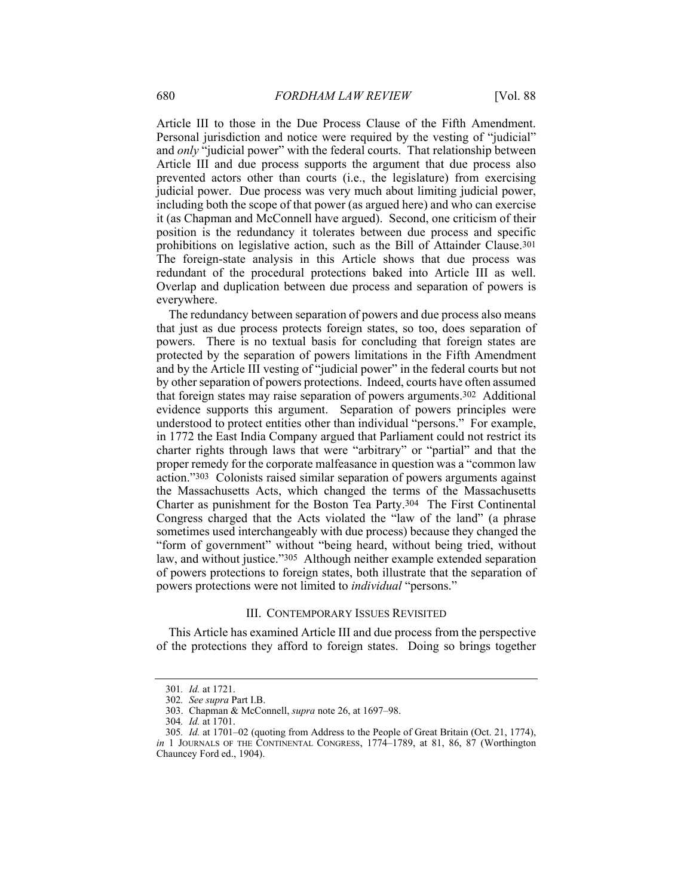Article III to those in the Due Process Clause of the Fifth Amendment. Personal jurisdiction and notice were required by the vesting of "judicial" and *only* "judicial power" with the federal courts. That relationship between Article III and due process supports the argument that due process also prevented actors other than courts (i.e., the legislature) from exercising judicial power. Due process was very much about limiting judicial power, including both the scope of that power (as argued here) and who can exercise it (as Chapman and McConnell have argued). Second, one criticism of their position is the redundancy it tolerates between due process and specific prohibitions on legislative action, such as the Bill of Attainder Clause.[301] The foreign-state analysis in this Article shows that due process was redundant of the procedural protections baked into Article III as well. Overlap and duplication between due process and separation of powers is everywhere.

The redundancy between separation of powers and due process also means that just as due process protects foreign states, so too, does separation of powers. There is no textual basis for concluding that foreign states are protected by the separation of powers limitations in the Fifth Amendment and by the Article III vesting of "judicial power" in the federal courts but not by other separation of powers protections. Indeed, courts have often assumed that foreign states may raise separation of powers arguments.[302] Additional evidence supports this argument. Separation of powers principles were understood to protect entities other than individual "persons." For example, in 1772 the East India Company argued that Parliament could not restrict its charter rights through laws that were "arbitrary" or "partial" and that the proper remedy for the corporate malfeasance in question was a "common law action."[303] Colonists raised similar separation of powers arguments against the Massachusetts Acts, which changed the terms of the Massachusetts Charter as punishment for the Boston Tea Party.[304] The First Continental Congress charged that the Acts violated the "law of the land" (a phrase sometimes used interchangeably with due process) because they changed the "form of government" without "being heard, without being tried, without law, and without justice."[305] Although neither example extended separation of powers protections to foreign states, both illustrate that the separation of powers protections were not limited to *individual* "persons."

## III. CONTEMPORARY ISSUES REVISITED

This Article has examined Article III and due process from the perspective of the protections they afford to foreign states. Doing so brings together

---

301. *Id.* at 1721.

302. *See supra* Part I.B.

303. Chapman & McConnell, *supra* note 26, at 1697–98.

304. *Id.* at 1701.

305. *Id.* at 1701–02 (quoting from Address to the People of Great Britain (Oct. 21, 1774), *in* 1 JOURNALS OF THE CONTINENTAL CONGRESS, 1774–1789, at 81, 86, 87 (Worthington Chauncey Ford ed., 1904).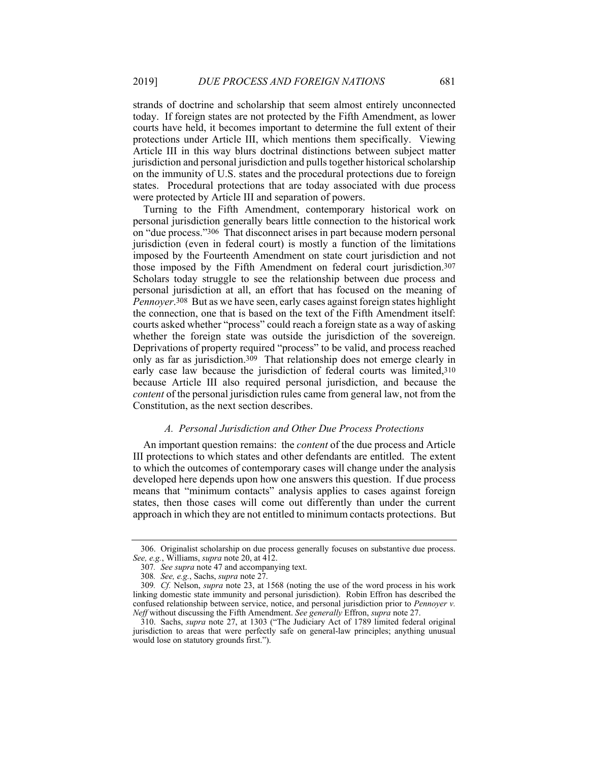strands of doctrine and scholarship that seem almost entirely unconnected today. If foreign states are not protected by the Fifth Amendment, as lower courts have held, it becomes important to determine the full extent of their protections under Article III, which mentions them specifically. Viewing Article III in this way blurs doctrinal distinctions between subject matter jurisdiction and personal jurisdiction and pulls together historical scholarship on the immunity of U.S. states and the procedural protections due to foreign states. Procedural protections that are today associated with due process were protected by Article III and separation of powers.

Turning to the Fifth Amendment, contemporary historical work on personal jurisdiction generally bears little connection to the historical work on "due process."[306] That disconnect arises in part because modern personal jurisdiction (even in federal court) is mostly a function of the limitations imposed by the Fourteenth Amendment on state court jurisdiction and not those imposed by the Fifth Amendment on federal court jurisdiction.[307] Scholars today struggle to see the relationship between due process and personal jurisdiction at all, an effort that has focused on the meaning of *Pennoyer*.[308] But as we have seen, early cases against foreign states highlight the connection, one that is based on the text of the Fifth Amendment itself: courts asked whether "process" could reach a foreign state as a way of asking whether the foreign state was outside the jurisdiction of the sovereign. Deprivations of property required "process" to be valid, and process reached only as far as jurisdiction.[309] That relationship does not emerge clearly in early case law because the jurisdiction of federal courts was limited,[310] because Article III also required personal jurisdiction, and because the *content* of the personal jurisdiction rules came from general law, not from the Constitution, as the next section describes.

### *A. Personal Jurisdiction and Other Due Process Protections*

An important question remains: the *content* of the due process and Article III protections to which states and other defendants are entitled. The extent to which the outcomes of contemporary cases will change under the analysis developed here depends upon how one answers this question. If due process means that "minimum contacts" analysis applies to cases against foreign states, then those cases will come out differently than under the current approach in which they are not entitled to minimum contacts protections. But

---

306. Originalist scholarship on due process generally focuses on substantive due process. *See, e.g.*, Williams, *supra* note 20, at 412.

307. *See supra* note 47 and accompanying text.

308. *See, e.g.*, Sachs, *supra* note 27.

309. *Cf.* Nelson, *supra* note 23, at 1568 (noting the use of the word process in his work linking domestic state immunity and personal jurisdiction). Robin Effron has described the confused relationship between service, notice, and personal jurisdiction prior to *Pennoyer v. Neff* without discussing the Fifth Amendment. *See generally* Effron, *supra* note 27.

310. Sachs, *supra* note 27, at 1303 ("The Judiciary Act of 1789 limited federal original jurisdiction to areas that were perfectly safe on general-law principles; anything unusual would lose on statutory grounds first.").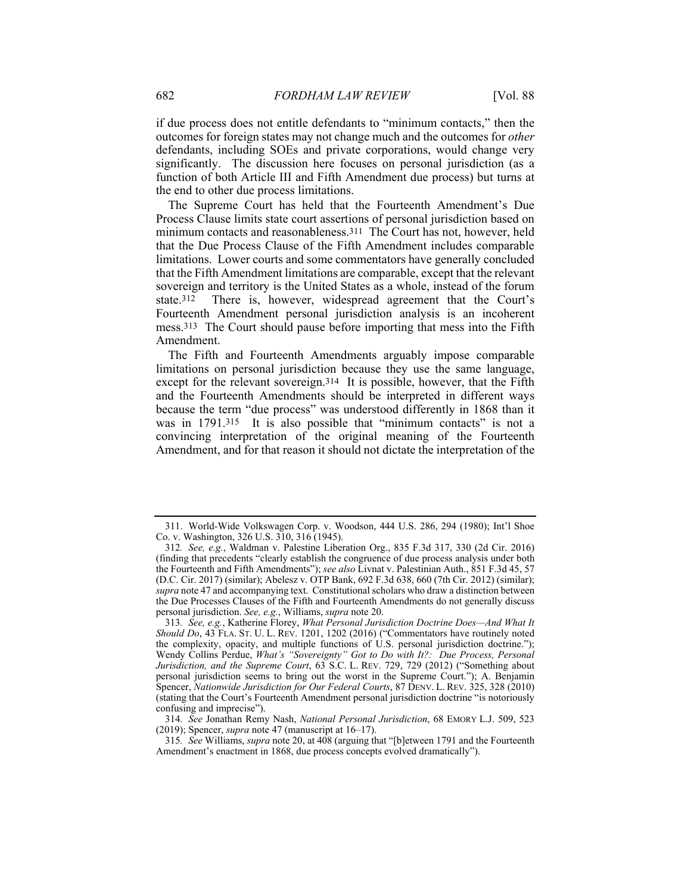if due process does not entitle defendants to "minimum contacts," then the outcomes for foreign states may not change much and the outcomes for *other* defendants, including SOEs and private corporations, would change very significantly. The discussion here focuses on personal jurisdiction (as a function of both Article III and Fifth Amendment due process) but turns at the end to other due process limitations.

The Supreme Court has held that the Fourteenth Amendment's Due Process Clause limits state court assertions of personal jurisdiction based on minimum contacts and reasonableness.[311] The Court has not, however, held that the Due Process Clause of the Fifth Amendment includes comparable limitations. Lower courts and some commentators have generally concluded that the Fifth Amendment limitations are comparable, except that the relevant sovereign and territory is the United States as a whole, instead of the forum state.[312] There is, however, widespread agreement that the Court's Fourteenth Amendment personal jurisdiction analysis is an incoherent mess.[313] The Court should pause before importing that mess into the Fifth Amendment.

The Fifth and Fourteenth Amendments arguably impose comparable limitations on personal jurisdiction because they use the same language, except for the relevant sovereign.[314] It is possible, however, that the Fifth and the Fourteenth Amendments should be interpreted in different ways because the term "due process" was understood differently in 1868 than it was in 1791.[315] It is also possible that "minimum contacts" is not a convincing interpretation of the original meaning of the Fourteenth Amendment, and for that reason it should not dictate the interpretation of the

---

311. World-Wide Volkswagen Corp. v. Woodson, 444 U.S. 286, 294 (1980); Int'l Shoe Co. v. Washington, 326 U.S. 310, 316 (1945).

312. *See, e.g.*, Waldman v. Palestine Liberation Org., 835 F.3d 317, 330 (2d Cir. 2016) (finding that precedents "clearly establish the congruence of due process analysis under both the Fourteenth and Fifth Amendments"); *see also* Livnat v. Palestinian Auth., 851 F.3d 45, 57 (D.C. Cir. 2017) (similar); Abelesz v. OTP Bank, 692 F.3d 638, 660 (7th Cir. 2012) (similar); *supra* note 47 and accompanying text. Constitutional scholars who draw a distinction between the Due Processes Clauses of the Fifth and Fourteenth Amendments do not generally discuss personal jurisdiction. *See, e.g.*, Williams, *supra* note 20.

313. *See, e.g.*, Katherine Florey, *What Personal Jurisdiction Doctrine Does—And What It Should Do*, 43 FLA. ST. U. L. REV. 1201, 1202 (2016) ("Commentators have routinely noted the complexity, opacity, and multiple functions of U.S. personal jurisdiction doctrine."); Wendy Collins Perdue, *What's "Sovereignty" Got to Do with It?: Due Process, Personal Jurisdiction, and the Supreme Court*, 63 S.C. L. REV. 729, 729 (2012) ("Something about personal jurisdiction seems to bring out the worst in the Supreme Court."); A. Benjamin Spencer, *Nationwide Jurisdiction for Our Federal Courts*, 87 DENV. L. REV. 325, 328 (2010) (stating that the Court's Fourteenth Amendment personal jurisdiction doctrine "is notoriously confusing and imprecise").

314. *See* Jonathan Remy Nash, *National Personal Jurisdiction*, 68 EMORY L.J. 509, 523 (2019); Spencer, *supra* note 47 (manuscript at 16–17).

315. *See* Williams, *supra* note 20, at 408 (arguing that "[b]etween 1791 and the Fourteenth Amendment's enactment in 1868, due process concepts evolved dramatically").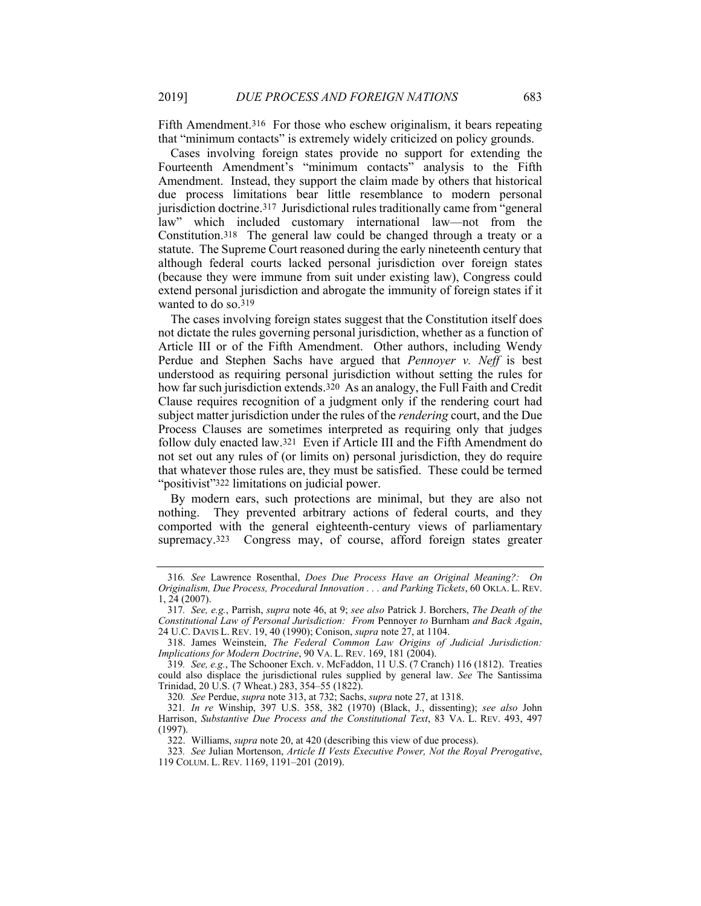Fifth Amendment.[316] For those who eschew originalism, it bears repeating that "minimum contacts" is extremely widely criticized on policy grounds.

Cases involving foreign states provide no support for extending the Fourteenth Amendment's "minimum contacts" analysis to the Fifth Amendment. Instead, they support the claim made by others that historical due process limitations bear little resemblance to modern personal jurisdiction doctrine.[317] Jurisdictional rules traditionally came from "general law" which included customary international law—not from the Constitution.[318] The general law could be changed through a treaty or a statute. The Supreme Court reasoned during the early nineteenth century that although federal courts lacked personal jurisdiction over foreign states (because they were immune from suit under existing law), Congress could extend personal jurisdiction and abrogate the immunity of foreign states if it wanted to do so.[319]

The cases involving foreign states suggest that the Constitution itself does not dictate the rules governing personal jurisdiction, whether as a function of Article III or of the Fifth Amendment. Other authors, including Wendy Perdue and Stephen Sachs have argued that *Pennoyer v. Neff* is best understood as requiring personal jurisdiction without setting the rules for how far such jurisdiction extends.[320] As an analogy, the Full Faith and Credit Clause requires recognition of a judgment only if the rendering court had subject matter jurisdiction under the rules of the *rendering* court, and the Due Process Clauses are sometimes interpreted as requiring only that judges follow duly enacted law.[321] Even if Article III and the Fifth Amendment do not set out any rules of (or limits on) personal jurisdiction, they do require that whatever those rules are, they must be satisfied. These could be termed "positivist"[322] limitations on judicial power.

By modern ears, such protections are minimal, but they are also not nothing. They prevented arbitrary actions of federal courts, and they comported with the general eighteenth-century views of parliamentary supremacy.[323] Congress may, of course, afford foreign states greater

---

316. *See* Lawrence Rosenthal, *Does Due Process Have an Original Meaning?: On Originalism, Due Process, Procedural Innovation . . . and Parking Tickets*, 60 OKLA. L. REV. 1, 24 (2007).

317. *See, e.g.*, Parrish, *supra* note 46, at 9; *see also* Patrick J. Borchers, *The Death of the Constitutional Law of Personal Jurisdiction: From* Pennoyer *to* Burnham *and Back Again*, 24 U.C. DAVIS L. REV. 19, 40 (1990); Conison, *supra* note 27, at 1104.

318. James Weinstein, *The Federal Common Law Origins of Judicial Jurisdiction: Implications for Modern Doctrine*, 90 VA. L. REV. 169, 181 (2004).

319. *See, e.g.*, The Schooner Exch. v. McFaddon, 11 U.S. (7 Cranch) 116 (1812). Treaties could also displace the jurisdictional rules supplied by general law. *See* The Santissima Trinidad, 20 U.S. (7 Wheat.) 283, 354–55 (1822).

320. *See* Perdue, *supra* note 313, at 732; Sachs, *supra* note 27, at 1318.

321. *In re* Winship, 397 U.S. 358, 382 (1970) (Black, J., dissenting); *see also* John Harrison, *Substantive Due Process and the Constitutional Text*, 83 VA. L. REV. 493, 497 (1997).

322. Williams, *supra* note 20, at 420 (describing this view of due process).

323. *See* Julian Mortenson, *Article II Vests Executive Power, Not the Royal Prerogative*, 119 COLUM. L. REV. 1169, 1191–201 (2019).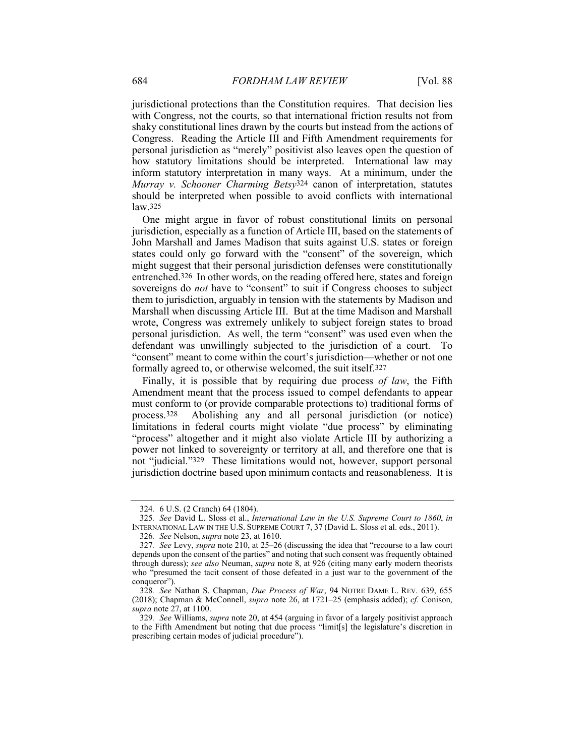jurisdictional protections than the Constitution requires. That decision lies with Congress, not the courts, so that international friction results not from shaky constitutional lines drawn by the courts but instead from the actions of Congress. Reading the Article III and Fifth Amendment requirements for personal jurisdiction as "merely" positivist also leaves open the question of how statutory limitations should be interpreted. International law may inform statutory interpretation in many ways. At a minimum, under the *Murray v. Schooner Charming Betsy*[324] canon of interpretation, statutes should be interpreted when possible to avoid conflicts with international law.[325]

One might argue in favor of robust constitutional limits on personal jurisdiction, especially as a function of Article III, based on the statements of John Marshall and James Madison that suits against U.S. states or foreign states could only go forward with the "consent" of the sovereign, which might suggest that their personal jurisdiction defenses were constitutionally entrenched.[326] In other words, on the reading offered here, states and foreign sovereigns do *not* have to "consent" to suit if Congress chooses to subject them to jurisdiction, arguably in tension with the statements by Madison and Marshall when discussing Article III. But at the time Madison and Marshall wrote, Congress was extremely unlikely to subject foreign states to broad personal jurisdiction. As well, the term "consent" was used even when the defendant was unwillingly subjected to the jurisdiction of a court. To "consent" meant to come within the court's jurisdiction—whether or not one formally agreed to, or otherwise welcomed, the suit itself.[327]

Finally, it is possible that by requiring due process *of law*, the Fifth Amendment meant that the process issued to compel defendants to appear must conform to (or provide comparable protections to) traditional forms of process.[328] Abolishing any and all personal jurisdiction (or notice) limitations in federal courts might violate "due process" by eliminating "process" altogether and it might also violate Article III by authorizing a power not linked to sovereignty or territory at all, and therefore one that is not "judicial."[329] These limitations would not, however, support personal jurisdiction doctrine based upon minimum contacts and reasonableness. It is

---

324. 6 U.S. (2 Cranch) 64 (1804).

325. *See* David L. Sloss et al., *International Law in the U.S. Supreme Court to 1860*, *in* INTERNATIONAL LAW IN THE U.S. SUPREME COURT 7, 37 (David L. Sloss et al. eds., 2011).

326. *See* Nelson, *supra* note 23, at 1610.

327. *See* Levy, *supra* note 210, at 25–26 (discussing the idea that "recourse to a law court depends upon the consent of the parties" and noting that such consent was frequently obtained through duress); *see also* Neuman, *supra* note 8, at 926 (citing many early modern theorists who "presumed the tacit consent of those defeated in a just war to the government of the conqueror").

328. *See* Nathan S. Chapman, *Due Process of War*, 94 NOTRE DAME L. REV. 639, 655 (2018); Chapman & McConnell, *supra* note 26, at 1721–25 (emphasis added); *cf.* Conison, *supra* note 27, at 1100.

329. *See* Williams, *supra* note 20, at 454 (arguing in favor of a largely positivist approach to the Fifth Amendment but noting that due process "limit[s] the legislature's discretion in prescribing certain modes of judicial procedure").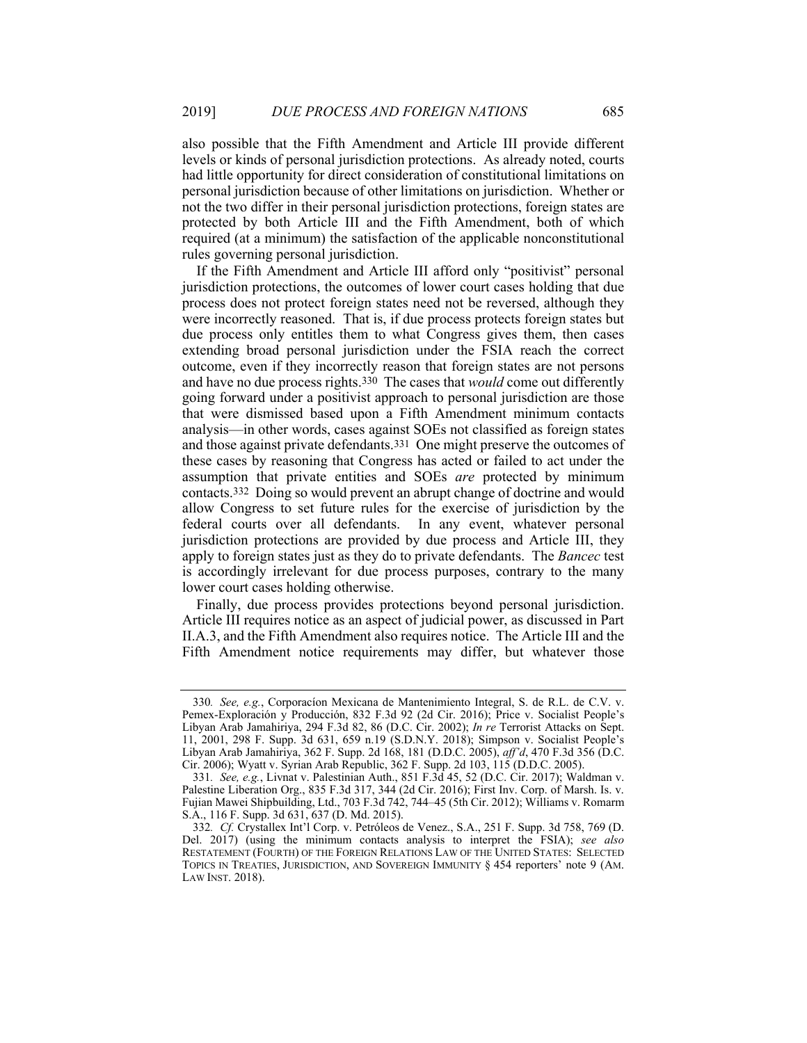also possible that the Fifth Amendment and Article III provide different levels or kinds of personal jurisdiction protections. As already noted, courts had little opportunity for direct consideration of constitutional limitations on personal jurisdiction because of other limitations on jurisdiction. Whether or not the two differ in their personal jurisdiction protections, foreign states are protected by both Article III and the Fifth Amendment, both of which required (at a minimum) the satisfaction of the applicable nonconstitutional rules governing personal jurisdiction.

If the Fifth Amendment and Article III afford only "positivist" personal jurisdiction protections, the outcomes of lower court cases holding that due process does not protect foreign states need not be reversed, although they were incorrectly reasoned. That is, if due process protects foreign states but due process only entitles them to what Congress gives them, then cases extending broad personal jurisdiction under the FSIA reach the correct outcome, even if they incorrectly reason that foreign states are not persons and have no due process rights.[330] The cases that *would* come out differently going forward under a positivist approach to personal jurisdiction are those that were dismissed based upon a Fifth Amendment minimum contacts analysis—in other words, cases against SOEs not classified as foreign states and those against private defendants.[331] One might preserve the outcomes of these cases by reasoning that Congress has acted or failed to act under the assumption that private entities and SOEs *are* protected by minimum contacts.[332] Doing so would prevent an abrupt change of doctrine and would allow Congress to set future rules for the exercise of jurisdiction by the federal courts over all defendants. In any event, whatever personal jurisdiction protections are provided by due process and Article III, they apply to foreign states just as they do to private defendants. The *Bancec* test is accordingly irrelevant for due process purposes, contrary to the many lower court cases holding otherwise.

Finally, due process provides protections beyond personal jurisdiction. Article III requires notice as an aspect of judicial power, as discussed in Part II.A.3, and the Fifth Amendment also requires notice. The Article III and the Fifth Amendment notice requirements may differ, but whatever those

---

330. *See, e.g.*, Corporacíon Mexicana de Mantenimiento Integral, S. de R.L. de C.V. v. Pemex-Exploración y Producción, 832 F.3d 92 (2d Cir. 2016); Price v. Socialist People's Libyan Arab Jamahiriya, 294 F.3d 82, 86 (D.C. Cir. 2002); *In re* Terrorist Attacks on Sept. 11, 2001, 298 F. Supp. 3d 631, 659 n.19 (S.D.N.Y. 2018); Simpson v. Socialist People's Libyan Arab Jamahiriya, 362 F. Supp. 2d 168, 181 (D.D.C. 2005), *aff'd*, 470 F.3d 356 (D.C. Cir. 2006); Wyatt v. Syrian Arab Republic, 362 F. Supp. 2d 103, 115 (D.D.C. 2005).

331. *See, e.g.*, Livnat v. Palestinian Auth., 851 F.3d 45, 52 (D.C. Cir. 2017); Waldman v. Palestine Liberation Org., 835 F.3d 317, 344 (2d Cir. 2016); First Inv. Corp. of Marsh. Is. v. Fujian Mawei Shipbuilding, Ltd., 703 F.3d 742, 744–45 (5th Cir. 2012); Williams v. Romarm S.A., 116 F. Supp. 3d 631, 637 (D. Md. 2015).

332. *Cf.* Crystallex Int'l Corp. v. Petróleos de Venez., S.A., 251 F. Supp. 3d 758, 769 (D. Del. 2017) (using the minimum contacts analysis to interpret the FSIA); *see also* RESTATEMENT (FOURTH) OF THE FOREIGN RELATIONS LAW OF THE UNITED STATES: SELECTED TOPICS IN TREATIES, JURISDICTION, AND SOVEREIGN IMMUNITY § 454 reporters' note 9 (AM. LAW INST. 2018).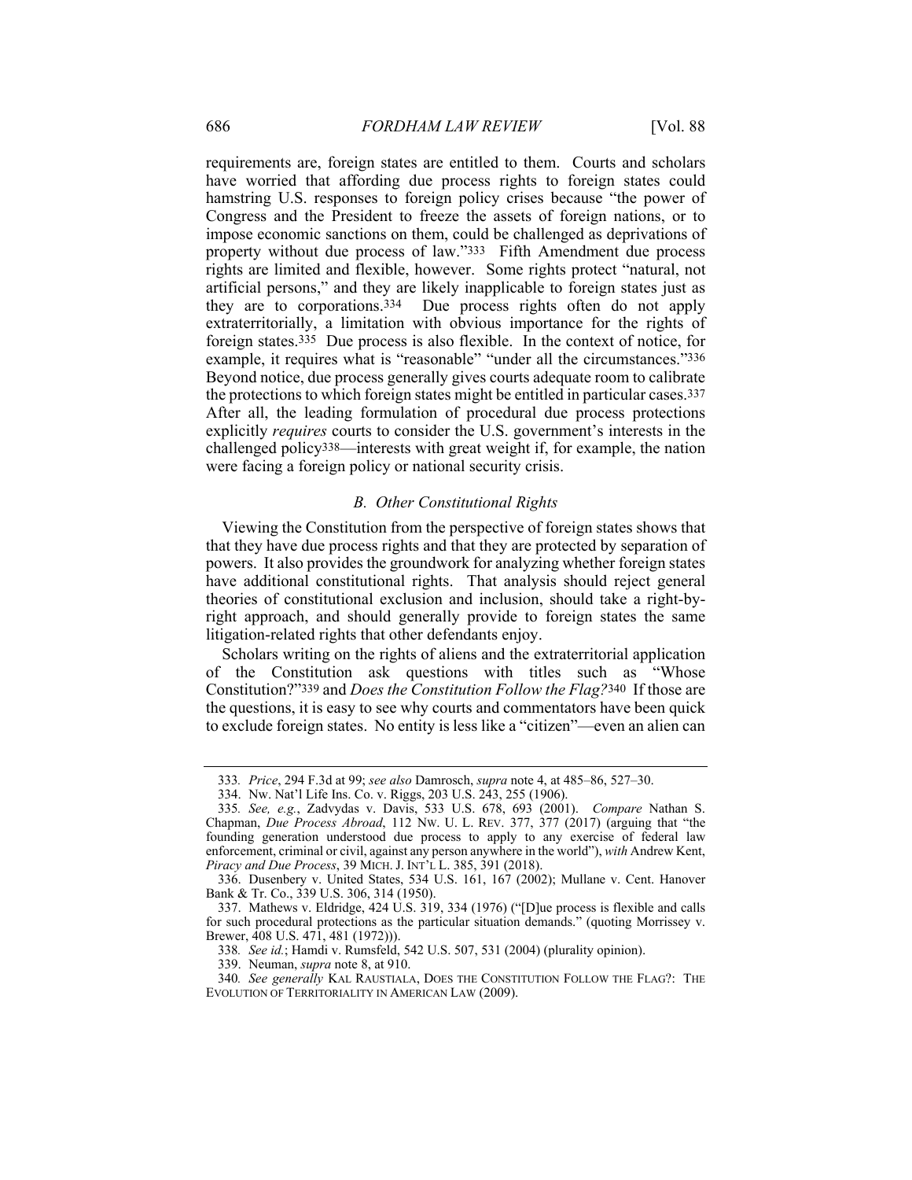requirements are, foreign states are entitled to them. Courts and scholars have worried that affording due process rights to foreign states could hamstring U.S. responses to foreign policy crises because "the power of Congress and the President to freeze the assets of foreign nations, or to impose economic sanctions on them, could be challenged as deprivations of property without due process of law."[333] Fifth Amendment due process rights are limited and flexible, however. Some rights protect "natural, not artificial persons," and they are likely inapplicable to foreign states just as they are to corporations.[334] Due process rights often do not apply extraterritorially, a limitation with obvious importance for the rights of foreign states.[335] Due process is also flexible. In the context of notice, for example, it requires what is "reasonable" "under all the circumstances."[336] Beyond notice, due process generally gives courts adequate room to calibrate the protections to which foreign states might be entitled in particular cases.[337] After all, the leading formulation of procedural due process protections explicitly *requires* courts to consider the U.S. government's interests in the challenged policy[338]—interests with great weight if, for example, the nation were facing a foreign policy or national security crisis.

### *B. Other Constitutional Rights*

Viewing the Constitution from the perspective of foreign states shows that that they have due process rights and that they are protected by separation of powers. It also provides the groundwork for analyzing whether foreign states have additional constitutional rights. That analysis should reject general theories of constitutional exclusion and inclusion, should take a right-by-right approach, and should generally provide to foreign states the same litigation-related rights that other defendants enjoy.

Scholars writing on the rights of aliens and the extraterritorial application of the Constitution ask questions with titles such as "Whose Constitution?"[339] and *Does the Constitution Follow the Flag?*[340] If those are the questions, it is easy to see why courts and commentators have been quick to exclude foreign states. No entity is less like a "citizen"—even an alien can

---

333. *Price*, 294 F.3d at 99; *see also* Damrosch, *supra* note 4, at 485–86, 527–30.

334. Nw. Nat'l Life Ins. Co. v. Riggs, 203 U.S. 243, 255 (1906).

335. *See, e.g.*, Zadvydas v. Davis, 533 U.S. 678, 693 (2001). *Compare* Nathan S. Chapman, *Due Process Abroad*, 112 NW. U. L. REV. 377, 377 (2017) (arguing that "the founding generation understood due process to apply to any exercise of federal law enforcement, criminal or civil, against any person anywhere in the world"), *with* Andrew Kent, *Piracy and Due Process*, 39 MICH. J. INT'L L. 385, 391 (2018).

336. Dusenbery v. United States, 534 U.S. 161, 167 (2002); Mullane v. Cent. Hanover Bank & Tr. Co., 339 U.S. 306, 314 (1950).

337. Mathews v. Eldridge, 424 U.S. 319, 334 (1976) ("[D]ue process is flexible and calls for such procedural protections as the particular situation demands." (quoting Morrissey v. Brewer, 408 U.S. 471, 481 (1972))).

338. *See id.*; Hamdi v. Rumsfeld, 542 U.S. 507, 531 (2004) (plurality opinion).

339. Neuman, *supra* note 8, at 910.

340. *See generally* KAL RAUSTIALA, DOES THE CONSTITUTION FOLLOW THE FLAG?: THE EVOLUTION OF TERRITORIALITY IN AMERICAN LAW (2009).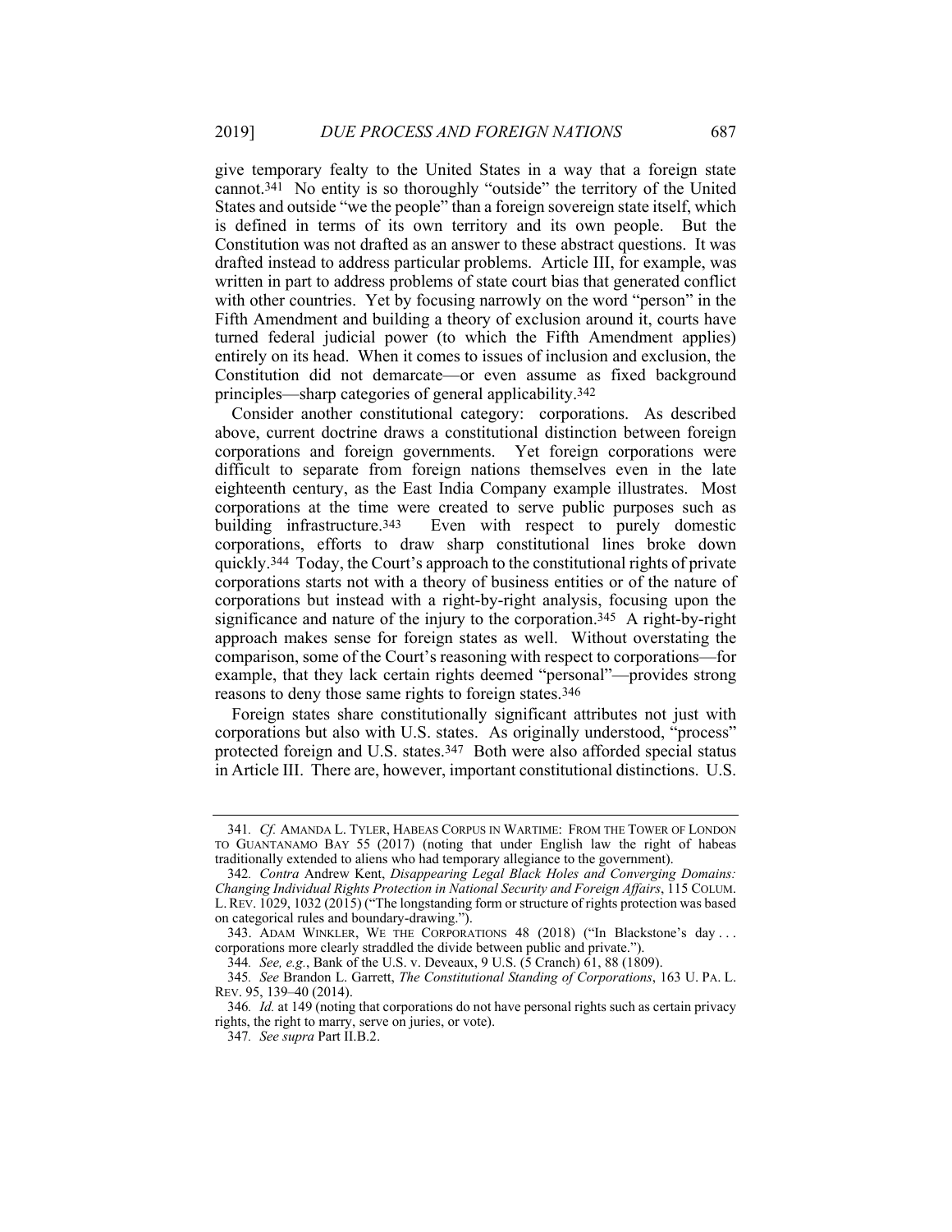give temporary fealty to the United States in a way that a foreign state cannot.[341] No entity is so thoroughly "outside" the territory of the United States and outside "we the people" than a foreign sovereign state itself, which is defined in terms of its own territory and its own people. But the Constitution was not drafted as an answer to these abstract questions. It was drafted instead to address particular problems. Article III, for example, was written in part to address problems of state court bias that generated conflict with other countries. Yet by focusing narrowly on the word "person" in the Fifth Amendment and building a theory of exclusion around it, courts have turned federal judicial power (to which the Fifth Amendment applies) entirely on its head. When it comes to issues of inclusion and exclusion, the Constitution did not demarcate—or even assume as fixed background principles—sharp categories of general applicability.[342]

Consider another constitutional category: corporations. As described above, current doctrine draws a constitutional distinction between foreign corporations and foreign governments. Yet foreign corporations were difficult to separate from foreign nations themselves even in the late eighteenth century, as the East India Company example illustrates. Most corporations at the time were created to serve public purposes such as building infrastructure.[343] Even with respect to purely domestic corporations, efforts to draw sharp constitutional lines broke down quickly.[344] Today, the Court's approach to the constitutional rights of private corporations starts not with a theory of business entities or of the nature of corporations but instead with a right-by-right analysis, focusing upon the significance and nature of the injury to the corporation.[345] A right-by-right approach makes sense for foreign states as well. Without overstating the comparison, some of the Court's reasoning with respect to corporations—for example, that they lack certain rights deemed "personal"—provides strong reasons to deny those same rights to foreign states.[346]

Foreign states share constitutionally significant attributes not just with corporations but also with U.S. states. As originally understood, "process" protected foreign and U.S. states.[347] Both were also afforded special status in Article III. There are, however, important constitutional distinctions. U.S.

---

341. *Cf.* AMANDA L. TYLER, HABEAS CORPUS IN WARTIME: FROM THE TOWER OF LONDON TO GUANTANAMO BAY 55 (2017) (noting that under English law the right of habeas traditionally extended to aliens who had temporary allegiance to the government).

342. *Contra* Andrew Kent, *Disappearing Legal Black Holes and Converging Domains: Changing Individual Rights Protection in National Security and Foreign Affairs*, 115 COLUM. L. REV. 1029, 1032 (2015) ("The longstanding form or structure of rights protection was based on categorical rules and boundary-drawing.").

343. ADAM WINKLER, WE THE CORPORATIONS 48 (2018) ("In Blackstone's day . . . corporations more clearly straddled the divide between public and private.").

344. *See, e.g.*, Bank of the U.S. v. Deveaux, 9 U.S. (5 Cranch) 61, 88 (1809).

345. *See* Brandon L. Garrett, *The Constitutional Standing of Corporations*, 163 U. PA. L. REV. 95, 139–40 (2014).

346. *Id.* at 149 (noting that corporations do not have personal rights such as certain privacy rights, the right to marry, serve on juries, or vote).

347. *See supra* Part II.B.2.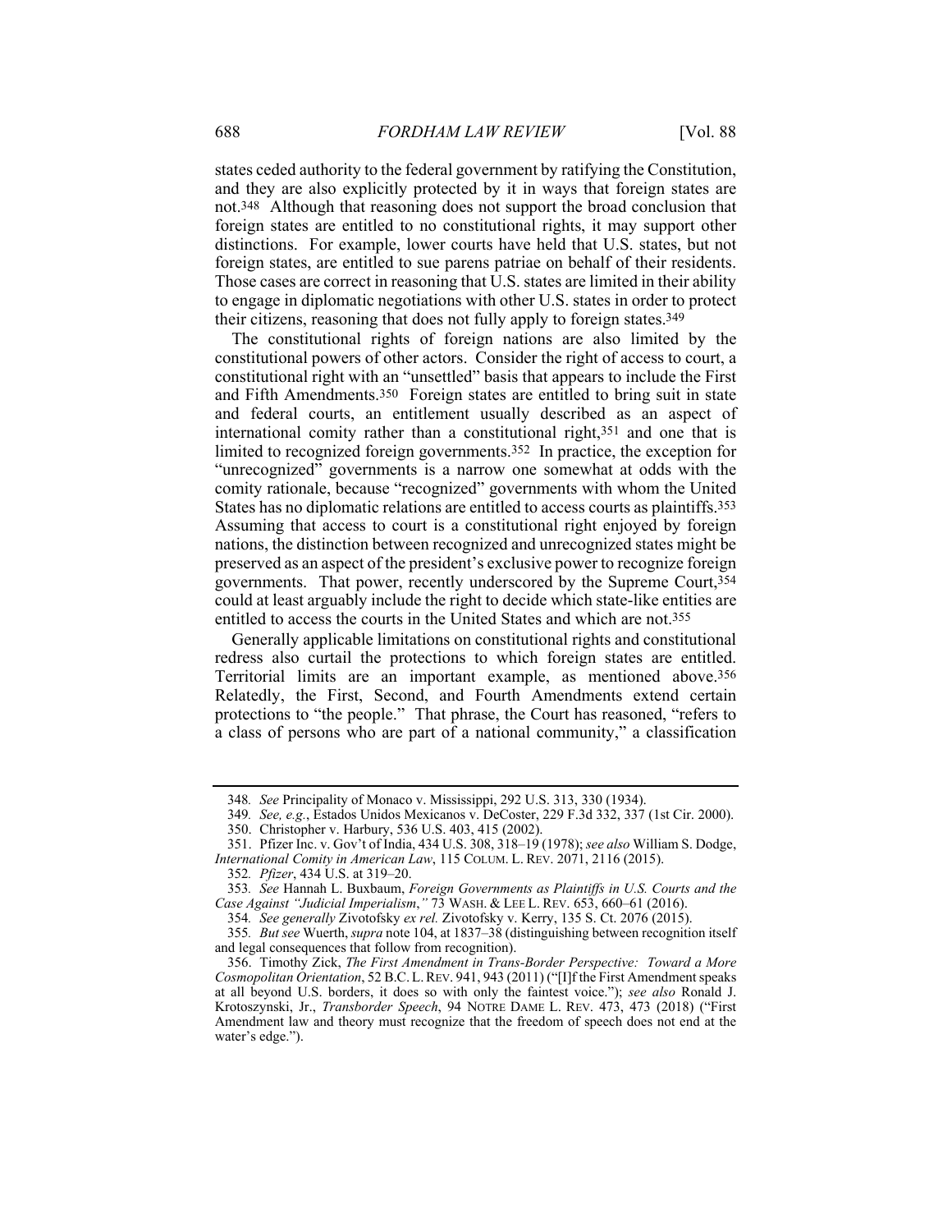states ceded authority to the federal government by ratifying the Constitution, and they are also explicitly protected by it in ways that foreign states are not.[348] Although that reasoning does not support the broad conclusion that foreign states are entitled to no constitutional rights, it may support other distinctions. For example, lower courts have held that U.S. states, but not foreign states, are entitled to sue parens patriae on behalf of their residents. Those cases are correct in reasoning that U.S. states are limited in their ability to engage in diplomatic negotiations with other U.S. states in order to protect their citizens, reasoning that does not fully apply to foreign states.[349]

The constitutional rights of foreign nations are also limited by the constitutional powers of other actors. Consider the right of access to court, a constitutional right with an "unsettled" basis that appears to include the First and Fifth Amendments.[350] Foreign states are entitled to bring suit in state and federal courts, an entitlement usually described as an aspect of international comity rather than a constitutional right,[351] and one that is limited to recognized foreign governments.[352] In practice, the exception for "unrecognized" governments is a narrow one somewhat at odds with the comity rationale, because "recognized" governments with whom the United States has no diplomatic relations are entitled to access courts as plaintiffs.[353] Assuming that access to court is a constitutional right enjoyed by foreign nations, the distinction between recognized and unrecognized states might be preserved as an aspect of the president's exclusive power to recognize foreign governments. That power, recently underscored by the Supreme Court,[354] could at least arguably include the right to decide which state-like entities are entitled to access the courts in the United States and which are not.[355]

Generally applicable limitations on constitutional rights and constitutional redress also curtail the protections to which foreign states are entitled. Territorial limits are an important example, as mentioned above.[356] Relatedly, the First, Second, and Fourth Amendments extend certain protections to "the people." That phrase, the Court has reasoned, "refers to a class of persons who are part of a national community," a classification

---

348. *See* Principality of Monaco v. Mississippi, 292 U.S. 313, 330 (1934).

349. *See, e.g.*, Estados Unidos Mexicanos v. DeCoster, 229 F.3d 332, 337 (1st Cir. 2000).

350. Christopher v. Harbury, 536 U.S. 403, 415 (2002).

351. Pfizer Inc. v. Gov't of India, 434 U.S. 308, 318–19 (1978); *see also* William S. Dodge, *International Comity in American Law*, 115 COLUM. L. REV. 2071, 2116 (2015).

352. *Pfizer*, 434 U.S. at 319–20.

353. *See* Hannah L. Buxbaum, *Foreign Governments as Plaintiffs in U.S. Courts and the Case Against "Judicial Imperialism*,*"* 73 WASH. & LEE L. REV. 653, 660–61 (2016).

354. *See generally* Zivotofsky *ex rel.* Zivotofsky v. Kerry, 135 S. Ct. 2076 (2015).

355. *But see* Wuerth, *supra* note 104, at 1837–38 (distinguishing between recognition itself and legal consequences that follow from recognition).

356. Timothy Zick, *The First Amendment in Trans-Border Perspective: Toward a More Cosmopolitan Orientation*, 52 B.C. L. REV. 941, 943 (2011) ("[I]f the First Amendment speaks at all beyond U.S. borders, it does so with only the faintest voice."); *see also* Ronald J. Krotoszynski, Jr., *Transborder Speech*, 94 NOTRE DAME L. REV. 473, 473 (2018) ("First Amendment law and theory must recognize that the freedom of speech does not end at the water's edge.").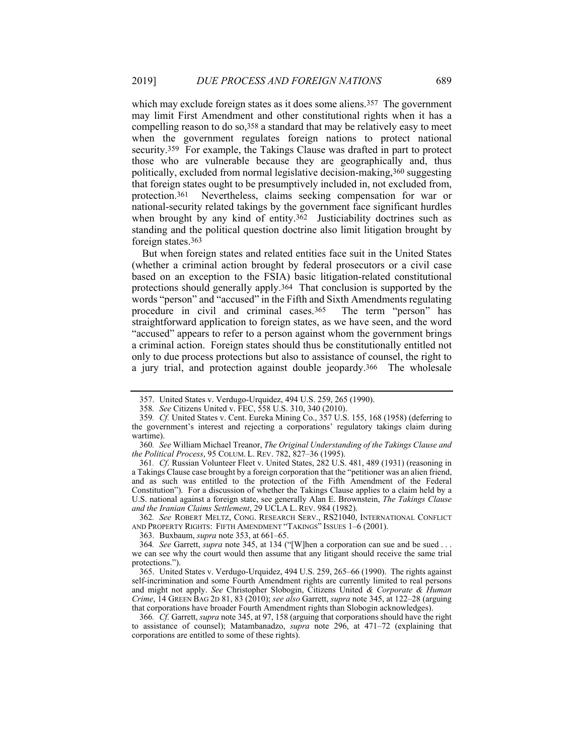which may exclude foreign states as it does some aliens.[357] The government may limit First Amendment and other constitutional rights when it has a compelling reason to do so,[358] a standard that may be relatively easy to meet when the government regulates foreign nations to protect national security.[359] For example, the Takings Clause was drafted in part to protect those who are vulnerable because they are geographically and, thus politically, excluded from normal legislative decision-making,[360] suggesting that foreign states ought to be presumptively included in, not excluded from, protection.[361] Nevertheless, claims seeking compensation for war or national-security related takings by the government face significant hurdles when brought by any kind of entity.[362] Justiciability doctrines such as standing and the political question doctrine also limit litigation brought by foreign states.[363]

But when foreign states and related entities face suit in the United States (whether a criminal action brought by federal prosecutors or a civil case based on an exception to the FSIA) basic litigation-related constitutional protections should generally apply.[364] That conclusion is supported by the words "person" and "accused" in the Fifth and Sixth Amendments regulating procedure in civil and criminal cases.[365] The term "person" has straightforward application to foreign states, as we have seen, and the word "accused" appears to refer to a person against whom the government brings a criminal action. Foreign states should thus be constitutionally entitled not only to due process protections but also to assistance of counsel, the right to a jury trial, and protection against double jeopardy.[366] The wholesale

---

357. United States v. Verdugo-Urquidez, 494 U.S. 259, 265 (1990).

358. *See* Citizens United v. FEC, 558 U.S. 310, 340 (2010).

359. *Cf.* United States v. Cent. Eureka Mining Co., 357 U.S. 155, 168 (1958) (deferring to the government's interest and rejecting a corporations' regulatory takings claim during wartime).

360. *See* William Michael Treanor, *The Original Understanding of the Takings Clause and the Political Process*, 95 COLUM. L. REV. 782, 827–36 (1995).

361. *Cf*. Russian Volunteer Fleet v. United States, 282 U.S. 481, 489 (1931) (reasoning in a Takings Clause case brought by a foreign corporation that the "petitioner was an alien friend, and as such was entitled to the protection of the Fifth Amendment of the Federal Constitution"). For a discussion of whether the Takings Clause applies to a claim held by a U.S. national against a foreign state, see generally Alan E. Brownstein, *The Takings Clause and the Iranian Claims Settlement*, 29 UCLA L. REV. 984 (1982).

362. *See* ROBERT MELTZ, CONG. RESEARCH SERV., RS21040, INTERNATIONAL CONFLICT AND PROPERTY RIGHTS: FIFTH AMENDMENT "TAKINGS" ISSUES 1–6 (2001).

363. Buxbaum, *supra* note 353, at 661–65.

364. *See* Garrett, *supra* note 345, at 134 ("[W]hen a corporation can sue and be sued . . . we can see why the court would then assume that any litigant should receive the same trial protections.").

365. United States v. Verdugo-Urquidez, 494 U.S. 259, 265–66 (1990). The rights against self-incrimination and some Fourth Amendment rights are currently limited to real persons and might not apply. *See* Christopher Slobogin, Citizens United *& Corporate & Human Crime*, 14 GREEN BAG 2D 81, 83 (2010); *see also* Garrett, *supra* note 345, at 122–28 (arguing that corporations have broader Fourth Amendment rights than Slobogin acknowledges).

366. *Cf.* Garrett, *supra* note 345, at 97, 158 (arguing that corporations should have the right to assistance of counsel); Matambanadzo, *supra* note 296, at 471–72 (explaining that corporations are entitled to some of these rights).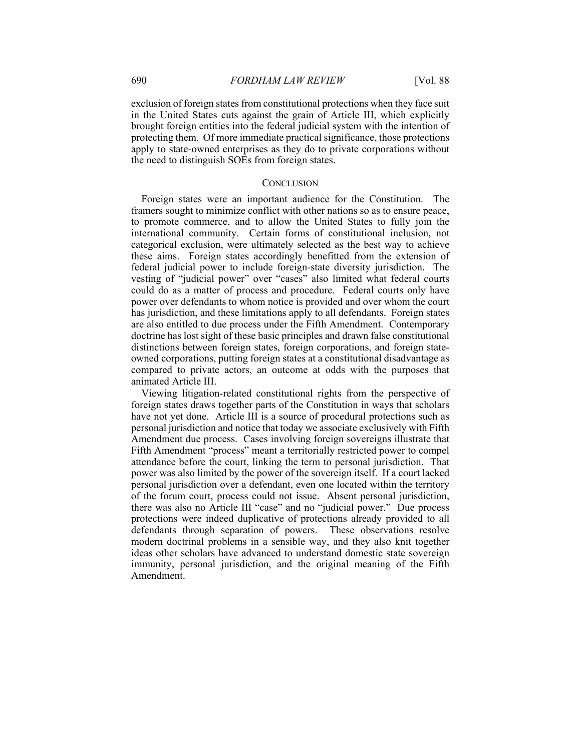exclusion of foreign states from constitutional protections when they face suit in the United States cuts against the grain of Article III, which explicitly brought foreign entities into the federal judicial system with the intention of protecting them. Of more immediate practical significance, those protections apply to state-owned enterprises as they do to private corporations without the need to distinguish SOEs from foreign states.

## CONCLUSION

Foreign states were an important audience for the Constitution. The framers sought to minimize conflict with other nations so as to ensure peace, to promote commerce, and to allow the United States to fully join the international community. Certain forms of constitutional inclusion, not categorical exclusion, were ultimately selected as the best way to achieve these aims. Foreign states accordingly benefitted from the extension of federal judicial power to include foreign-state diversity jurisdiction. The vesting of "judicial power" over "cases" also limited what federal courts could do as a matter of process and procedure. Federal courts only have power over defendants to whom notice is provided and over whom the court has jurisdiction, and these limitations apply to all defendants. Foreign states are also entitled to due process under the Fifth Amendment. Contemporary doctrine has lost sight of these basic principles and drawn false constitutional distinctions between foreign states, foreign corporations, and foreign state-owned corporations, putting foreign states at a constitutional disadvantage as compared to private actors, an outcome at odds with the purposes that animated Article III.

Viewing litigation-related constitutional rights from the perspective of foreign states draws together parts of the Constitution in ways that scholars have not yet done. Article III is a source of procedural protections such as personal jurisdiction and notice that today we associate exclusively with Fifth Amendment due process. Cases involving foreign sovereigns illustrate that Fifth Amendment "process" meant a territorially restricted power to compel attendance before the court, linking the term to personal jurisdiction. That power was also limited by the power of the sovereign itself. If a court lacked personal jurisdiction over a defendant, even one located within the territory of the forum court, process could not issue. Absent personal jurisdiction, there was also no Article III "case" and no "judicial power." Due process protections were indeed duplicative of protections already provided to all defendants through separation of powers. These observations resolve modern doctrinal problems in a sensible way, and they also knit together ideas other scholars have advanced to understand domestic state sovereign immunity, personal jurisdiction, and the original meaning of the Fifth Amendment.